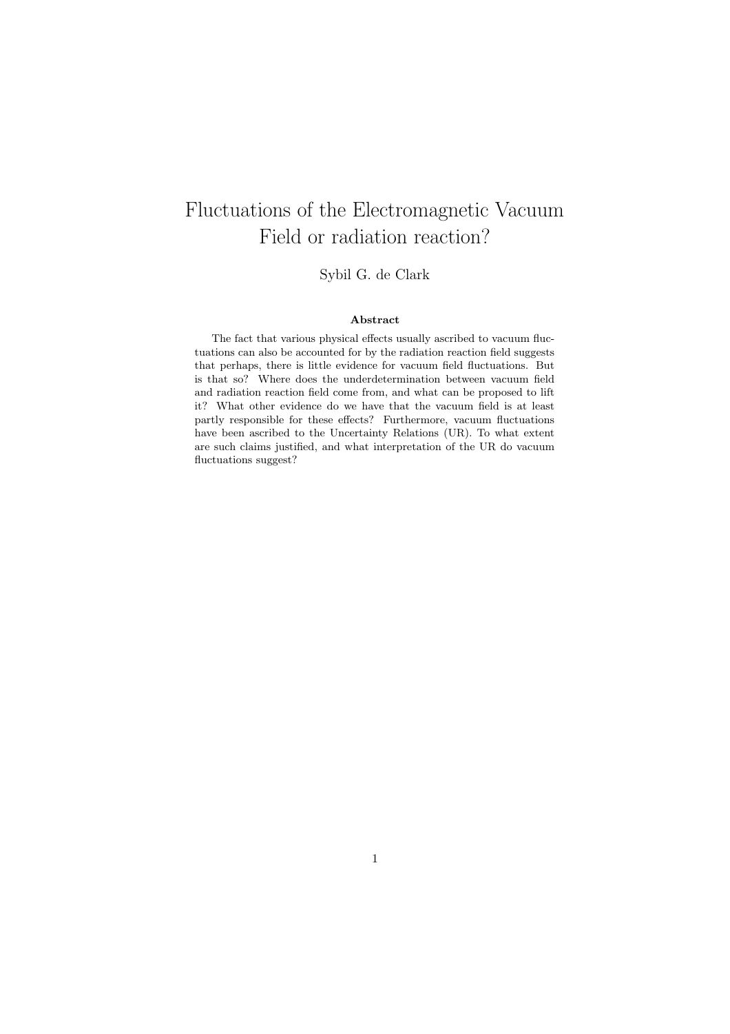# Fluctuations of the Electromagnetic Vacuum Field or radiation reaction?

Sybil G. de Clark

### Abstract

The fact that various physical effects usually ascribed to vacuum fluctuations can also be accounted for by the radiation reaction field suggests that perhaps, there is little evidence for vacuum field fluctuations. But is that so? Where does the underdetermination between vacuum field and radiation reaction field come from, and what can be proposed to lift it? What other evidence do we have that the vacuum field is at least partly responsible for these effects? Furthermore, vacuum fluctuations have been ascribed to the Uncertainty Relations (UR). To what extent are such claims justified, and what interpretation of the UR do vacuum fluctuations suggest?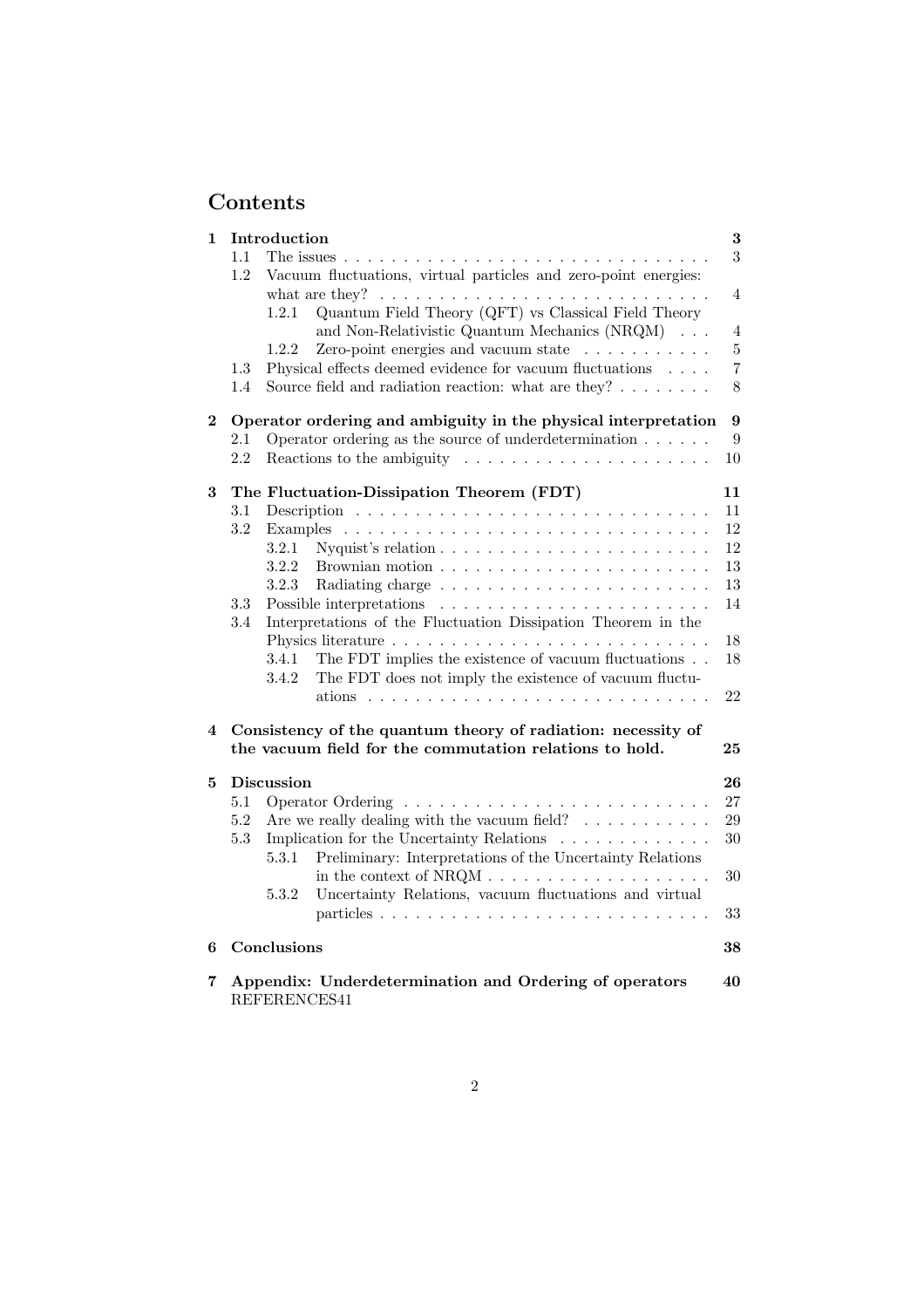# Contents

1 **Introduction** 3
  1.1 The issues 3
  1.2 Vacuum fluctuations, virtual particles and zero-point energies: what are they? 4
    1.2.1 Quantum Field Theory (QFT) vs Classical Field Theory and Non-Relativistic Quantum Mechanics (NRQM) 4
    1.2.2 Zero-point energies and vacuum state 5
  1.3 Physical effects deemed evidence for vacuum fluctuations 7
  1.4 Source field and radiation reaction: what are they? 8

2 **Operator ordering and ambiguity in the physical interpretation** 9
  2.1 Operator ordering as the source of underdetermination 9
  2.2 Reactions to the ambiguity 10

3 **The Fluctuation-Dissipation Theorem (FDT)** 11
  3.1 Description 11
  3.2 Examples 12
    3.2.1 Nyquist's relation 12
    3.2.2 Brownian motion 13
    3.2.3 Radiating charge 13
  3.3 Possible interpretations 14
  3.4 Interpretations of the Fluctuation Dissipation Theorem in the Physics literature 18
    3.4.1 The FDT implies the existence of vacuum fluctuations 18
    3.4.2 The FDT does not imply the existence of vacuum fluctuations 22

4 **Consistency of the quantum theory of radiation: necessity of the vacuum field for the commutation relations to hold.** 25

5 **Discussion** 26
  5.1 Operator Ordering 27
  5.2 Are we really dealing with the vacuum field? 29
  5.3 Implication for the Uncertainty Relations 30
    5.3.1 Preliminary: Interpretations of the Uncertainty Relations in the context of NRQM 30
    5.3.2 Uncertainty Relations, vacuum fluctuations and virtual particles 33

6 **Conclusions** 38

7 **Appendix: Underdetermination and Ordering of operators** 40
  REFERENCES41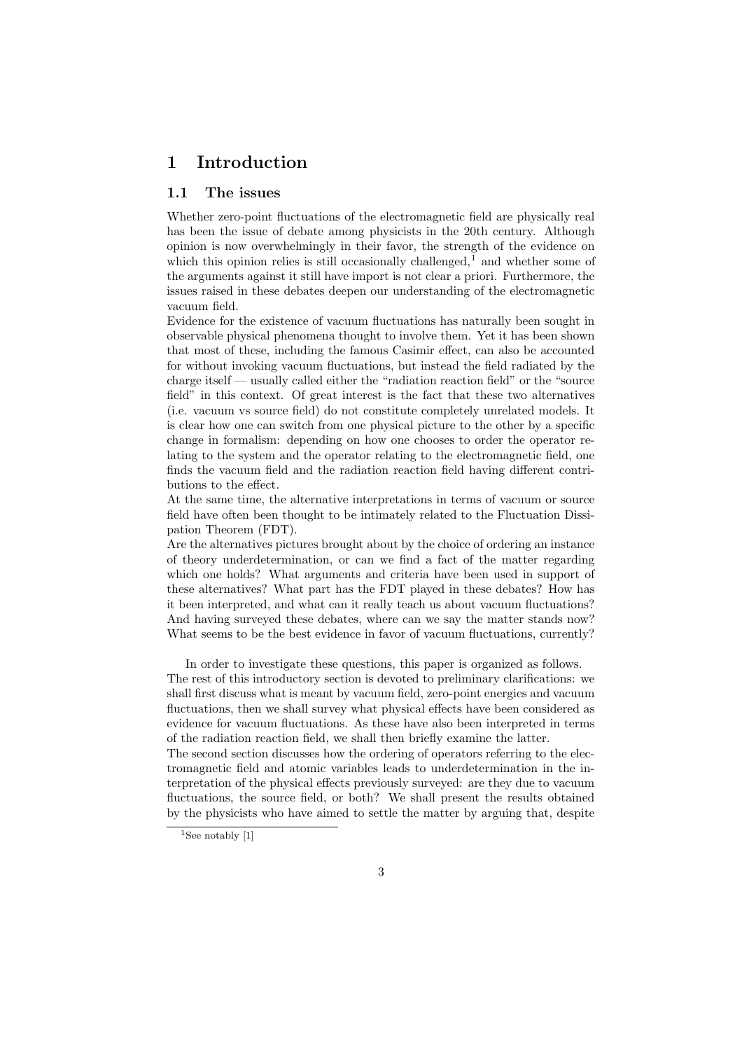# 1 Introduction

## 1.1 The issues

Whether zero-point fluctuations of the electromagnetic field are physically real has been the issue of debate among physicists in the 20th century. Although opinion is now overwhelmingly in their favor, the strength of the evidence on which this opinion relies is still occasionally challenged,[1] and whether some of the arguments against it still have import is not clear a priori. Furthermore, the issues raised in these debates deepen our understanding of the electromagnetic vacuum field.

Evidence for the existence of vacuum fluctuations has naturally been sought in observable physical phenomena thought to involve them. Yet it has been shown that most of these, including the famous Casimir effect, can also be accounted for without invoking vacuum fluctuations, but instead the field radiated by the charge itself — usually called either the "radiation reaction field" or the "source field" in this context. Of great interest is the fact that these two alternatives (i.e. vacuum vs source field) do not constitute completely unrelated models. It is clear how one can switch from one physical picture to the other by a specific change in formalism: depending on how one chooses to order the operator relating to the system and the operator relating to the electromagnetic field, one finds the vacuum field and the radiation reaction field having different contributions to the effect.

At the same time, the alternative interpretations in terms of vacuum or source field have often been thought to be intimately related to the Fluctuation Dissipation Theorem (FDT).

Are the alternatives pictures brought about by the choice of ordering an instance of theory underdetermination, or can we find a fact of the matter regarding which one holds? What arguments and criteria have been used in support of these alternatives? What part has the FDT played in these debates? How has it been interpreted, and what can it really teach us about vacuum fluctuations? And having surveyed these debates, where can we say the matter stands now? What seems to be the best evidence in favor of vacuum fluctuations, currently?

In order to investigate these questions, this paper is organized as follows. The rest of this introductory section is devoted to preliminary clarifications: we shall first discuss what is meant by vacuum field, zero-point energies and vacuum fluctuations, then we shall survey what physical effects have been considered as evidence for vacuum fluctuations. As these have also been interpreted in terms of the radiation reaction field, we shall then briefly examine the latter.

The second section discusses how the ordering of operators referring to the electromagnetic field and atomic variables leads to underdetermination in the interpretation of the physical effects previously surveyed: are they due to vacuum fluctuations, the source field, or both? We shall present the results obtained by the physicists who have aimed to settle the matter by arguing that, despite

[1] See notably [1]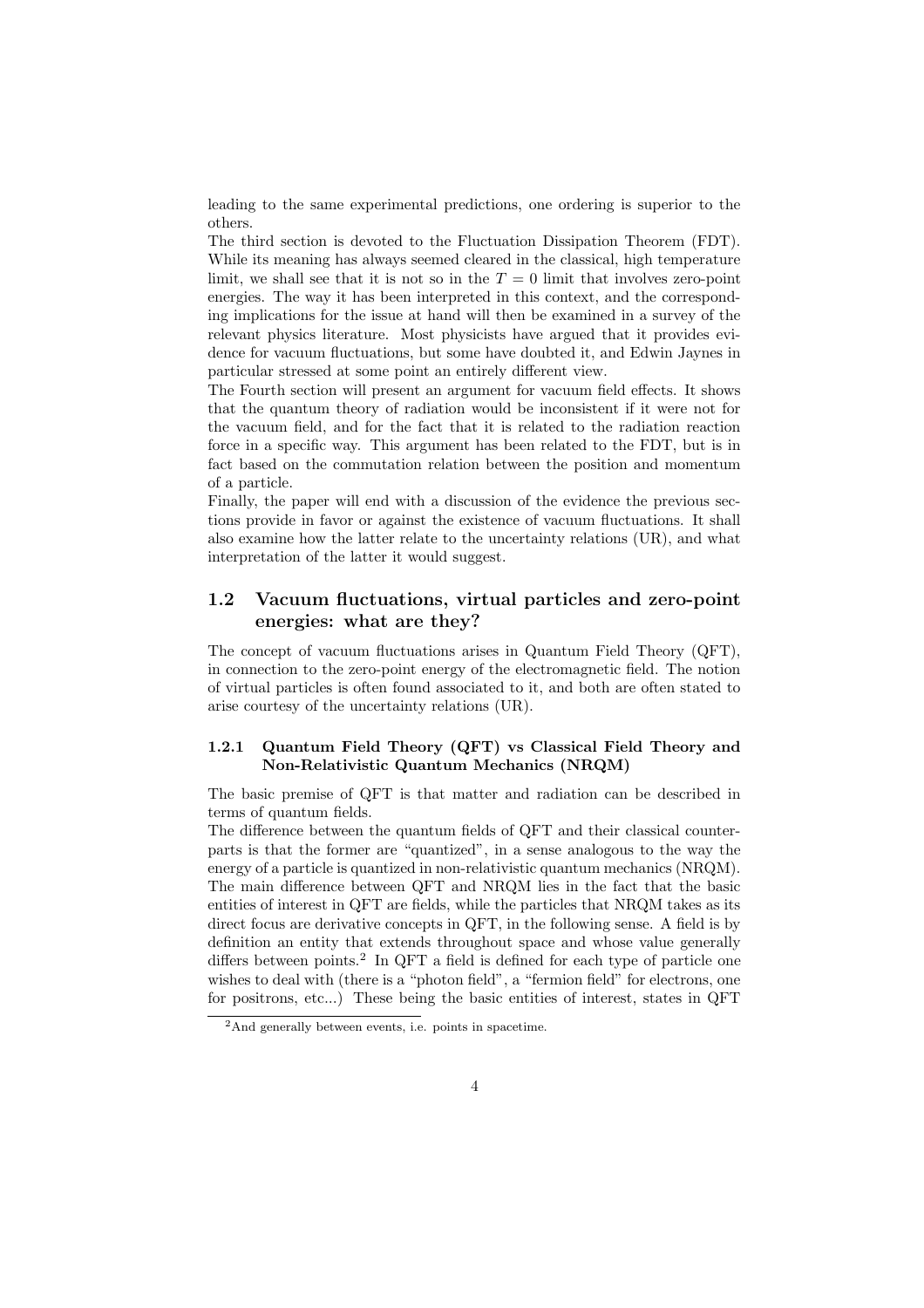leading to the same experimental predictions, one ordering is superior to the others.

The third section is devoted to the Fluctuation Dissipation Theorem (FDT). While its meaning has always seemed cleared in the classical, high temperature limit, we shall see that it is not so in the $T = 0$ limit that involves zero-point energies. The way it has been interpreted in this context, and the corresponding implications for the issue at hand will then be examined in a survey of the relevant physics literature. Most physicists have argued that it provides evidence for vacuum fluctuations, but some have doubted it, and Edwin Jaynes in particular stressed at some point an entirely different view.

The Fourth section will present an argument for vacuum field effects. It shows that the quantum theory of radiation would be inconsistent if it were not for the vacuum field, and for the fact that it is related to the radiation reaction force in a specific way. This argument has been related to the FDT, but is in fact based on the commutation relation between the position and momentum of a particle.

Finally, the paper will end with a discussion of the evidence the previous sections provide in favor or against the existence of vacuum fluctuations. It shall also examine how the latter relate to the uncertainty relations (UR), and what interpretation of the latter it would suggest.

## 1.2 Vacuum fluctuations, virtual particles and zero-point energies: what are they?

The concept of vacuum fluctuations arises in Quantum Field Theory (QFT), in connection to the zero-point energy of the electromagnetic field. The notion of virtual particles is often found associated to it, and both are often stated to arise courtesy of the uncertainty relations (UR).

### 1.2.1 Quantum Field Theory (QFT) vs Classical Field Theory and Non-Relativistic Quantum Mechanics (NRQM)

The basic premise of QFT is that matter and radiation can be described in terms of quantum fields.

The difference between the quantum fields of QFT and their classical counterparts is that the former are "quantized", in a sense analogous to the way the energy of a particle is quantized in non-relativistic quantum mechanics (NRQM). The main difference between QFT and NRQM lies in the fact that the basic entities of interest in QFT are fields, while the particles that NRQM takes as its direct focus are derivative concepts in QFT, in the following sense. A field is by definition an entity that extends throughout space and whose value generally differs between points.[2] In QFT a field is defined for each type of particle one wishes to deal with (there is a "photon field", a "fermion field" for electrons, one for positrons, etc...) These being the basic entities of interest, states in QFT

[2] And generally between events, i.e. points in spacetime.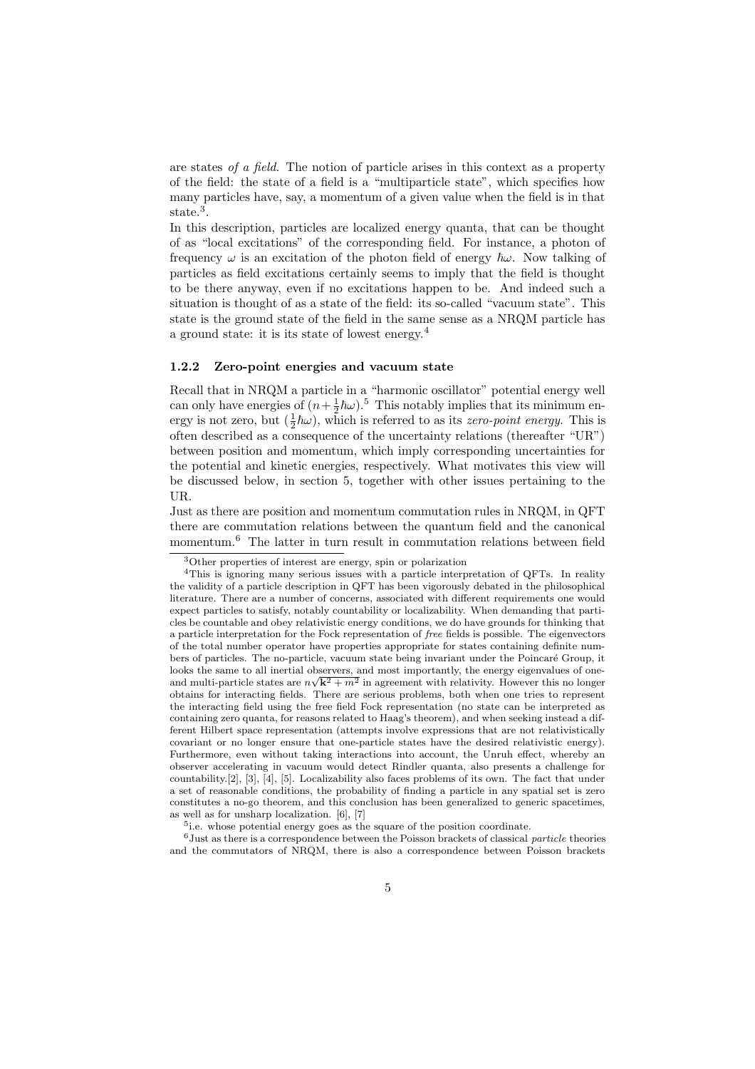are states *of a field*. The notion of particle arises in this context as a property of the field: the state of a field is a "multiparticle state", which specifies how many particles have, say, a momentum of a given value when the field is in that state.[3].

In this description, particles are localized energy quanta, that can be thought of as "local excitations" of the corresponding field. For instance, a photon of frequency $\omega$ is an excitation of the photon field of energy $\hbar\omega$. Now talking of particles as field excitations certainly seems to imply that the field is thought to be there anyway, even if no excitations happen to be. And indeed such a situation is thought of as a state of the field: its so-called "vacuum state". This state is the ground state of the field in the same sense as a NRQM particle has a ground state: it is its state of lowest energy.[4]

### 1.2.2 Zero-point energies and vacuum state

Recall that in NRQM a particle in a "harmonic oscillator" potential energy well can only have energies of $(n + \frac{1}{2}\hbar\omega)$.[5] This notably implies that its minimum energy is not zero, but $(\frac{1}{2}\hbar\omega)$, which is referred to as its *zero-point energy*. This is often described as a consequence of the uncertainty relations (thereafter "UR") between position and momentum, which imply corresponding uncertainties for the potential and kinetic energies, respectively. What motivates this view will be discussed below, in section 5, together with other issues pertaining to the UR.

Just as there are position and momentum commutation rules in NRQM, in QFT there are commutation relations between the quantum field and the canonical momentum.[6] The latter in turn result in commutation relations between field

---

[3] Other properties of interest are energy, spin or polarization

[4] This is ignoring many serious issues with a particle interpretation of QFTs. In reality the validity of a particle description in QFT has been vigorously debated in the philosophical literature. There are a number of concerns, associated with different requirements one would expect particles to satisfy, notably countability or localizability. When demanding that particles be countable and obey relativistic energy conditions, we do have grounds for thinking that a particle interpretation for the Fock representation of *free* fields is possible. The eigenvectors of the total number operator have properties appropriate for states containing definite numbers of particles. The no-particle, vacuum state being invariant under the Poincaré Group, it looks the same to all inertial observers, and most importantly, the energy eigenvalues of one- and multi-particle states are $n\sqrt{\mathbf{k}^2 + m^2}$ in agreement with relativity. However this no longer obtains for interacting fields. There are serious problems, both when one tries to represent the interacting field using the free field Fock representation (no state can be interpreted as containing zero quanta, for reasons related to Haag's theorem), and when seeking instead a different Hilbert space representation (attempts involve expressions that are not relativistically covariant or no longer ensure that one-particle states have the desired relativistic energy). Furthermore, even without taking interactions into account, the Unruh effect, whereby an observer accelerating in vacuum would detect Rindler quanta, also presents a challenge for countability.[2], [3], [4], [5]. Localizability also faces problems of its own. The fact that under a set of reasonable conditions, the probability of finding a particle in any spatial set is zero constitutes a no-go theorem, and this conclusion has been generalized to generic spacetimes, as well as for unsharp localization. [6], [7]

[5] i.e. whose potential energy goes as the square of the position coordinate.

[6] Just as there is a correspondence between the Poisson brackets of classical *particle* theories and the commutators of NRQM, there is also a correspondence between Poisson brackets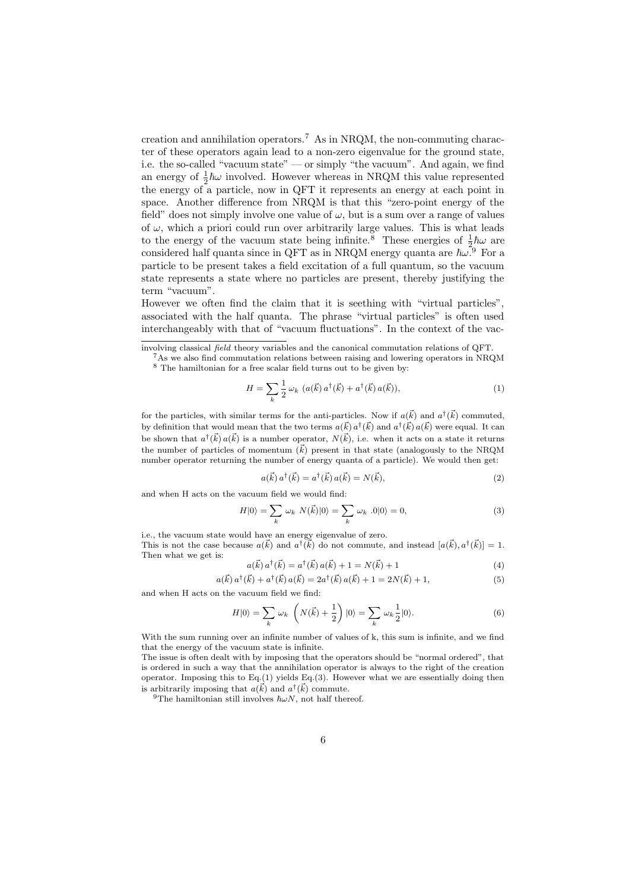creation and annihilation operators.[7] As in NRQM, the non-commuting character of these operators again lead to a non-zero eigenvalue for the ground state, i.e. the so-called "vacuum state" — or simply "the vacuum". And again, we find an energy of $\frac{1}{2}\hbar\omega$ involved. However whereas in NRQM this value represented the energy of a particle, now in QFT it represents an energy at each point in space. Another difference from NRQM is that this "zero-point energy of the field" does not simply involve one value of $\omega$, but is a sum over a range of values of $\omega$, which a priori could run over arbitrarily large values. This is what leads to the energy of the vacuum state being infinite.[8] These energies of $\frac{1}{2}\hbar\omega$ are considered half quanta since in QFT as in NRQM energy quanta are $\hbar\omega$.[9] For a particle to be present takes a field excitation of a full quantum, so the vacuum state represents a state where no particles are present, thereby justifying the term "vacuum".

However we often find the claim that it is seething with "virtual particles", associated with the half quanta. The phrase "virtual particles" is often used interchangeably with that of "vacuum fluctuations". In the context of the vac-

---

involving classical *field* theory variables and the canonical commutation relations of QFT.

[7] As we also find commutation relations between raising and lowering operators in NRQM

[8] The hamiltonian for a free scalar field turns out to be given by:

$$H = \sum_k \frac{1}{2}\,\omega_k\,\left(a(\vec{k})\,a^\dagger(\vec{k}) + a^\dagger(\vec{k})\,a(\vec{k})\right), \tag{1}$$

for the particles, with similar terms for the anti-particles. Now if $a(\vec{k})$ and $a^\dagger(\vec{k})$ commuted, by definition that would mean that the two terms $a(\vec{k})\,a^\dagger(\vec{k})$ and $a^\dagger(\vec{k})\,a(\vec{k})$ were equal. It can be shown that $a^\dagger(\vec{k})\,a(\vec{k})$ is a number operator, $N(\vec{k})$, i.e. when it acts on a state it returns the number of particles of momentum ($\vec{k}$) present in that state (analogously to the NRQM number operator returning the number of energy quanta of a particle). We would then get:

$$a(\vec{k})\,a^\dagger(\vec{k}) = a^\dagger(\vec{k})\,a(\vec{k}) = N(\vec{k}), \tag{2}$$

and when H acts on the vacuum field we would find:

$$H|0\rangle = \sum_k \omega_k\ N(\vec{k})|0\rangle = \sum_k \omega_k\ .0|0\rangle = 0, \tag{3}$$

i.e., the vacuum state would have an energy eigenvalue of zero.

This is not the case because $a(\vec{k})$ and $a^\dagger(\vec{k})$ do not commute, and instead $[a(\vec{k}), a^\dagger(\vec{k})] = 1$. Then what we get is:

$$a(\vec{k})\,a^\dagger(\vec{k}) = a^\dagger(\vec{k})\,a(\vec{k}) + 1 = N(\vec{k}) + 1 \tag{4}$$

$$a(\vec{k})\,a^\dagger(\vec{k}) + a^\dagger(\vec{k})\,a(\vec{k}) = 2a^\dagger(\vec{k})\,a(\vec{k}) + 1 = 2N(\vec{k}) + 1, \tag{5}$$

and when H acts on the vacuum field we find:

$$H|0\rangle = \sum_k \omega_k\ \left(N(\vec{k}) + \frac{1}{2}\right)|0\rangle = \sum_k \omega_k \frac{1}{2}|0\rangle. \tag{6}$$

With the sum running over an infinite number of values of k, this sum is infinite, and we find that the energy of the vacuum state is infinite.

The issue is often dealt with by imposing that the operators should be "normal ordered", that is ordered in such a way that the annihilation operator is always to the right of the creation operator. Imposing this to Eq.(1) yields Eq.(3). However what we are essentially doing then is arbitrarily imposing that $a(\vec{k})$ and $a^\dagger(\vec{k})$ commute.

[9] The hamiltonian still involves $\hbar\omega N$, not half thereof.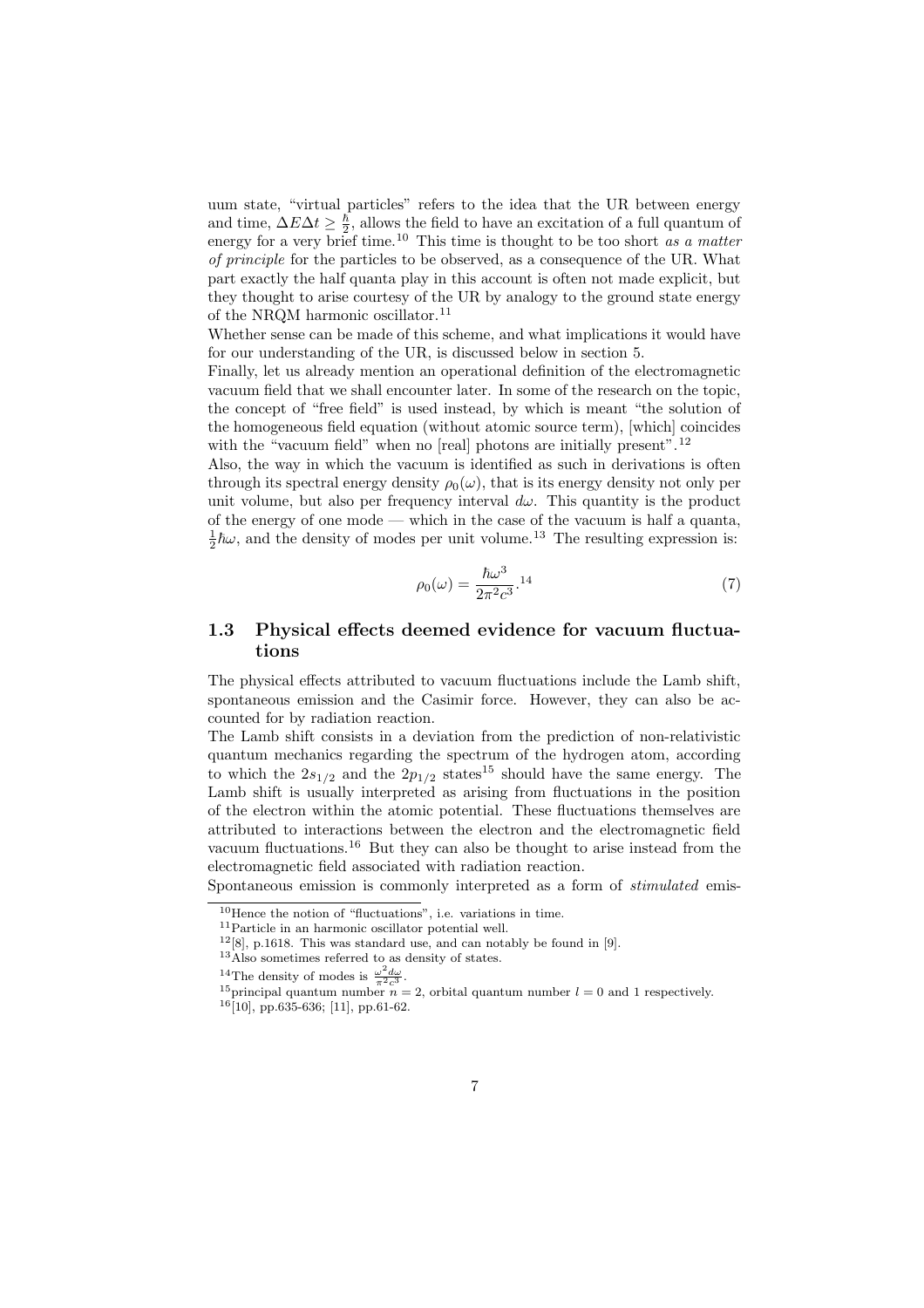uum state, "virtual particles" refers to the idea that the UR between energy and time, $\Delta E \Delta t \geq \frac{\hbar}{2}$, allows the field to have an excitation of a full quantum of energy for a very brief time.[10] This time is thought to be too short *as a matter of principle* for the particles to be observed, as a consequence of the UR. What part exactly the half quanta play in this account is often not made explicit, but they thought to arise courtesy of the UR by analogy to the ground state energy of the NRQM harmonic oscillator.[11]

Whether sense can be made of this scheme, and what implications it would have for our understanding of the UR, is discussed below in section 5.

Finally, let us already mention an operational definition of the electromagnetic vacuum field that we shall encounter later. In some of the research on the topic, the concept of "free field" is used instead, by which is meant "the solution of the homogeneous field equation (without atomic source term), [which] coincides with the "vacuum field" when no [real] photons are initially present".[12]

Also, the way in which the vacuum is identified as such in derivations is often through its spectral energy density $\rho_0(\omega)$, that is its energy density not only per unit volume, but also per frequency interval $d\omega$. This quantity is the product of the energy of one mode — which in the case of the vacuum is half a quanta, $\frac{1}{2}\hbar\omega$, and the density of modes per unit volume.[13] The resulting expression is:

$$\rho_0(\omega) = \frac{\hbar\omega^3}{2\pi^2 c^3}.\text{[14]} \tag{7}$$

## 1.3 Physical effects deemed evidence for vacuum fluctuations

The physical effects attributed to vacuum fluctuations include the Lamb shift, spontaneous emission and the Casimir force. However, they can also be accounted for by radiation reaction.

The Lamb shift consists in a deviation from the prediction of non-relativistic quantum mechanics regarding the spectrum of the hydrogen atom, according to which the $2s_{1/2}$ and the $2p_{1/2}$ states[15] should have the same energy. The Lamb shift is usually interpreted as arising from fluctuations in the position of the electron within the atomic potential. These fluctuations themselves are attributed to interactions between the electron and the electromagnetic field vacuum fluctuations.[16] But they can also be thought to arise instead from the electromagnetic field associated with radiation reaction.

Spontaneous emission is commonly interpreted as a form of *stimulated* emis-

[10] Hence the notion of "fluctuations", i.e. variations in time.

[11] Particle in an harmonic oscillator potential well.

[12] [8], p.1618. This was standard use, and can notably be found in [9].

[13] Also sometimes referred to as density of states.

[14] The density of modes is $\frac{\omega^2 d\omega}{\pi^2 c^3}$.

[15] principal quantum number $n = 2$, orbital quantum number $l = 0$ and 1 respectively.

[16] [10], pp.635-636; [11], pp.61-62.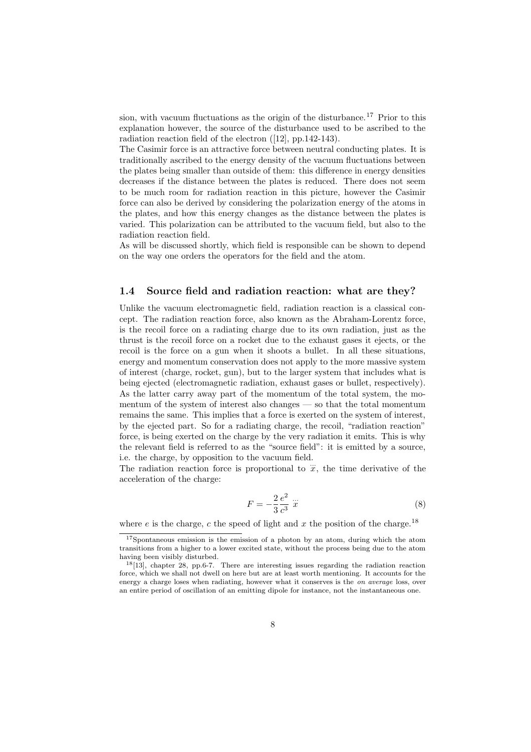sion, with vacuum fluctuations as the origin of the disturbance.[17] Prior to this explanation however, the source of the disturbance used to be ascribed to the radiation reaction field of the electron ([12], pp.142-143).

The Casimir force is an attractive force between neutral conducting plates. It is traditionally ascribed to the energy density of the vacuum fluctuations between the plates being smaller than outside of them: this difference in energy densities decreases if the distance between the plates is reduced. There does not seem to be much room for radiation reaction in this picture, however the Casimir force can also be derived by considering the polarization energy of the atoms in the plates, and how this energy changes as the distance between the plates is varied. This polarization can be attributed to the vacuum field, but also to the radiation reaction field.

As will be discussed shortly, which field is responsible can be shown to depend on the way one orders the operators for the field and the atom.

### 1.4 Source field and radiation reaction: what are they?

Unlike the vacuum electromagnetic field, radiation reaction is a classical concept. The radiation reaction force, also known as the Abraham-Lorentz force, is the recoil force on a radiating charge due to its own radiation, just as the thrust is the recoil force on a rocket due to the exhaust gases it ejects, or the recoil is the force on a gun when it shoots a bullet. In all these situations, energy and momentum conservation does not apply to the more massive system of interest (charge, rocket, gun), but to the larger system that includes what is being ejected (electromagnetic radiation, exhaust gases or bullet, respectively). As the latter carry away part of the momentum of the total system, the momentum of the system of interest also changes — so that the total momentum remains the same. This implies that a force is exerted on the system of interest, by the ejected part. So for a radiating charge, the recoil, "radiation reaction" force, is being exerted on the charge by the very radiation it emits. This is why the relevant field is referred to as the "source field": it is emitted by a source, i.e. the charge, by opposition to the vacuum field.

The radiation reaction force is proportional to $\dddot{x}$, the time derivative of the acceleration of the charge:

$$F = -\frac{2}{3}\frac{e^2}{c^3}\,\dddot{x} \tag{8}$$

where $e$ is the charge, $c$ the speed of light and $x$ the position of the charge.[18]

[17] Spontaneous emission is the emission of a photon by an atom, during which the atom transitions from a higher to a lower excited state, without the process being due to the atom having been visibly disturbed.

[18] [13], chapter 28, pp.6-7. There are interesting issues regarding the radiation reaction force, which we shall not dwell on here but are at least worth mentioning. It accounts for the energy a charge loses when radiating, however what it conserves is the *on average* loss, over an entire period of oscillation of an emitting dipole for instance, not the instantaneous one.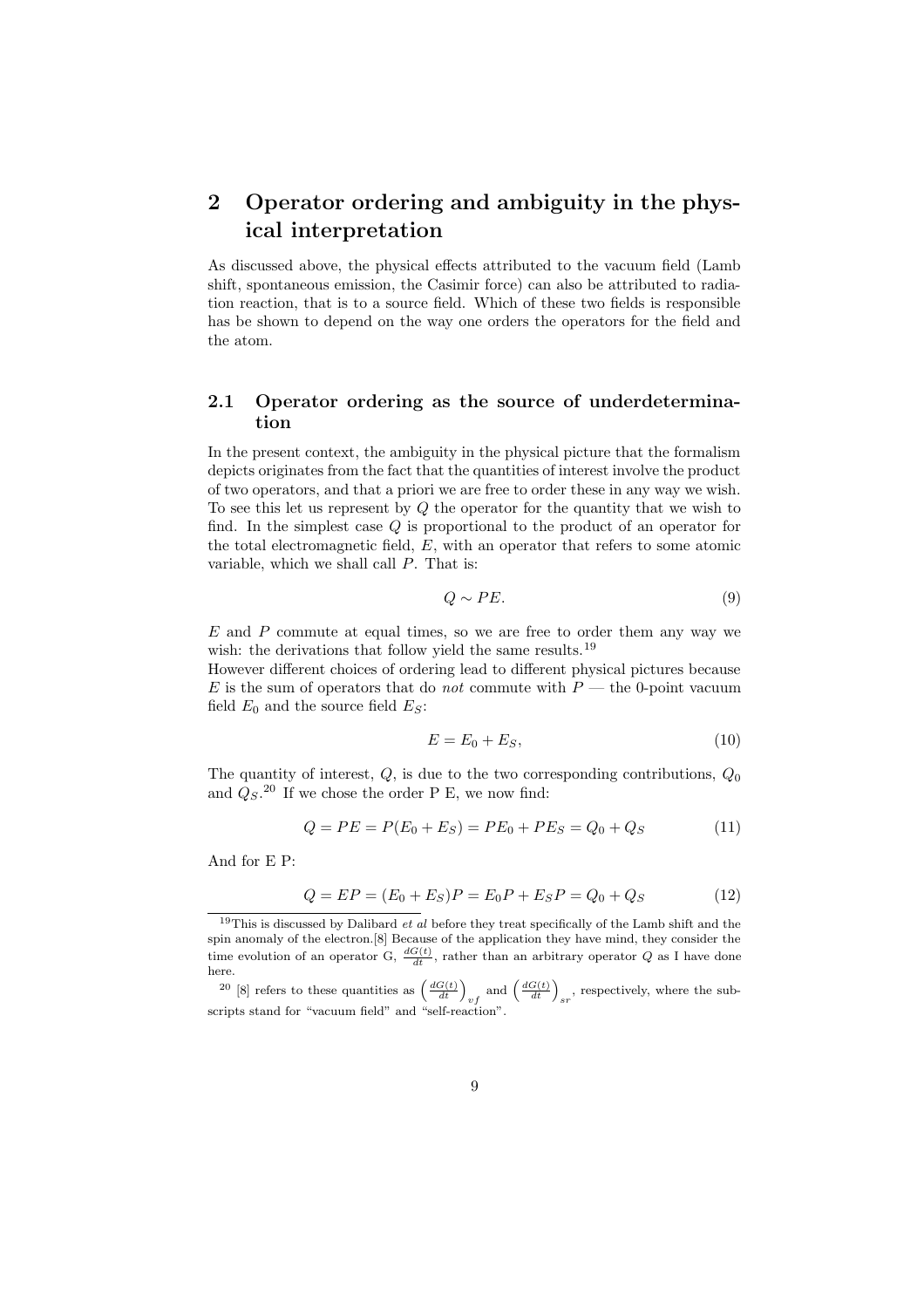## 2 Operator ordering and ambiguity in the physical interpretation

As discussed above, the physical effects attributed to the vacuum field (Lamb shift, spontaneous emission, the Casimir force) can also be attributed to radiation reaction, that is to a source field. Which of these two fields is responsible has be shown to depend on the way one orders the operators for the field and the atom.

### 2.1 Operator ordering as the source of underdetermination

In the present context, the ambiguity in the physical picture that the formalism depicts originates from the fact that the quantities of interest involve the product of two operators, and that a priori we are free to order these in any way we wish. To see this let us represent by $Q$ the operator for the quantity that we wish to find. In the simplest case $Q$ is proportional to the product of an operator for the total electromagnetic field, $E$, with an operator that refers to some atomic variable, which we shall call $P$. That is:

$$Q \sim PE. \tag{9}$$

$E$ and $P$ commute at equal times, so we are free to order them any way we wish: the derivations that follow yield the same results.[19]
However different choices of ordering lead to different physical pictures because $E$ is the sum of operators that do *not* commute with $P$ — the 0-point vacuum field $E_0$ and the source field $E_S$:

$$E = E_0 + E_S, \tag{10}$$

The quantity of interest, $Q$, is due to the two corresponding contributions, $Q_0$ and $Q_S$.[20] If we chose the order P E, we now find:

$$Q = PE = P(E_0 + E_S) = PE_0 + PE_S = Q_0 + Q_S \tag{11}$$

And for E P:

$$Q = EP = (E_0 + E_S)P = E_0P + E_SP = Q_0 + Q_S \tag{12}$$

[19] This is discussed by Dalibard *et al* before they treat specifically of the Lamb shift and the spin anomaly of the electron.[8] Because of the application they have mind, they consider the time evolution of an operator G, $\frac{dG(t)}{dt}$, rather than an arbitrary operator $Q$ as I have done here.

[20] [8] refers to these quantities as $\left(\frac{dG(t)}{dt}\right)_{vf}$ and $\left(\frac{dG(t)}{dt}\right)_{sr}$, respectively, where the subscripts stand for "vacuum field" and "self-reaction".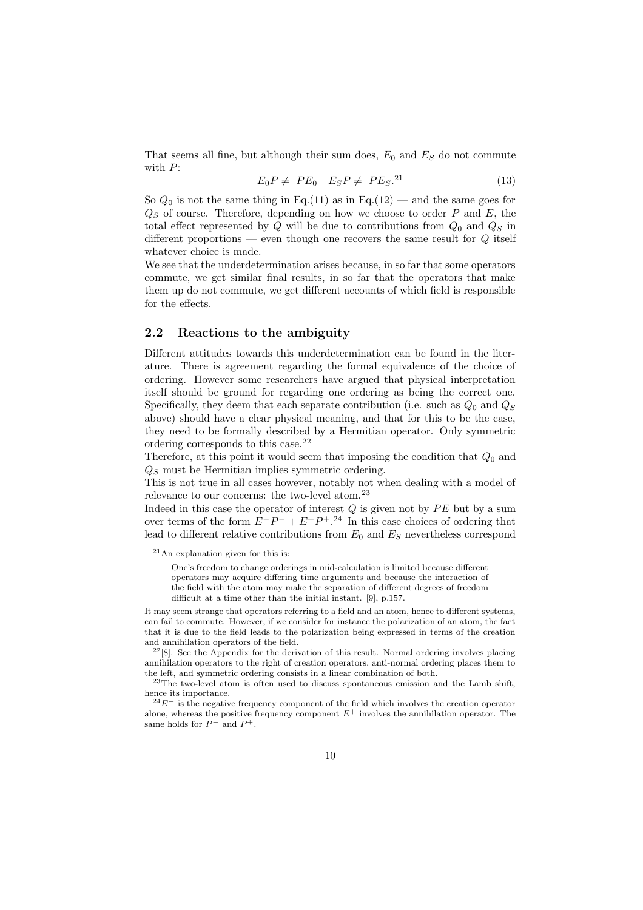That seems all fine, but although their sum does, $E_0$ and $E_S$ do not commute with $P$:

$$E_0 P \neq PE_0 \quad E_S P \neq PE_S.^{21} \tag{13}$$

So $Q_0$ is not the same thing in Eq.(11) as in Eq.(12) — and the same goes for $Q_S$ of course. Therefore, depending on how we choose to order $P$ and $E$, the total effect represented by $Q$ will be due to contributions from $Q_0$ and $Q_S$ in different proportions — even though one recovers the same result for $Q$ itself whatever choice is made.

We see that the underdetermination arises because, in so far that some operators commute, we get similar final results, in so far that the operators that make them up do not commute, we get different accounts of which field is responsible for the effects.

## 2.2 Reactions to the ambiguity

Different attitudes towards this underdetermination can be found in the literature. There is agreement regarding the formal equivalence of the choice of ordering. However some researchers have argued that physical interpretation itself should be ground for regarding one ordering as being the correct one. Specifically, they deem that each separate contribution (i.e. such as $Q_0$ and $Q_S$ above) should have a clear physical meaning, and that for this to be the case, they need to be formally described by a Hermitian operator. Only symmetric ordering corresponds to this case.[22]

Therefore, at this point it would seem that imposing the condition that $Q_0$ and $Q_S$ must be Hermitian implies symmetric ordering.

This is not true in all cases however, notably not when dealing with a model of relevance to our concerns: the two-level atom.[23]

Indeed in this case the operator of interest $Q$ is given not by $PE$ but by a sum over terms of the form $E^-P^- + E^+P^+$.[24] In this case choices of ordering that lead to different relative contributions from $E_0$ and $E_S$ nevertheless correspond

---

[21] An explanation given for this is:

> One's freedom to change orderings in mid-calculation is limited because different operators may acquire differing time arguments and because the interaction of the field with the atom may make the separation of different degrees of freedom difficult at a time other than the initial instant. [9], p.157.

It may seem strange that operators referring to a field and an atom, hence to different systems, can fail to commute. However, if we consider for instance the polarization of an atom, the fact that it is due to the field leads to the polarization being expressed in terms of the creation and annihilation operators of the field.

[22] [8]. See the Appendix for the derivation of this result. Normal ordering involves placing annihilation operators to the right of creation operators, anti-normal ordering places them to the left, and symmetric ordering consists in a linear combination of both.

[23] The two-level atom is often used to discuss spontaneous emission and the Lamb shift, hence its importance.

[24] $E^-$ is the negative frequency component of the field which involves the creation operator alone, whereas the positive frequency component $E^+$ involves the annihilation operator. The same holds for $P^-$ and $P^+$.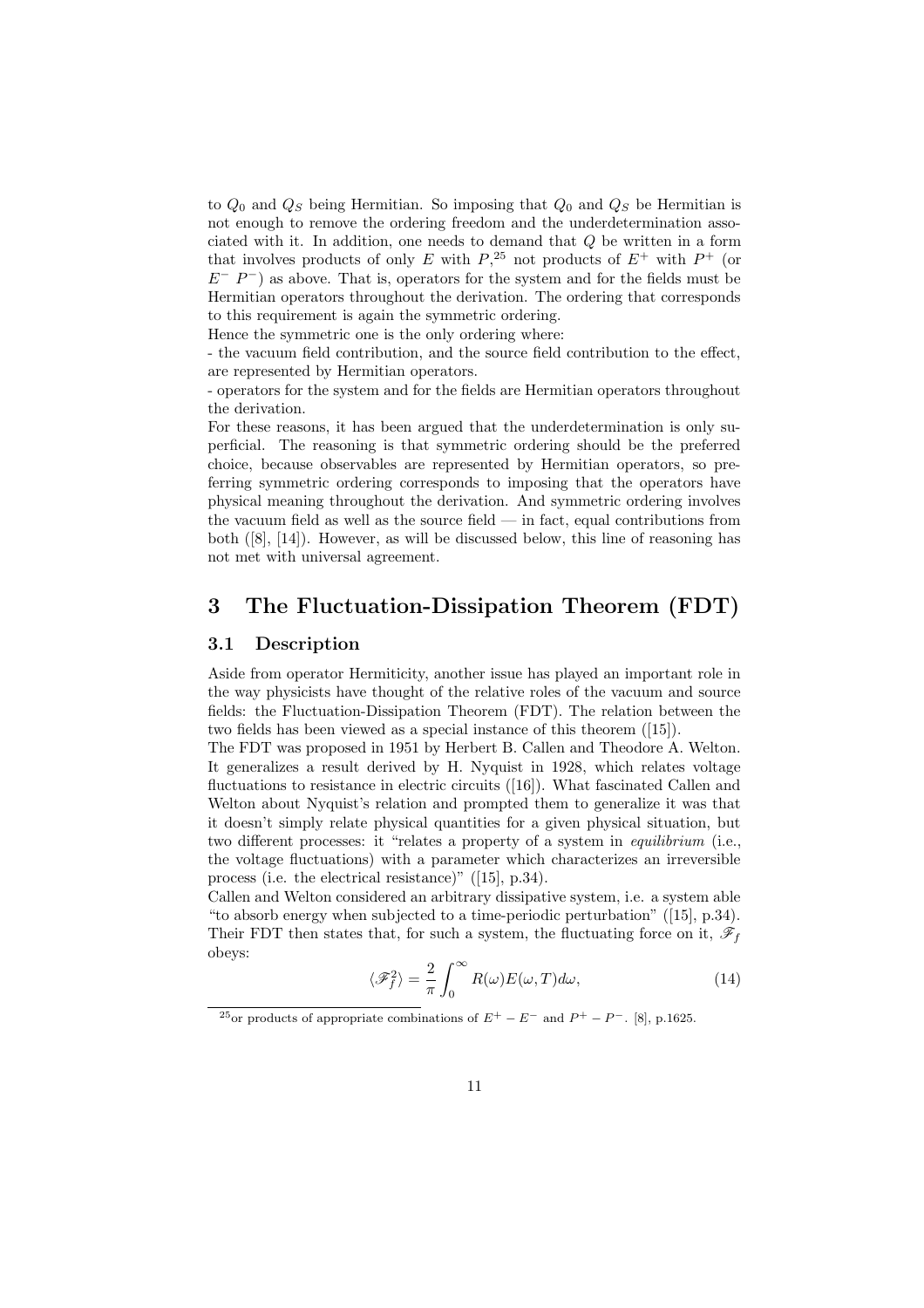to $Q_0$ and $Q_S$ being Hermitian. So imposing that $Q_0$ and $Q_S$ be Hermitian is not enough to remove the ordering freedom and the underdetermination associated with it. In addition, one needs to demand that $Q$ be written in a form that involves products of only $E$ with $P$,[25] not products of $E^+$ with $P^+$ (or $E^-$ $P^-$) as above. That is, operators for the system and for the fields must be Hermitian operators throughout the derivation. The ordering that corresponds to this requirement is again the symmetric ordering.

Hence the symmetric one is the only ordering where:

- the vacuum field contribution, and the source field contribution to the effect, are represented by Hermitian operators.
- operators for the system and for the fields are Hermitian operators throughout the derivation.

For these reasons, it has been argued that the underdetermination is only superficial. The reasoning is that symmetric ordering should be the preferred choice, because observables are represented by Hermitian operators, so preferring symmetric ordering corresponds to imposing that the operators have physical meaning throughout the derivation. And symmetric ordering involves the vacuum field as well as the source field — in fact, equal contributions from both ([8], [14]). However, as will be discussed below, this line of reasoning has not met with universal agreement.

# 3 The Fluctuation-Dissipation Theorem (FDT)

## 3.1 Description

Aside from operator Hermiticity, another issue has played an important role in the way physicists have thought of the relative roles of the vacuum and source fields: the Fluctuation-Dissipation Theorem (FDT). The relation between the two fields has been viewed as a special instance of this theorem ([15]).

The FDT was proposed in 1951 by Herbert B. Callen and Theodore A. Welton. It generalizes a result derived by H. Nyquist in 1928, which relates voltage fluctuations to resistance in electric circuits ([16]). What fascinated Callen and Welton about Nyquist's relation and prompted them to generalize it was that it doesn't simply relate physical quantities for a given physical situation, but two different processes: it "relates a property of a system in *equilibrium* (i.e., the voltage fluctuations) with a parameter which characterizes an irreversible process (i.e. the electrical resistance)" ([15], p.34).

Callen and Welton considered an arbitrary dissipative system, i.e. a system able "to absorb energy when subjected to a time-periodic perturbation" ([15], p.34). Their FDT then states that, for such a system, the fluctuating force on it, $\mathscr{F}_f$ obeys:

$$\langle \mathscr{F}_f^2 \rangle = \frac{2}{\pi} \int_0^\infty R(\omega) E(\omega, T) d\omega, \tag{14}$$

[25] or products of appropriate combinations of $E^+ - E^-$ and $P^+ - P^-$. [8], p.1625.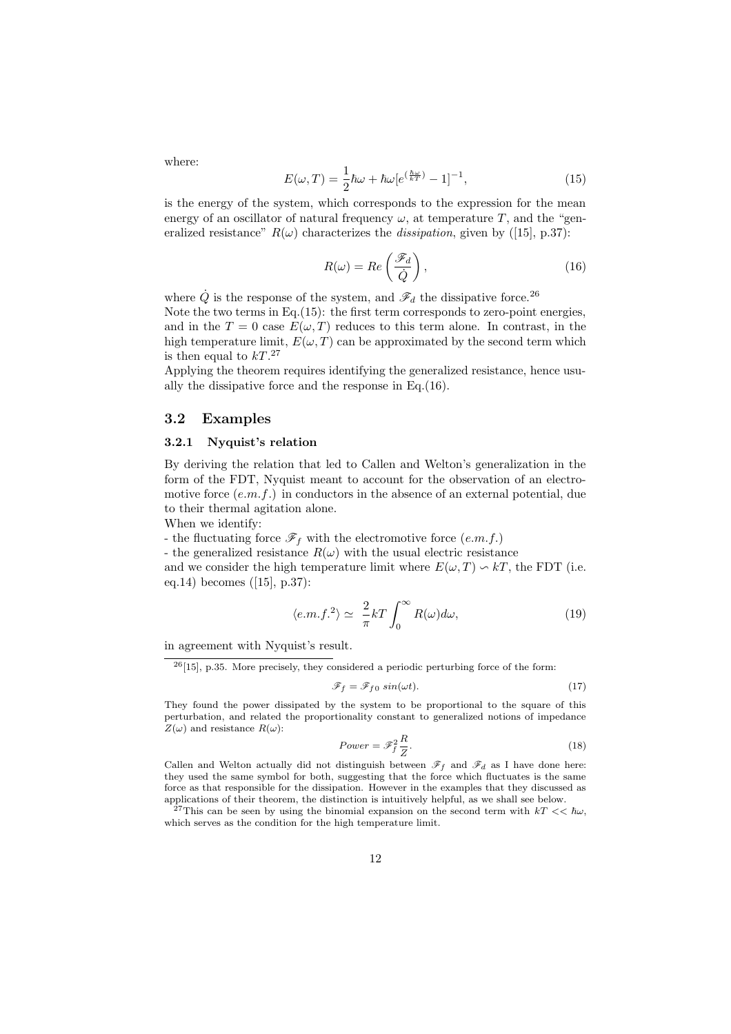where:

$$E(\omega, T) = \frac{1}{2}\hbar\omega + \hbar\omega[e^{(\frac{\hbar\omega}{kT})} - 1]^{-1}, \tag{15}$$

is the energy of the system, which corresponds to the expression for the mean energy of an oscillator of natural frequency $\omega$, at temperature $T$, and the "generalized resistance" $R(\omega)$ characterizes the *dissipation*, given by ([15], p.37):

$$R(\omega) = Re\left(\frac{\mathscr{F}_d}{\dot{Q}}\right), \tag{16}$$

where $\dot{Q}$ is the response of the system, and $\mathscr{F}_d$ the dissipative force.[26]

Note the two terms in Eq.(15): the first term corresponds to zero-point energies, and in the $T = 0$ case $E(\omega, T)$ reduces to this term alone. In contrast, in the high temperature limit, $E(\omega, T)$ can be approximated by the second term which is then equal to $kT$.[27]

Applying the theorem requires identifying the generalized resistance, hence usually the dissipative force and the response in Eq.(16).

## 3.2 Examples

### 3.2.1 Nyquist's relation

By deriving the relation that led to Callen and Welton's generalization in the form of the FDT, Nyquist meant to account for the observation of an electromotive force (*e.m.f.*) in conductors in the absence of an external potential, due to their thermal agitation alone.

When we identify:

- the fluctuating force $\mathscr{F}_f$ with the electromotive force (*e.m.f.*)
- the generalized resistance $R(\omega)$ with the usual electric resistance

and we consider the high temperature limit where $E(\omega, T) \backsim kT$, the FDT (i.e. eq.14) becomes ([15], p.37):

$$\langle e.m.f.^2 \rangle \simeq \frac{2}{\pi} kT \int_0^\infty R(\omega) d\omega, \tag{19}$$

in agreement with Nyquist's result.

---

[26] [15], p.35. More precisely, they considered a periodic perturbing force of the form:

$$\mathscr{F}_f = \mathscr{F}_{f0}\, sin(\omega t). \tag{17}$$

They found the power dissipated by the system to be proportional to the square of this perturbation, and related the proportionality constant to generalized notions of impedance $Z(\omega)$ and resistance $R(\omega)$:

$$Power = \mathscr{F}_f^2 \frac{R}{Z}. \tag{18}$$

Callen and Welton actually did not distinguish between $\mathscr{F}_f$ and $\mathscr{F}_d$ as I have done here: they used the same symbol for both, suggesting that the force which fluctuates is the same force as that responsible for the dissipation. However in the examples that they discussed as applications of their theorem, the distinction is intuitively helpful, as we shall see below.

[27] This can be seen by using the binomial expansion on the second term with $kT << \hbar\omega$, which serves as the condition for the high temperature limit.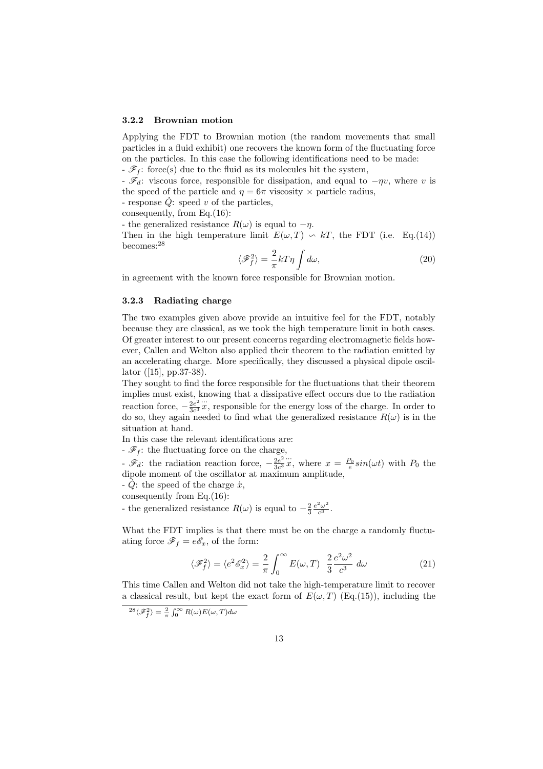### 3.2.2 Brownian motion

Applying the FDT to Brownian motion (the random movements that small particles in a fluid exhibit) one recovers the known form of the fluctuating force on the particles. In this case the following identifications need to be made:

- $\mathscr{F}_f$: force(s) due to the fluid as its molecules hit the system,
- $\mathscr{F}_d$: viscous force, responsible for dissipation, and equal to $-\eta v$, where $v$ is the speed of the particle and $\eta = 6\pi$ viscosity $\times$ particle radius,
- response $\dot{Q}$: speed $v$ of the particles,

consequently, from Eq.(16):

- the generalized resistance $R(\omega)$ is equal to $-\eta$.

Then in the high temperature limit $E(\omega, T) \backsim kT$, the FDT (i.e. Eq.(14)) becomes:[28]

$$\langle \mathscr{F}_f^2 \rangle = \frac{2}{\pi} kT\eta \int d\omega, \tag{20}$$

in agreement with the known force responsible for Brownian motion.

### 3.2.3 Radiating charge

The two examples given above provide an intuitive feel for the FDT, notably because they are classical, as we took the high temperature limit in both cases. Of greater interest to our present concerns regarding electromagnetic fields however, Callen and Welton also applied their theorem to the radiation emitted by an accelerating charge. More specifically, they discussed a physical dipole oscillator ([15], pp.37-38).

They sought to find the force responsible for the fluctuations that their theorem implies must exist, knowing that a dissipative effect occurs due to the radiation reaction force, $-\frac{2e^2}{3c^3}\dddot{x}$, responsible for the energy loss of the charge. In order to do so, they again needed to find what the generalized resistance $R(\omega)$ is in the situation at hand.

In this case the relevant identifications are:

- $\mathscr{F}_f$: the fluctuating force on the charge,
- $\mathscr{F}_d$: the radiation reaction force, $-\frac{2e^2}{3c^3}\dddot{x}$, where $x = \frac{P_0}{e} sin(\omega t)$ with $P_0$ the dipole moment of the oscillator at maximum amplitude,
- $\dot{Q}$: the speed of the charge $\dot{x}$,

consequently from Eq.(16):

- the generalized resistance $R(\omega)$ is equal to $-\frac{2}{3}\frac{e^2\omega^2}{c^3}$.

What the FDT implies is that there must be on the charge a randomly fluctuating force $\mathscr{F}_f = e\mathscr{E}_x$, of the form:

$$\langle \mathscr{F}_f^2 \rangle = \langle e^2 \mathscr{E}_x^2 \rangle = \frac{2}{\pi} \int_0^\infty E(\omega, T) \;\; \frac{2}{3}\frac{e^2\omega^2}{c^3} \; d\omega \tag{21}$$

This time Callen and Welton did not take the high-temperature limit to recover a classical result, but kept the exact form of $E(\omega, T)$ (Eq.(15)), including the

[28] $\langle \mathscr{F}_f^2 \rangle = \frac{2}{\pi} \int_0^\infty R(\omega) E(\omega, T) d\omega$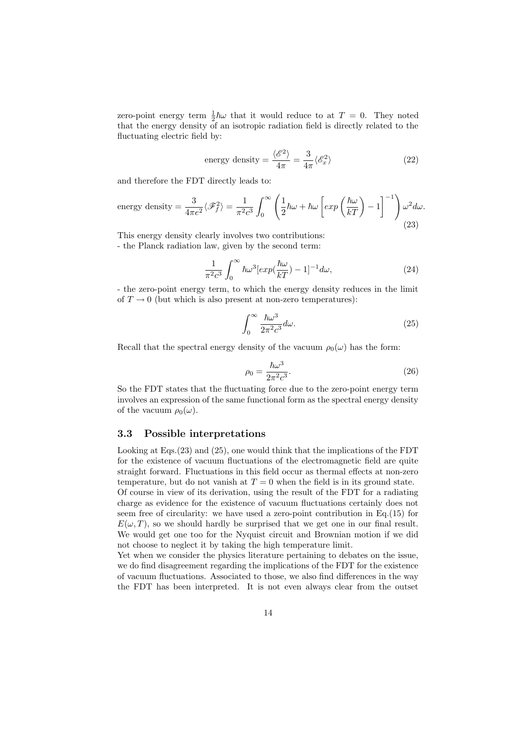zero-point energy term $\frac{1}{2}\hbar\omega$ that it would reduce to at $T = 0$. They noted that the energy density of an isotropic radiation field is directly related to the fluctuating electric field by:

$$\text{energy density} = \frac{\langle \mathscr{E}^2 \rangle}{4\pi} = \frac{3}{4\pi}\langle \mathscr{E}_x^2 \rangle \tag{22}$$

and therefore the FDT directly leads to:

$$\text{energy density} = \frac{3}{4\pi e^2}\langle \mathscr{F}_f^2 \rangle = \frac{1}{\pi^2 c^3}\int_0^\infty \left( \frac{1}{2}\hbar\omega + \hbar\omega \left[ exp\left( \frac{\hbar\omega}{kT} \right) - 1 \right]^{-1} \right) \omega^2 d\omega. \tag{23}$$

This energy density clearly involves two contributions:
- the Planck radiation law, given by the second term:

$$\frac{1}{\pi^2 c^3}\int_0^\infty \hbar\omega^3 [exp(\frac{\hbar\omega}{kT}) - 1]^{-1} d\omega, \tag{24}$$

- the zero-point energy term, to which the energy density reduces in the limit of $T \to 0$ (but which is also present at non-zero temperatures):

$$\int_0^\infty \frac{\hbar\omega^3}{2\pi^2 c^3} d\omega. \tag{25}$$

Recall that the spectral energy density of the vacuum $\rho_0(\omega)$ has the form:

$$\rho_0 = \frac{\hbar\omega^3}{2\pi^2 c^3}. \tag{26}$$

So the FDT states that the fluctuating force due to the zero-point energy term involves an expression of the same functional form as the spectral energy density of the vacuum $\rho_0(\omega)$.

### 3.3 Possible interpretations

Looking at Eqs.(23) and (25), one would think that the implications of the FDT for the existence of vacuum fluctuations of the electromagnetic field are quite straight forward. Fluctuations in this field occur as thermal effects at non-zero temperature, but do not vanish at $T = 0$ when the field is in its ground state.
Of course in view of its derivation, using the result of the FDT for a radiating charge as evidence for the existence of vacuum fluctuations certainly does not seem free of circularity: we have used a zero-point contribution in Eq.(15) for $E(\omega, T)$, so we should hardly be surprised that we get one in our final result. We would get one too for the Nyquist circuit and Brownian motion if we did not choose to neglect it by taking the high temperature limit.
Yet when we consider the physics literature pertaining to debates on the issue, we do find disagreement regarding the implications of the FDT for the existence of vacuum fluctuations. Associated to those, we also find differences in the way the FDT has been interpreted. It is not even always clear from the outset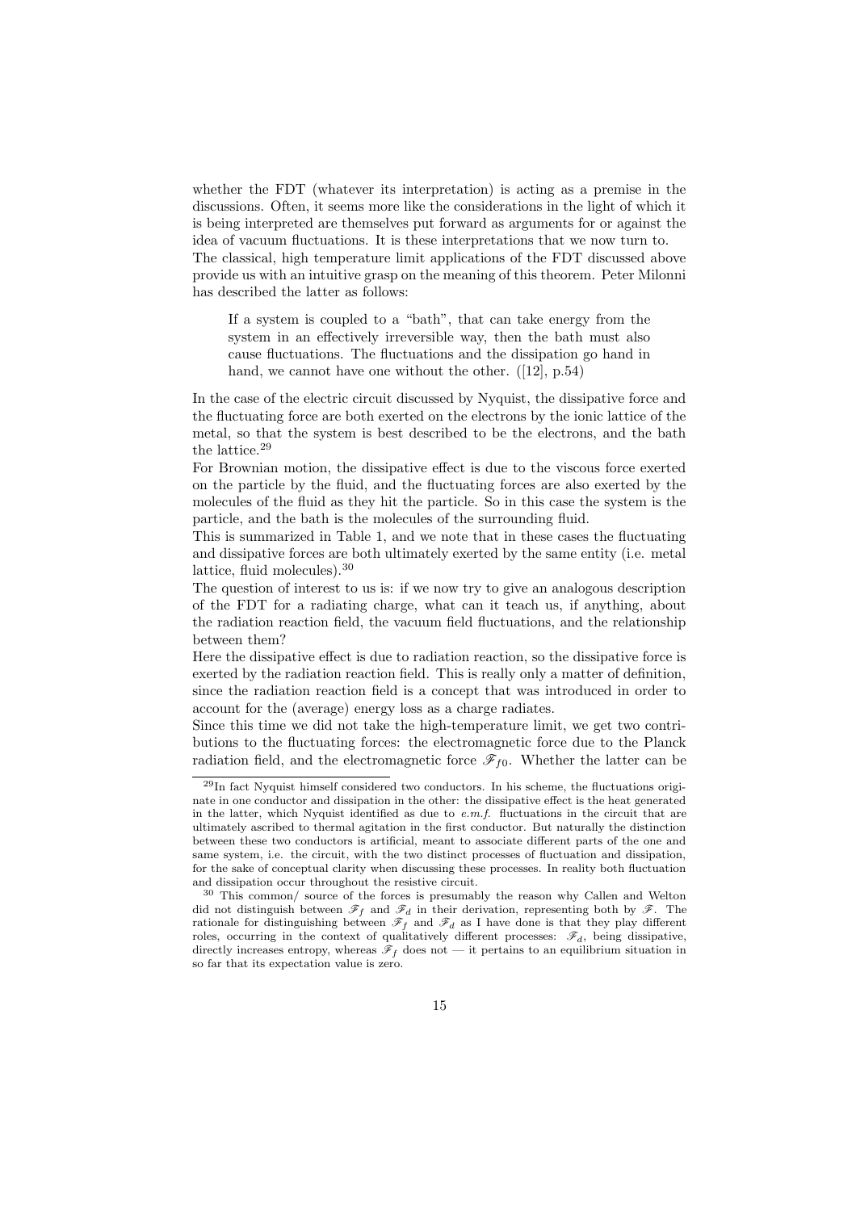whether the FDT (whatever its interpretation) is acting as a premise in the discussions. Often, it seems more like the considerations in the light of which it is being interpreted are themselves put forward as arguments for or against the idea of vacuum fluctuations. It is these interpretations that we now turn to.

The classical, high temperature limit applications of the FDT discussed above provide us with an intuitive grasp on the meaning of this theorem. Peter Milonni has described the latter as follows:

> If a system is coupled to a "bath", that can take energy from the system in an effectively irreversible way, then the bath must also cause fluctuations. The fluctuations and the dissipation go hand in hand, we cannot have one without the other. ([12], p.54)

In the case of the electric circuit discussed by Nyquist, the dissipative force and the fluctuating force are both exerted on the electrons by the ionic lattice of the metal, so that the system is best described to be the electrons, and the bath the lattice.[29]

For Brownian motion, the dissipative effect is due to the viscous force exerted on the particle by the fluid, and the fluctuating forces are also exerted by the molecules of the fluid as they hit the particle. So in this case the system is the particle, and the bath is the molecules of the surrounding fluid.

This is summarized in Table 1, and we note that in these cases the fluctuating and dissipative forces are both ultimately exerted by the same entity (i.e. metal lattice, fluid molecules).[30]

The question of interest to us is: if we now try to give an analogous description of the FDT for a radiating charge, what can it teach us, if anything, about the radiation reaction field, the vacuum field fluctuations, and the relationship between them?

Here the dissipative effect is due to radiation reaction, so the dissipative force is exerted by the radiation reaction field. This is really only a matter of definition, since the radiation reaction field is a concept that was introduced in order to account for the (average) energy loss as a charge radiates.

Since this time we did not take the high-temperature limit, we get two contributions to the fluctuating forces: the electromagnetic force due to the Planck radiation field, and the electromagnetic force $\mathscr{F}_{f0}$. Whether the latter can be

---

[29] In fact Nyquist himself considered two conductors. In his scheme, the fluctuations originate in one conductor and dissipation in the other: the dissipative effect is the heat generated in the latter, which Nyquist identified as due to *e.m.f.* fluctuations in the circuit that are ultimately ascribed to thermal agitation in the first conductor. But naturally the distinction between these two conductors is artificial, meant to associate different parts of the one and same system, i.e. the circuit, with the two distinct processes of fluctuation and dissipation, for the sake of conceptual clarity when discussing these processes. In reality both fluctuation and dissipation occur throughout the resistive circuit.

[30] This common/ source of the forces is presumably the reason why Callen and Welton did not distinguish between $\mathscr{F}_f$ and $\mathscr{F}_d$ in their derivation, representing both by $\mathscr{F}$. The rationale for distinguishing between $\mathscr{F}_f$ and $\mathscr{F}_d$ as I have done is that they play different roles, occurring in the context of qualitatively different processes: $\mathscr{F}_d$, being dissipative, directly increases entropy, whereas $\mathscr{F}_f$ does not — it pertains to an equilibrium situation in so far that its expectation value is zero.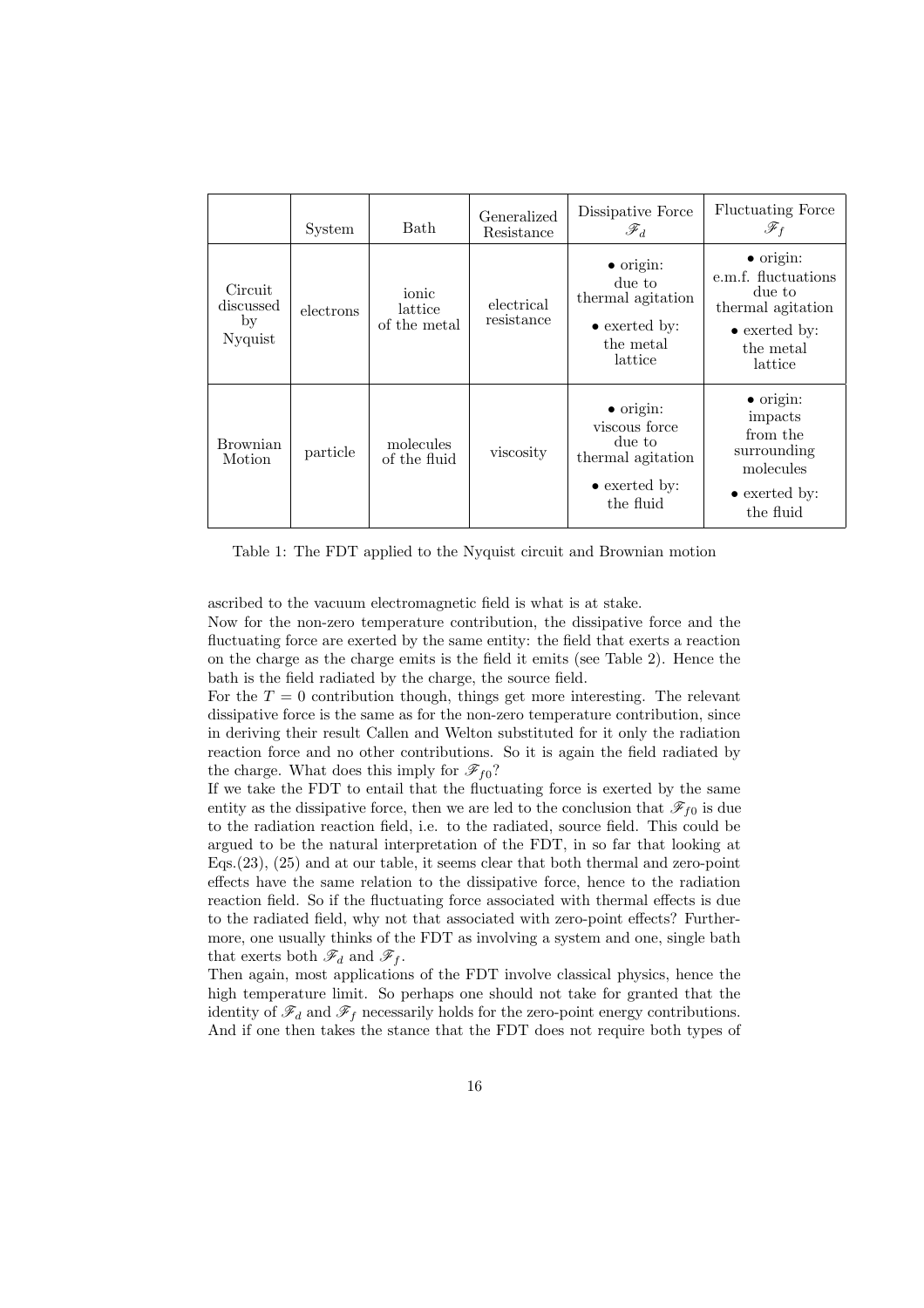| | System | Bath | Generalized Resistance | Dissipative Force $\mathscr{F}_d$ | Fluctuating Force $\mathscr{F}_f$ |
|---|---|---|---|---|---|
| Circuit discussed by Nyquist | electrons | ionic lattice of the metal | electrical resistance | • origin: due to thermal agitation • exerted by: the metal lattice | • origin: e.m.f. fluctuations due to thermal agitation • exerted by: the metal lattice |
| Brownian Motion | particle | molecules of the fluid | viscosity | • origin: viscous force due to thermal agitation • exerted by: the fluid | • origin: impacts from the surrounding molecules • exerted by: the fluid |

Table 1: The FDT applied to the Nyquist circuit and Brownian motion

ascribed to the vacuum electromagnetic field is what is at stake.

Now for the non-zero temperature contribution, the dissipative force and the fluctuating force are exerted by the same entity: the field that exerts a reaction on the charge as the charge emits is the field it emits (see Table 2). Hence the bath is the field radiated by the charge, the source field.

For the $T = 0$ contribution though, things get more interesting. The relevant dissipative force is the same as for the non-zero temperature contribution, since in deriving their result Callen and Welton substituted for it only the radiation reaction force and no other contributions. So it is again the field radiated by the charge. What does this imply for $\mathscr{F}_{f0}$?

If we take the FDT to entail that the fluctuating force is exerted by the same entity as the dissipative force, then we are led to the conclusion that $\mathscr{F}_{f0}$ is due to the radiation reaction field, i.e. to the radiated, source field. This could be argued to be the natural interpretation of the FDT, in so far that looking at Eqs.(23), (25) and at our table, it seems clear that both thermal and zero-point effects have the same relation to the dissipative force, hence to the radiation reaction field. So if the fluctuating force associated with thermal effects is due to the radiated field, why not that associated with zero-point effects? Furthermore, one usually thinks of the FDT as involving a system and one, single bath that exerts both $\mathscr{F}_d$ and $\mathscr{F}_f$.

Then again, most applications of the FDT involve classical physics, hence the high temperature limit. So perhaps one should not take for granted that the identity of $\mathscr{F}_d$ and $\mathscr{F}_f$ necessarily holds for the zero-point energy contributions. And if one then takes the stance that the FDT does not require both types of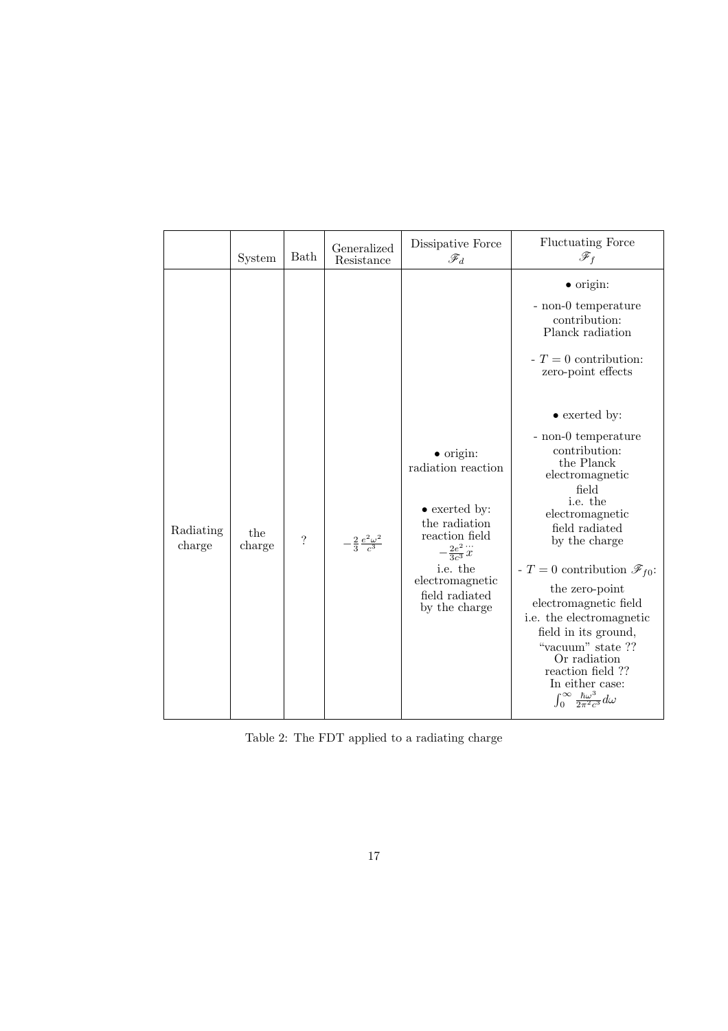|  | System | Bath | Generalized Resistance | Dissipative Force $\mathscr{F}_d$ | Fluctuating Force $\mathscr{F}_f$ |
|---|---|---|---|---|---|
| Radiating charge | the charge | ? | $-\frac{2}{3}\frac{e^2\omega^2}{c^3}$ | • origin: radiation reaction<br><br>• exerted by: the radiation reaction field $-\frac{2e^2}{3c^3}\dddot{x}$ i.e. the electromagnetic field radiated by the charge | • origin:<br>- non-0 temperature contribution: Planck radiation<br>- $T = 0$ contribution: zero-point effects<br><br>• exerted by:<br>- non-0 temperature contribution: the Planck electromagnetic field i.e. the electromagnetic field radiated by the charge<br>- $T = 0$ contribution $\mathscr{F}_{f0}$: the zero-point electromagnetic field i.e. the electromagnetic field in its ground, "vacuum" state ?? Or radiation reaction field ?? In either case: $\int_0^\infty \frac{\hbar\omega^3}{2\pi^2 c^3} d\omega$ |

Table 2: The FDT applied to a radiating charge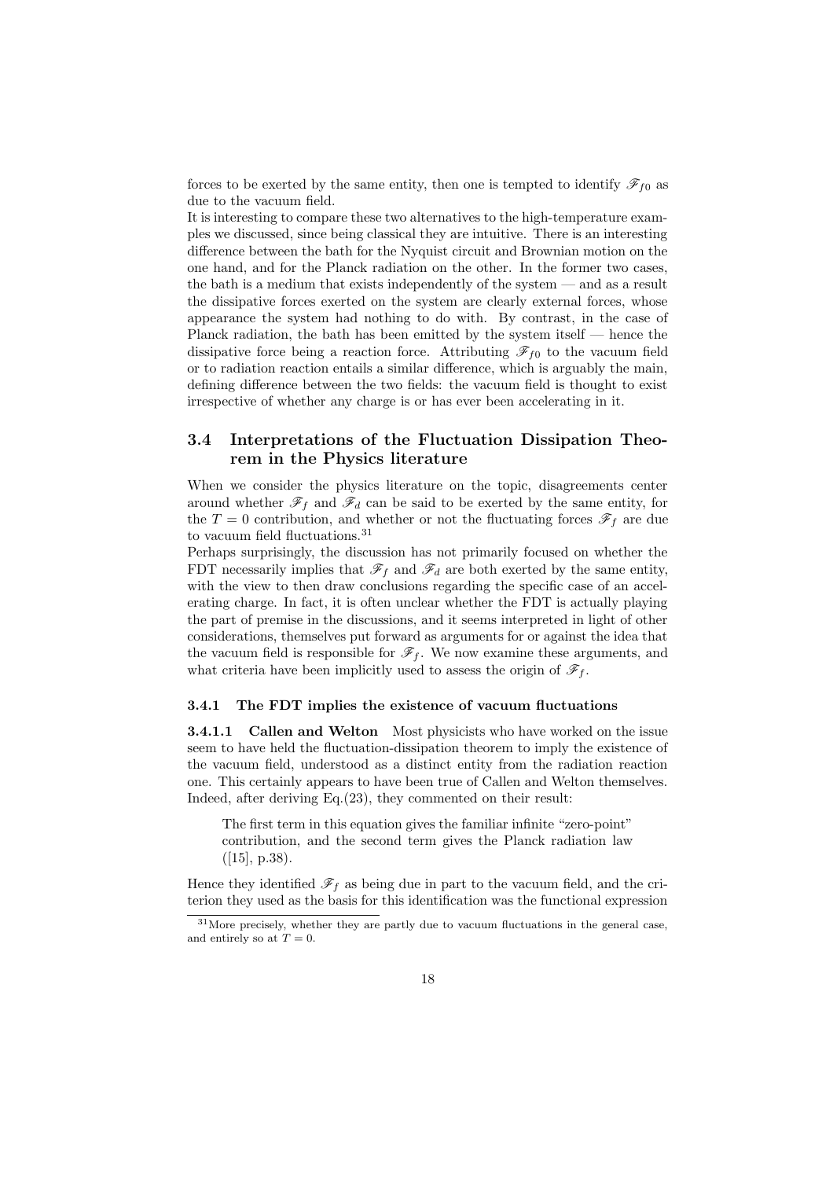forces to be exerted by the same entity, then one is tempted to identify $\mathscr{F}_{f0}$ as due to the vacuum field.

It is interesting to compare these two alternatives to the high-temperature examples we discussed, since being classical they are intuitive. There is an interesting difference between the bath for the Nyquist circuit and Brownian motion on the one hand, and for the Planck radiation on the other. In the former two cases, the bath is a medium that exists independently of the system — and as a result the dissipative forces exerted on the system are clearly external forces, whose appearance the system had nothing to do with. By contrast, in the case of Planck radiation, the bath has been emitted by the system itself — hence the dissipative force being a reaction force. Attributing $\mathscr{F}_{f0}$ to the vacuum field or to radiation reaction entails a similar difference, which is arguably the main, defining difference between the two fields: the vacuum field is thought to exist irrespective of whether any charge is or has ever been accelerating in it.

### 3.4 Interpretations of the Fluctuation Dissipation Theorem in the Physics literature

When we consider the physics literature on the topic, disagreements center around whether $\mathscr{F}_f$ and $\mathscr{F}_d$ can be said to be exerted by the same entity, for the $T = 0$ contribution, and whether or not the fluctuating forces $\mathscr{F}_f$ are due to vacuum field fluctuations.[31]

Perhaps surprisingly, the discussion has not primarily focused on whether the FDT necessarily implies that $\mathscr{F}_f$ and $\mathscr{F}_d$ are both exerted by the same entity, with the view to then draw conclusions regarding the specific case of an accelerating charge. In fact, it is often unclear whether the FDT is actually playing the part of premise in the discussions, and it seems interpreted in light of other considerations, themselves put forward as arguments for or against the idea that the vacuum field is responsible for $\mathscr{F}_f$. We now examine these arguments, and what criteria have been implicitly used to assess the origin of $\mathscr{F}_f$.

#### 3.4.1 The FDT implies the existence of vacuum fluctuations

**3.4.1.1 Callen and Welton** Most physicists who have worked on the issue seem to have held the fluctuation-dissipation theorem to imply the existence of the vacuum field, understood as a distinct entity from the radiation reaction one. This certainly appears to have been true of Callen and Welton themselves. Indeed, after deriving Eq.(23), they commented on their result:

> The first term in this equation gives the familiar infinite "zero-point" contribution, and the second term gives the Planck radiation law ([15], p.38).

Hence they identified $\mathscr{F}_f$ as being due in part to the vacuum field, and the criterion they used as the basis for this identification was the functional expression

[31] More precisely, whether they are partly due to vacuum fluctuations in the general case, and entirely so at $T = 0$.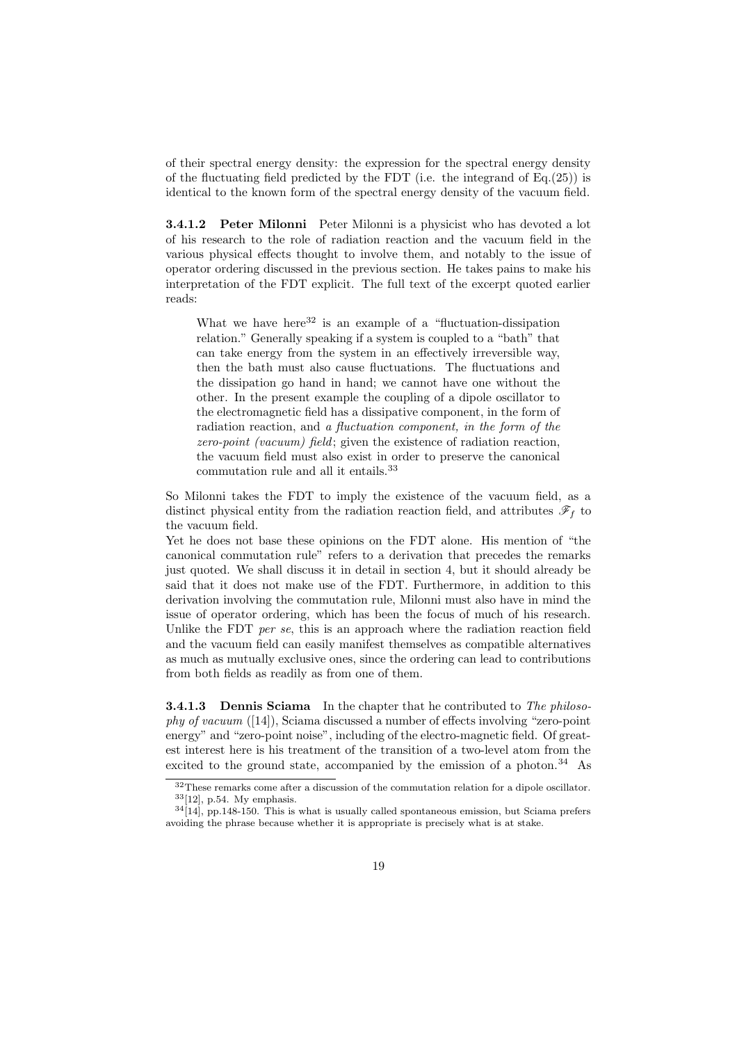of their spectral energy density: the expression for the spectral energy density of the fluctuating field predicted by the FDT (i.e. the integrand of Eq.(25)) is identical to the known form of the spectral energy density of the vacuum field.

#### 3.4.1.2 Peter Milonni

Peter Milonni is a physicist who has devoted a lot of his research to the role of radiation reaction and the vacuum field in the various physical effects thought to involve them, and notably to the issue of operator ordering discussed in the previous section. He takes pains to make his interpretation of the FDT explicit. The full text of the excerpt quoted earlier reads:

> What we have here[32] is an example of a "fluctuation-dissipation relation." Generally speaking if a system is coupled to a "bath" that can take energy from the system in an effectively irreversible way, then the bath must also cause fluctuations. The fluctuations and the dissipation go hand in hand; we cannot have one without the other. In the present example the coupling of a dipole oscillator to the electromagnetic field has a dissipative component, in the form of radiation reaction, and *a fluctuation component, in the form of the zero-point (vacuum) field*; given the existence of radiation reaction, the vacuum field must also exist in order to preserve the canonical commutation rule and all it entails.[33]

So Milonni takes the FDT to imply the existence of the vacuum field, as a distinct physical entity from the radiation reaction field, and attributes $\mathscr{F}_f$ to the vacuum field.

Yet he does not base these opinions on the FDT alone. His mention of "the canonical commutation rule" refers to a derivation that precedes the remarks just quoted. We shall discuss it in detail in section 4, but it should already be said that it does not make use of the FDT. Furthermore, in addition to this derivation involving the commutation rule, Milonni must also have in mind the issue of operator ordering, which has been the focus of much of his research. Unlike the FDT *per se*, this is an approach where the radiation reaction field and the vacuum field can easily manifest themselves as compatible alternatives as much as mutually exclusive ones, since the ordering can lead to contributions from both fields as readily as from one of them.

#### 3.4.1.3 Dennis Sciama

In the chapter that he contributed to *The philosophy of vacuum* ([14]), Sciama discussed a number of effects involving "zero-point energy" and "zero-point noise", including of the electro-magnetic field. Of greatest interest here is his treatment of the transition of a two-level atom from the excited to the ground state, accompanied by the emission of a photon.[34] As

---

[32] These remarks come after a discussion of the commutation relation for a dipole oscillator.

[33] [12], p.54. My emphasis.

[34] [14], pp.148-150. This is what is usually called spontaneous emission, but Sciama prefers avoiding the phrase because whether it is appropriate is precisely what is at stake.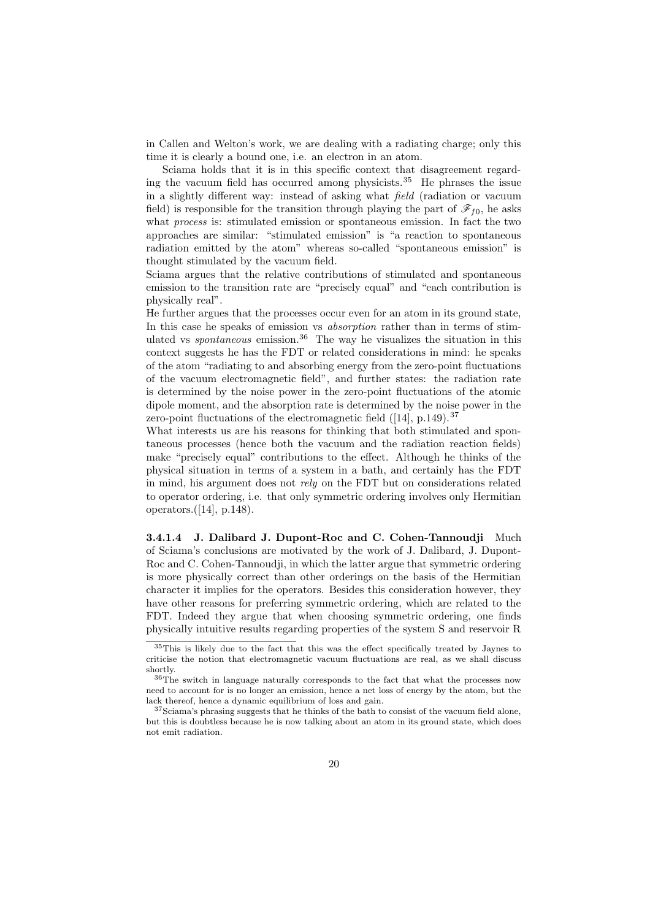in Callen and Welton's work, we are dealing with a radiating charge; only this time it is clearly a bound one, i.e. an electron in an atom.

Sciama holds that it is in this specific context that disagreement regarding the vacuum field has occurred among physicists.[35] He phrases the issue in a slightly different way: instead of asking what *field* (radiation or vacuum field) is responsible for the transition through playing the part of $\mathscr{F}_{f0}$, he asks what *process* is: stimulated emission or spontaneous emission. In fact the two approaches are similar: "stimulated emission" is "a reaction to spontaneous radiation emitted by the atom" whereas so-called "spontaneous emission" is thought stimulated by the vacuum field.

Sciama argues that the relative contributions of stimulated and spontaneous emission to the transition rate are "precisely equal" and "each contribution is physically real".

He further argues that the processes occur even for an atom in its ground state, In this case he speaks of emission vs *absorption* rather than in terms of stimulated vs *spontaneous* emission.[36] The way he visualizes the situation in this context suggests he has the FDT or related considerations in mind: he speaks of the atom "radiating to and absorbing energy from the zero-point fluctuations of the vacuum electromagnetic field", and further states: the radiation rate is determined by the noise power in the zero-point fluctuations of the atomic dipole moment, and the absorption rate is determined by the noise power in the zero-point fluctuations of the electromagnetic field ([14], p.149).[37]

What interests us are his reasons for thinking that both stimulated and spontaneous processes (hence both the vacuum and the radiation reaction fields) make "precisely equal" contributions to the effect. Although he thinks of the physical situation in terms of a system in a bath, and certainly has the FDT in mind, his argument does not *rely* on the FDT but on considerations related to operator ordering, i.e. that only symmetric ordering involves only Hermitian operators.([14], p.148).

**3.4.1.4 J. Dalibard J. Dupont-Roc and C. Cohen-Tannoudji** Much of Sciama's conclusions are motivated by the work of J. Dalibard, J. Dupont-Roc and C. Cohen-Tannoudji, in which the latter argue that symmetric ordering is more physically correct than other orderings on the basis of the Hermitian character it implies for the operators. Besides this consideration however, they have other reasons for preferring symmetric ordering, which are related to the FDT. Indeed they argue that when choosing symmetric ordering, one finds physically intuitive results regarding properties of the system S and reservoir R

[35] This is likely due to the fact that this was the effect specifically treated by Jaynes to criticise the notion that electromagnetic vacuum fluctuations are real, as we shall discuss shortly.

[36] The switch in language naturally corresponds to the fact that what the processes now need to account for is no longer an emission, hence a net loss of energy by the atom, but the lack thereof, hence a dynamic equilibrium of loss and gain.

[37] Sciama's phrasing suggests that he thinks of the bath to consist of the vacuum field alone, but this is doubtless because he is now talking about an atom in its ground state, which does not emit radiation.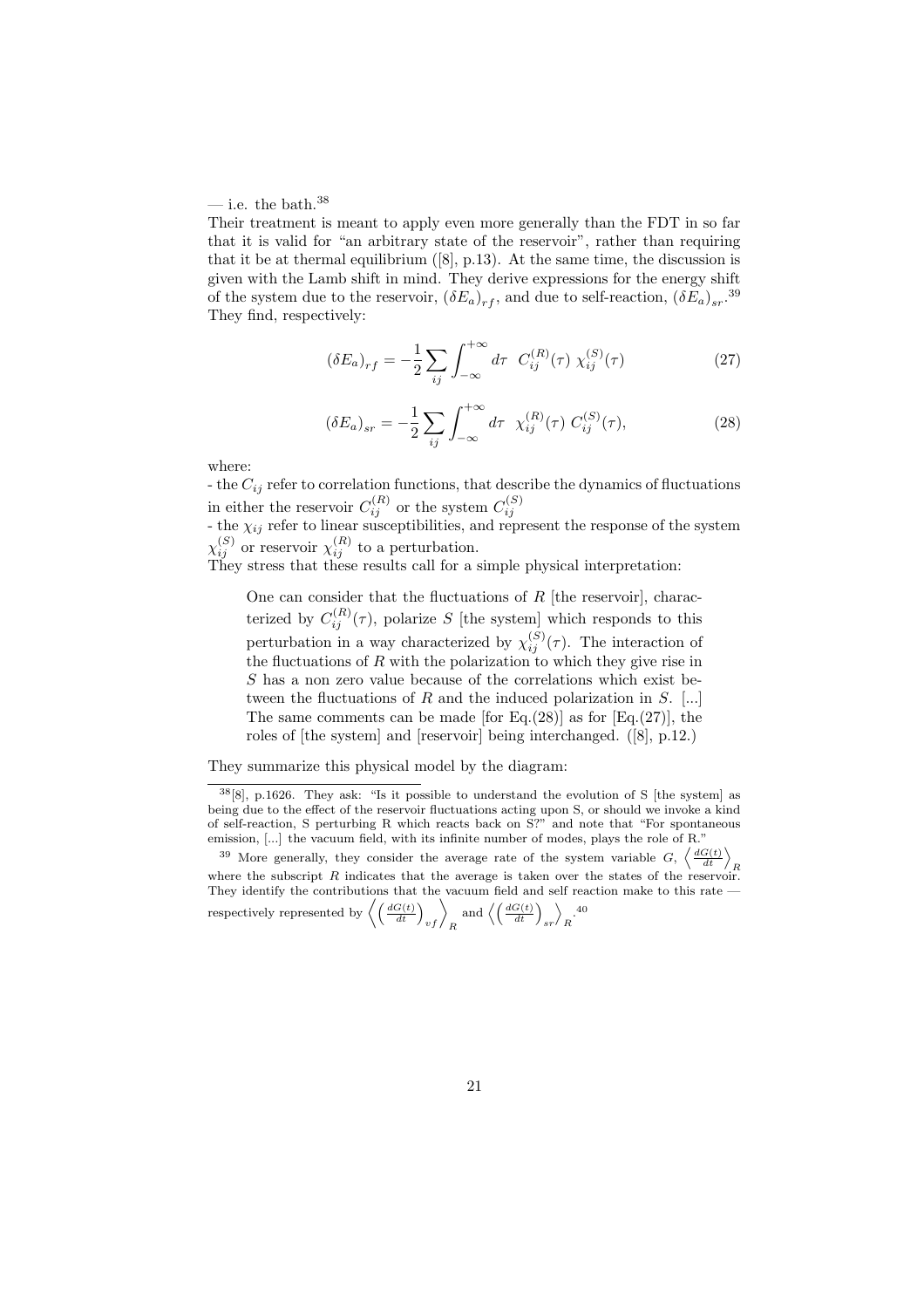— i.e. the bath.[38]

Their treatment is meant to apply even more generally than the FDT in so far that it is valid for "an arbitrary state of the reservoir", rather than requiring that it be at thermal equilibrium ([8], p.13). At the same time, the discussion is given with the Lamb shift in mind. They derive expressions for the energy shift of the system due to the reservoir, $(\delta E_a)_{rf}$, and due to self-reaction, $(\delta E_a)_{sr}$.[39] They find, respectively:

$$(\delta E_a)_{rf} = -\frac{1}{2}\sum_{ij}\int_{-\infty}^{+\infty} d\tau \;\; C_{ij}^{(R)}(\tau)\; \chi_{ij}^{(S)}(\tau) \tag{27}$$

$$(\delta E_a)_{sr} = -\frac{1}{2}\sum_{ij}\int_{-\infty}^{+\infty} d\tau \;\; \chi_{ij}^{(R)}(\tau)\; C_{ij}^{(S)}(\tau), \tag{28}$$

where:

- the $C_{ij}$ refer to correlation functions, that describe the dynamics of fluctuations in either the reservoir $C_{ij}^{(R)}$ or the system $C_{ij}^{(S)}$
- the $\chi_{ij}$ refer to linear susceptibilities, and represent the response of the system $\chi_{ij}^{(S)}$ or reservoir $\chi_{ij}^{(R)}$ to a perturbation.

They stress that these results call for a simple physical interpretation:

> One can consider that the fluctuations of $R$ [the reservoir], characterized by $C_{ij}^{(R)}(\tau)$, polarize $S$ [the system] which responds to this perturbation in a way characterized by $\chi_{ij}^{(S)}(\tau)$. The interaction of the fluctuations of $R$ with the polarization to which they give rise in $S$ has a non zero value because of the correlations which exist between the fluctuations of $R$ and the induced polarization in $S$. [...] The same comments can be made [for Eq.(28)] as for [Eq.(27)], the roles of [the system] and [reservoir] being interchanged. ([8], p.12.)

They summarize this physical model by the diagram:

---

[38] [8], p.1626. They ask: "Is it possible to understand the evolution of S [the system] as being due to the effect of the reservoir fluctuations acting upon S, or should we invoke a kind of self-reaction, S perturbing R which reacts back on S?" and note that "For spontaneous emission, [...] the vacuum field, with its infinite number of modes, plays the role of R."

[39] More generally, they consider the average rate of the system variable $G$, $\left\langle \frac{dG(t)}{dt} \right\rangle_R$ where the subscript $R$ indicates that the average is taken over the states of the reservoir. They identify the contributions that the vacuum field and self reaction make to this rate — respectively represented by $\left\langle \left(\frac{dG(t)}{dt}\right)_{vf} \right\rangle_R$ and $\left\langle \left(\frac{dG(t)}{dt}\right)_{sr} \right\rangle_R$.[40]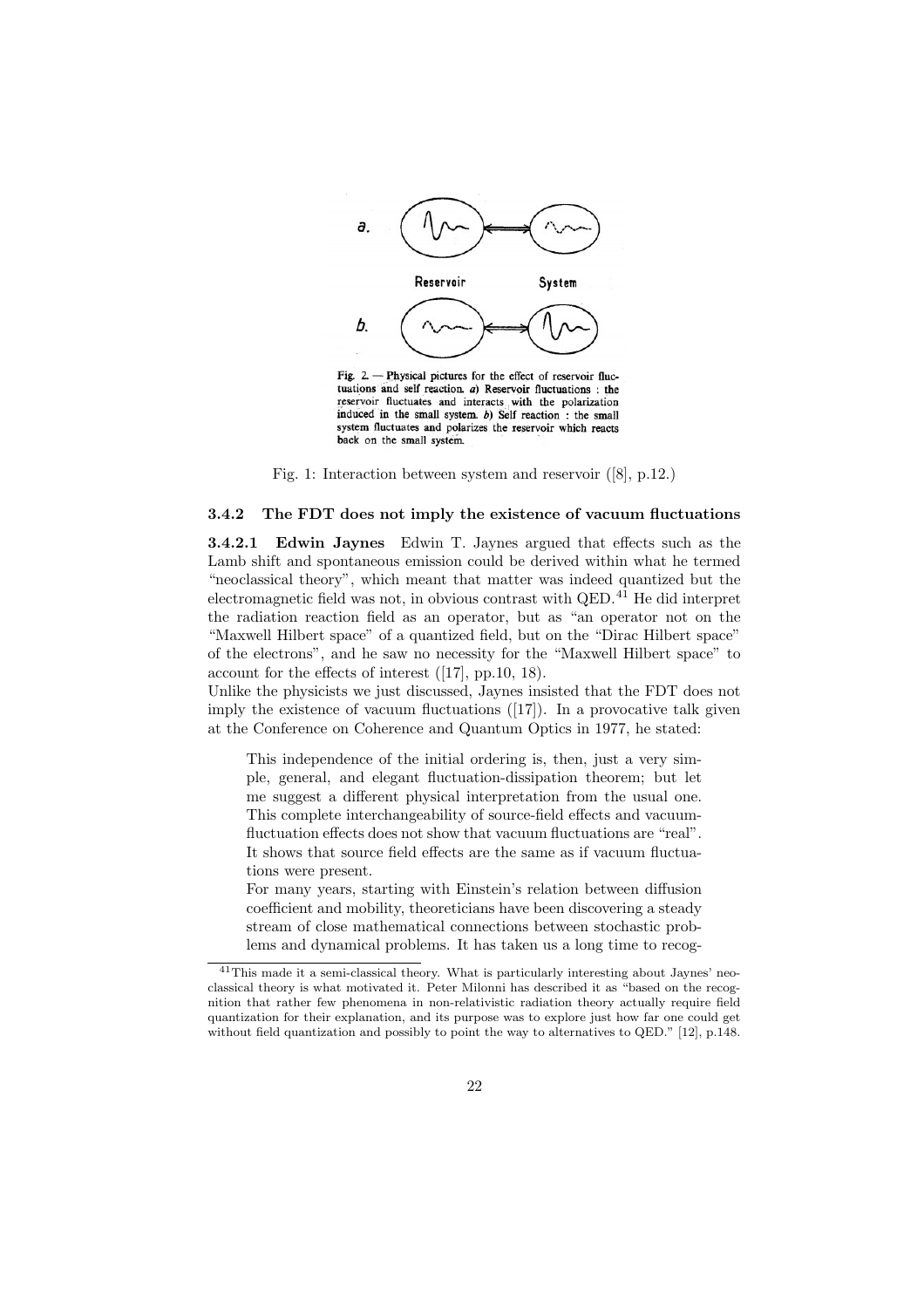a. Reservoir System

b.

Fig. 2. — Physical pictures for the effect of reservoir fluctuations and self reaction. a) Reservoir fluctuations : the reservoir fluctuates and interacts with the polarization induced in the small system. b) Self reaction : the small system fluctuates and polarizes the reservoir which reacts back on the small system.

Fig. 1: Interaction between system and reservoir ([8], p.12.)

### 3.4.2 The FDT does not imply the existence of vacuum fluctuations

**3.4.2.1 Edwin Jaynes** Edwin T. Jaynes argued that effects such as the Lamb shift and spontaneous emission could be derived within what he termed "neoclassical theory", which meant that matter was indeed quantized but the electromagnetic field was not, in obvious contrast with QED.[41] He did interpret the radiation reaction field as an operator, but as "an operator not on the "Maxwell Hilbert space" of a quantized field, but on the "Dirac Hilbert space" of the electrons", and he saw no necessity for the "Maxwell Hilbert space" to account for the effects of interest ([17], pp.10, 18).

Unlike the physicists we just discussed, Jaynes insisted that the FDT does not imply the existence of vacuum fluctuations ([17]). In a provocative talk given at the Conference on Coherence and Quantum Optics in 1977, he stated:

> This independence of the initial ordering is, then, just a very simple, general, and elegant fluctuation-dissipation theorem; but let me suggest a different physical interpretation from the usual one. This complete interchangeability of source-field effects and vacuum-fluctuation effects does not show that vacuum fluctuations are "real". It shows that source field effects are the same as if vacuum fluctuations were present.
>
> For many years, starting with Einstein's relation between diffusion coefficient and mobility, theoreticians have been discovering a steady stream of close mathematical connections between stochastic problems and dynamical problems. It has taken us a long time to recog-

[41] This made it a semi-classical theory. What is particularly interesting about Jaynes' neoclassical theory is what motivated it. Peter Milonni has described it as "based on the recognition that rather few phenomena in non-relativistic radiation theory actually require field quantization for their explanation, and its purpose was to explore just how far one could get without field quantization and possibly to point the way to alternatives to QED." [12], p.148.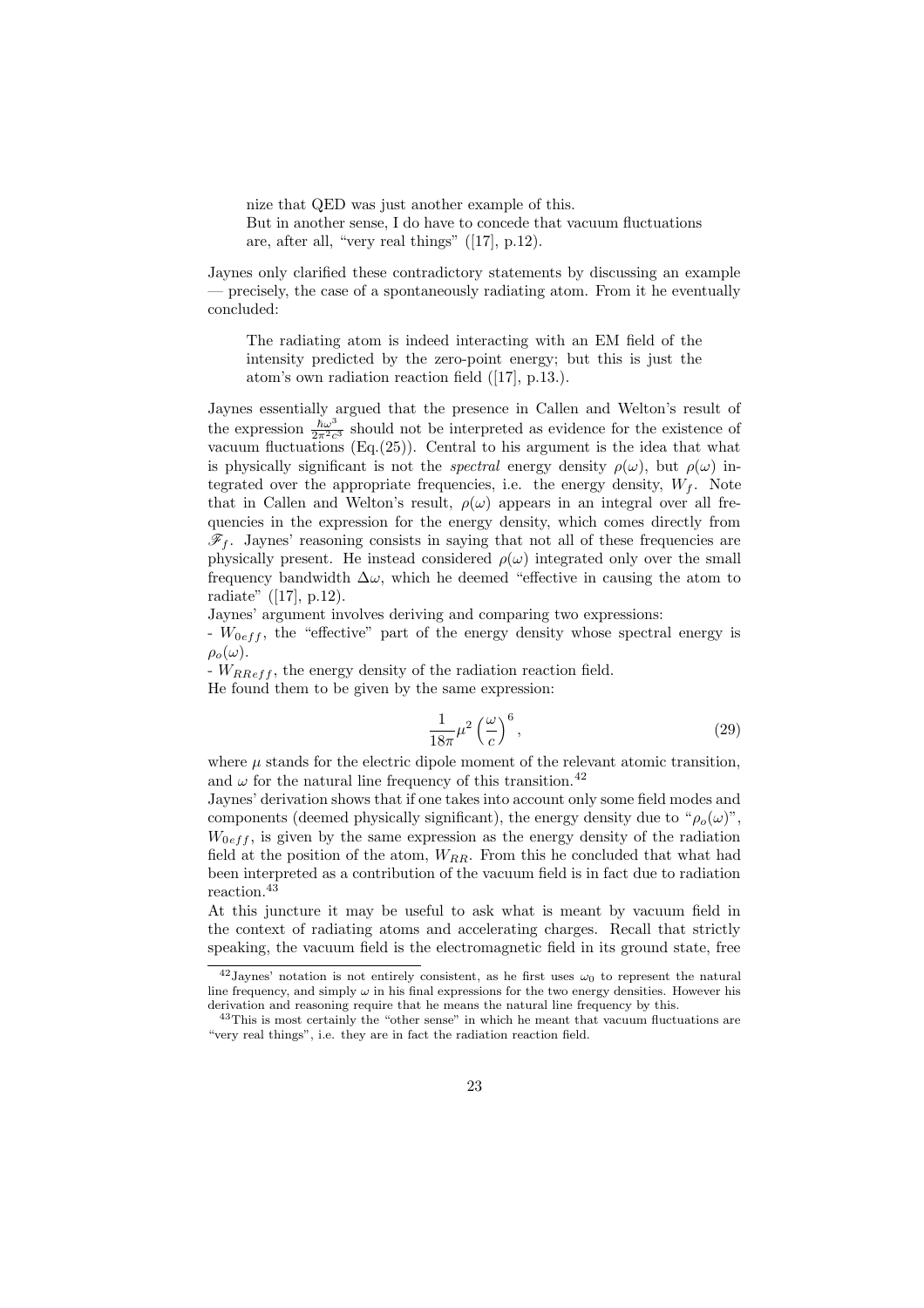nize that QED was just another example of this.
But in another sense, I do have to concede that vacuum fluctuations are, after all, "very real things" ([17], p.12).

Jaynes only clarified these contradictory statements by discussing an example — precisely, the case of a spontaneously radiating atom. From it he eventually concluded:

> The radiating atom is indeed interacting with an EM field of the intensity predicted by the zero-point energy; but this is just the atom's own radiation reaction field ([17], p.13.).

Jaynes essentially argued that the presence in Callen and Welton's result of the expression $\frac{\hbar\omega^3}{2\pi^2 c^3}$ should not be interpreted as evidence for the existence of vacuum fluctuations (Eq.(25)). Central to his argument is the idea that what is physically significant is not the *spectral* energy density $\rho(\omega)$, but $\rho(\omega)$ integrated over the appropriate frequencies, i.e. the energy density, $W_f$. Note that in Callen and Welton's result, $\rho(\omega)$ appears in an integral over all frequencies in the expression for the energy density, which comes directly from $\mathscr{F}_f$. Jaynes' reasoning consists in saying that not all of these frequencies are physically present. He instead considered $\rho(\omega)$ integrated only over the small frequency bandwidth $\Delta\omega$, which he deemed "effective in causing the atom to radiate" ([17], p.12).

Jaynes' argument involves deriving and comparing two expressions:

- $W_{0eff}$, the "effective" part of the energy density whose spectral energy is $\rho_o(\omega)$.
- $W_{RReff}$, the energy density of the radiation reaction field.

He found them to be given by the same expression:

$$\frac{1}{18\pi}\mu^2\left(\frac{\omega}{c}\right)^6, \tag{29}$$

where $\mu$ stands for the electric dipole moment of the relevant atomic transition, and $\omega$ for the natural line frequency of this transition.[42]

Jaynes' derivation shows that if one takes into account only some field modes and components (deemed physically significant), the energy density due to "$\rho_o(\omega)$", $W_{0eff}$, is given by the same expression as the energy density of the radiation field at the position of the atom, $W_{RR}$. From this he concluded that what had been interpreted as a contribution of the vacuum field is in fact due to radiation reaction.[43]

At this juncture it may be useful to ask what is meant by vacuum field in the context of radiating atoms and accelerating charges. Recall that strictly speaking, the vacuum field is the electromagnetic field in its ground state, free

---

[42] Jaynes' notation is not entirely consistent, as he first uses $\omega_0$ to represent the natural line frequency, and simply $\omega$ in his final expressions for the two energy densities. However his derivation and reasoning require that he means the natural line frequency by this.

[43] This is most certainly the "other sense" in which he meant that vacuum fluctuations are "very real things", i.e. they are in fact the radiation reaction field.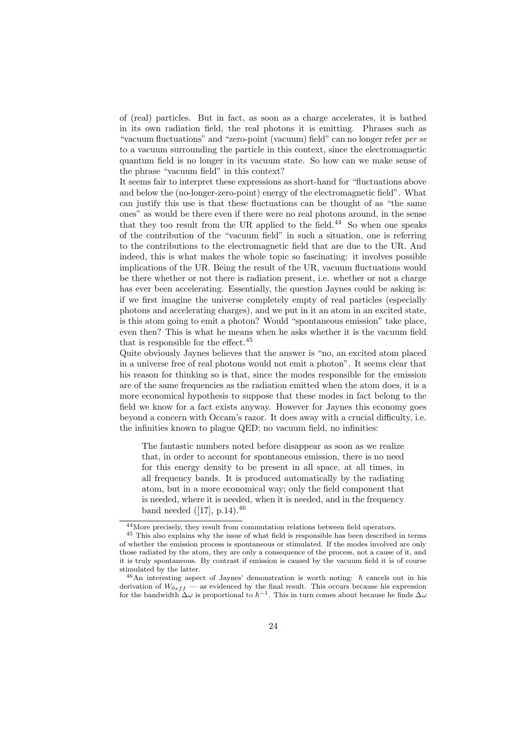of (real) particles. But in fact, as soon as a charge accelerates, it is bathed in its own radiation field, the real photons it is emitting. Phrases such as "vacuum fluctuations" and "zero-point (vacuum) field" can no longer refer *per se* to a vacuum surrounding the particle in this context, since the electromagnetic quantum field is no longer in its vacuum state. So how can we make sense of the phrase "vacuum field" in this context?

It seems fair to interpret these expressions as short-hand for "fluctuations above and below the (no-longer-zero-point) energy of the electromagnetic field". What can justify this use is that these fluctuations can be thought of as "the same ones" as would be there even if there were no real photons around, in the sense that they too result from the UR applied to the field.[44] So when one speaks of the contribution of the "vacuum field" in such a situation, one is referring to the contributions to the electromagnetic field that are due to the UR. And indeed, this is what makes the whole topic so fascinating: it involves possible implications of the UR. Being the result of the UR, vacuum fluctuations would be there whether or not there is radiation present, i.e. whether or not a charge has ever been accelerating. Essentially, the question Jaynes could be asking is: if we first imagine the universe completely empty of real particles (especially photons and accelerating charges), and we put in it an atom in an excited state, is this atom going to emit a photon? Would "spontaneous emission" take place, even then? This is what he means when he asks whether it is the vacuum field that is responsible for the effect.[45]

Quite obviously Jaynes believes that the answer is "no, an excited atom placed in a universe free of real photons would not emit a photon". It seems clear that his reason for thinking so is that, since the modes responsible for the emission are of the same frequencies as the radiation emitted when the atom does, it is a more economical hypothesis to suppose that these modes in fact belong to the field we know for a fact exists anyway. However for Jaynes this economy goes beyond a concern with Occam's razor. It does away with a crucial difficulty, i.e. the infinities known to plague QED; no vacuum field, no infinities:

> The fantastic numbers noted before disappear as soon as we realize that, in order to account for spontaneous emission, there is no need for this energy density to be present in all space, at all times, in all frequency bands. It is produced automatically by the radiating atom, but in a more economical way; only the field component that is needed, where it is needed, when it is needed, and in the frequency band needed ([17], p.14).[46]

---

[44] More precisely, they result from commutation relations between field operators.

[45] This also explains why the issue of what field is responsible has been described in terms of whether the emission process is spontaneous or stimulated. If the modes involved are only those radiated by the atom, they are only a consequence of the process, not a cause of it, and it is truly spontaneous. By contrast if emission is caused by the vacuum field it is of course stimulated by the latter.

[46] An interesting aspect of Jaynes' demonstration is worth noting: $\hbar$ cancels out in his derivation of $W_{0eff}$ — as evidenced by the final result. This occurs because his expression for the bandwidth $\Delta\omega$ is proportional to $\hbar^{-1}$. This in turn comes about because he finds $\Delta\omega$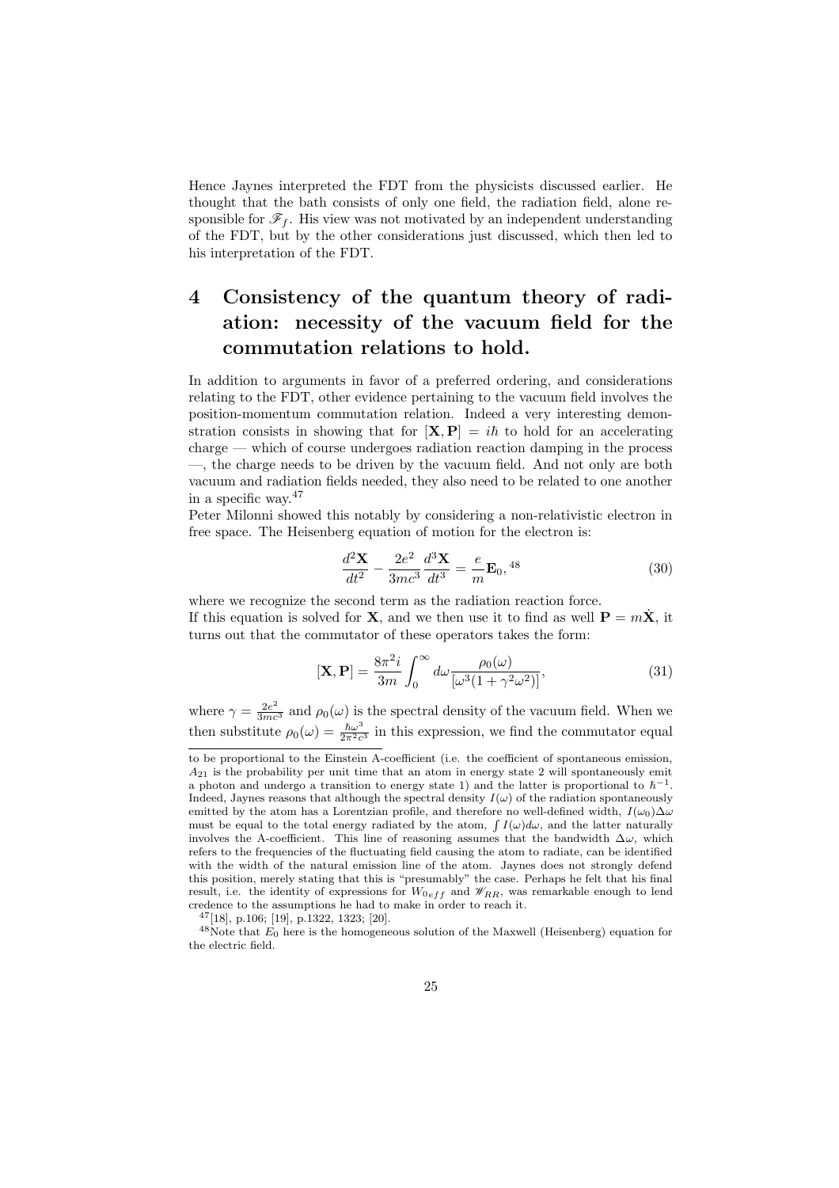Hence Jaynes interpreted the FDT from the physicists discussed earlier. He thought that the bath consists of only one field, the radiation field, alone responsible for $\mathscr{F}_f$. His view was not motivated by an independent understanding of the FDT, but by the other considerations just discussed, which then led to his interpretation of the FDT.

# 4 Consistency of the quantum theory of radiation: necessity of the vacuum field for the commutation relations to hold.

In addition to arguments in favor of a preferred ordering, and considerations relating to the FDT, other evidence pertaining to the vacuum field involves the position-momentum commutation relation. Indeed a very interesting demonstration consists in showing that for $[\mathbf{X}, \mathbf{P}] = i\hbar$ to hold for an accelerating charge — which of course undergoes radiation reaction damping in the process —, the charge needs to be driven by the vacuum field. And not only are both vacuum and radiation fields needed, they also need to be related to one another in a specific way.[47]

Peter Milonni showed this notably by considering a non-relativistic electron in free space. The Heisenberg equation of motion for the electron is:

$$\frac{d^2\mathbf{X}}{dt^2} - \frac{2e^2}{3mc^3}\frac{d^3\mathbf{X}}{dt^3} = \frac{e}{m}\mathbf{E}_0, \quad [48] \tag{30}$$

where we recognize the second term as the radiation reaction force.

If this equation is solved for $\mathbf{X}$, and we then use it to find as well $\mathbf{P} = m\dot{\mathbf{X}}$, it turns out that the commutator of these operators takes the form:

$$[\mathbf{X}, \mathbf{P}] = \frac{8\pi^2 i}{3m}\int_0^\infty d\omega \frac{\rho_0(\omega)}{[\omega^3(1+\gamma^2\omega^2)]}, \tag{31}$$

where $\gamma = \frac{2e^2}{3mc^3}$ and $\rho_0(\omega)$ is the spectral density of the vacuum field. When we then substitute $\rho_0(\omega) = \frac{\hbar\omega^3}{2\pi^2 c^3}$ in this expression, we find the commutator equal

---

to be proportional to the Einstein A-coefficient (i.e. the coefficient of spontaneous emission, $A_{21}$ is the probability per unit time that an atom in energy state 2 will spontaneously emit a photon and undergo a transition to energy state 1) and the latter is proportional to $\hbar^{-1}$. Indeed, Jaynes reasons that although the spectral density $I(\omega)$ of the radiation spontaneously emitted by the atom has a Lorentzian profile, and therefore no well-defined width, $I(\omega_0)\Delta\omega$ must be equal to the total energy radiated by the atom, $\int I(\omega)d\omega$, and the latter naturally involves the A-coefficient. This line of reasoning assumes that the bandwidth $\Delta\omega$, which refers to the frequencies of the fluctuating field causing the atom to radiate, can be identified with the width of the natural emission line of the atom. Jaynes does not strongly defend this position, merely stating that this is "presumably" the case. Perhaps he felt that his final result, i.e. the identity of expressions for $W_{0eff}$ and $\mathscr{W}_{RR}$, was remarkable enough to lend credence to the assumptions he had to make in order to reach it.

[47] [18], p.106; [19], p.1322, 1323; [20].

[48] Note that $E_0$ here is the homogeneous solution of the Maxwell (Heisenberg) equation for the electric field.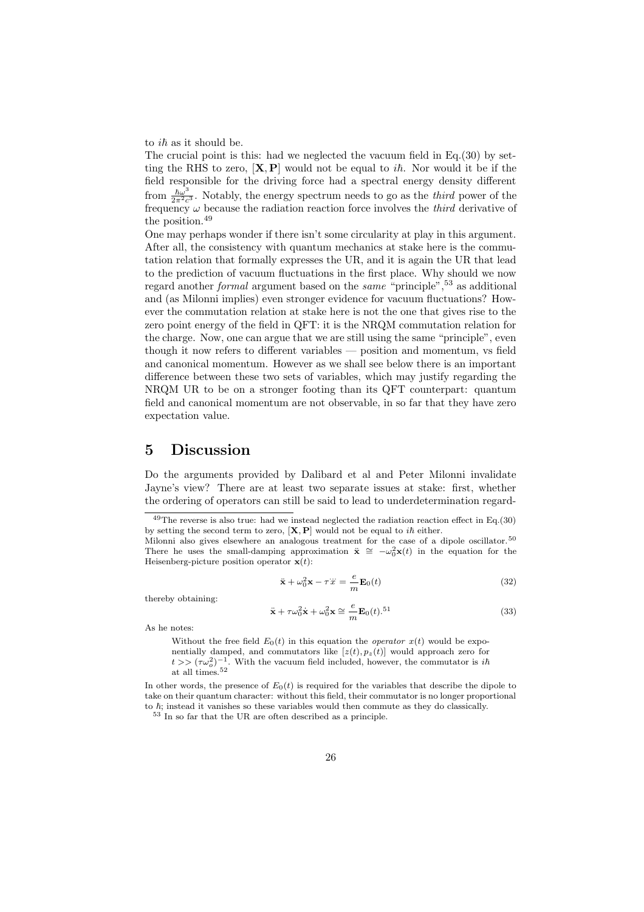to $i\hbar$ as it should be.

The crucial point is this: had we neglected the vacuum field in Eq.(30) by setting the RHS to zero, $[\mathbf{X}, \mathbf{P}]$ would not be equal to $i\hbar$. Nor would it be if the field responsible for the driving force had a spectral energy density different from $\frac{\hbar\omega^3}{2\pi^2 c^3}$. Notably, the energy spectrum needs to go as the *third* power of the frequency $\omega$ because the radiation reaction force involves the *third* derivative of the position.[49]

One may perhaps wonder if there isn't some circularity at play in this argument. After all, the consistency with quantum mechanics at stake here is the commutation relation that formally expresses the UR, and it is again the UR that lead to the prediction of vacuum fluctuations in the first place. Why should we now regard another *formal* argument based on the *same* "principle",[53] as additional and (as Milonni implies) even stronger evidence for vacuum fluctuations? However the commutation relation at stake here is not the one that gives rise to the zero point energy of the field in QFT: it is the NRQM commutation relation for the charge. Now, one can argue that we are still using the same "principle", even though it now refers to different variables — position and momentum, vs field and canonical momentum. However as we shall see below there is an important difference between these two sets of variables, which may justify regarding the NRQM UR to be on a stronger footing than its QFT counterpart: quantum field and canonical momentum are not observable, in so far that they have zero expectation value.

# 5 Discussion

Do the arguments provided by Dalibard et al and Peter Milonni invalidate Jayne's view? There are at least two separate issues at stake: first, whether the ordering of operators can still be said to lead to underdetermination regard-

---

[49] The reverse is also true: had we instead neglected the radiation reaction effect in Eq.(30) by setting the second term to zero, $[\mathbf{X}, \mathbf{P}]$ would not be equal to $i\hbar$ either.

Milonni also gives elsewhere an analogous treatment for the case of a dipole oscillator.[50] There he uses the small-damping approximation $\dddot{\mathbf{x}} \cong -\omega_0^2 \dot{\mathbf{x}}(t)$ in the equation for the Heisenberg-picture position operator $\mathbf{x}(t)$:

$$\ddot{\mathbf{x}} + \omega_0^2 \mathbf{x} - \tau \dddot{x} = \frac{e}{m}\mathbf{E}_0(t) \tag{32}$$

thereby obtaining:

$$\ddot{\mathbf{x}} + \tau\omega_0^2 \dot{\mathbf{x}} + \omega_0^2 \mathbf{x} \cong \frac{e}{m}\mathbf{E}_0(t).\text{[51]} \tag{33}$$

As he notes:

> Without the free field $E_0(t)$ in this equation the *operator* $x(t)$ would be exponentially damped, and commutators like $[z(t), p_z(t)]$ would approach zero for $t >> (\tau\omega_o^2)^{-1}$. With the vacuum field included, however, the commutator is $i\hbar$ at all times.[52]

In other words, the presence of $E_0(t)$ is required for the variables that describe the dipole to take on their quantum character: without this field, their commutator is no longer proportional to $\hbar$; instead it vanishes so these variables would then commute as they do classically.

[53] In so far that the UR are often described as a principle.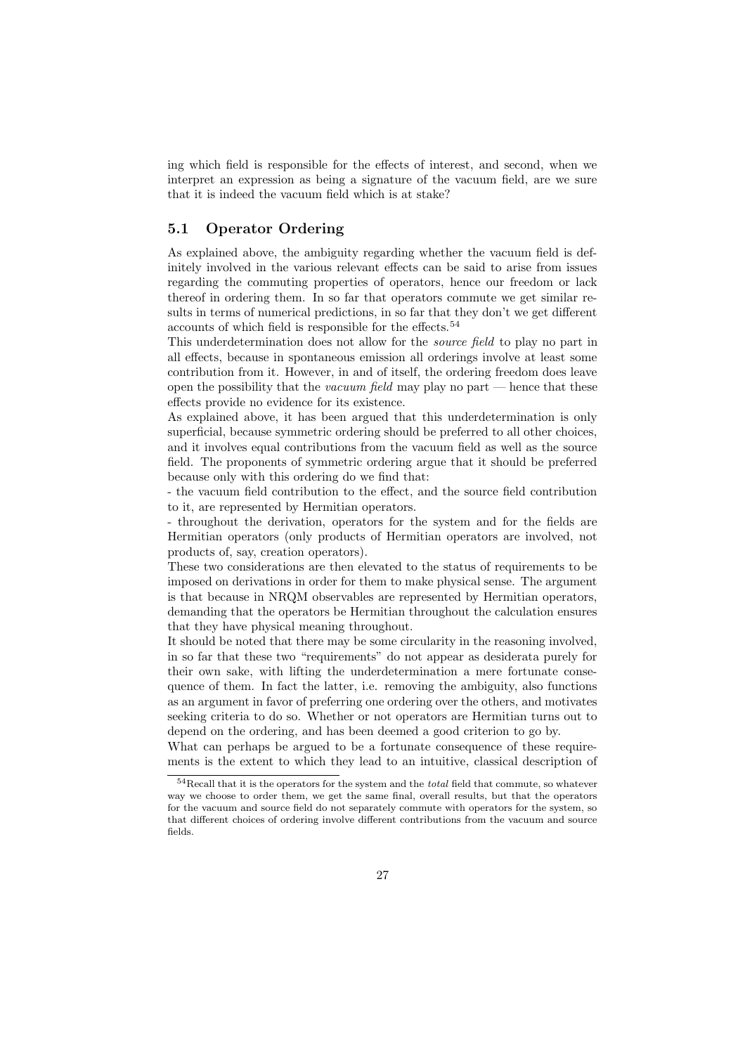ing which field is responsible for the effects of interest, and second, when we interpret an expression as being a signature of the vacuum field, are we sure that it is indeed the vacuum field which is at stake?

## 5.1 Operator Ordering

As explained above, the ambiguity regarding whether the vacuum field is definitely involved in the various relevant effects can be said to arise from issues regarding the commuting properties of operators, hence our freedom or lack thereof in ordering them. In so far that operators commute we get similar results in terms of numerical predictions, in so far that they don't we get different accounts of which field is responsible for the effects.[54]

This underdetermination does not allow for the *source field* to play no part in all effects, because in spontaneous emission all orderings involve at least some contribution from it. However, in and of itself, the ordering freedom does leave open the possibility that the *vacuum field* may play no part — hence that these effects provide no evidence for its existence.

As explained above, it has been argued that this underdetermination is only superficial, because symmetric ordering should be preferred to all other choices, and it involves equal contributions from the vacuum field as well as the source field. The proponents of symmetric ordering argue that it should be preferred because only with this ordering do we find that:

- the vacuum field contribution to the effect, and the source field contribution to it, are represented by Hermitian operators.
- throughout the derivation, operators for the system and for the fields are Hermitian operators (only products of Hermitian operators are involved, not products of, say, creation operators).

These two considerations are then elevated to the status of requirements to be imposed on derivations in order for them to make physical sense. The argument is that because in NRQM observables are represented by Hermitian operators, demanding that the operators be Hermitian throughout the calculation ensures that they have physical meaning throughout.

It should be noted that there may be some circularity in the reasoning involved, in so far that these two "requirements" do not appear as desiderata purely for their own sake, with lifting the underdetermination a mere fortunate consequence of them. In fact the latter, i.e. removing the ambiguity, also functions as an argument in favor of preferring one ordering over the others, and motivates seeking criteria to do so. Whether or not operators are Hermitian turns out to depend on the ordering, and has been deemed a good criterion to go by.

What can perhaps be argued to be a fortunate consequence of these requirements is the extent to which they lead to an intuitive, classical description of

[54] Recall that it is the operators for the system and the *total* field that commute, so whatever way we choose to order them, we get the same final, overall results, but that the operators for the vacuum and source field do not separately commute with operators for the system, so that different choices of ordering involve different contributions from the vacuum and source fields.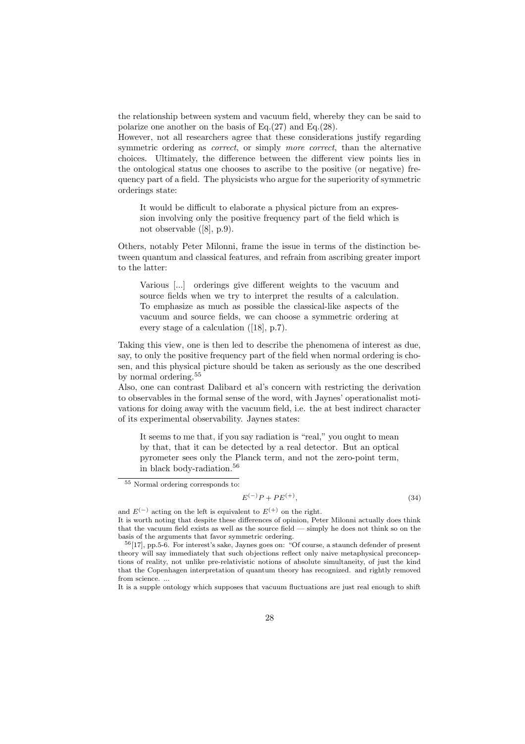the relationship between system and vacuum field, whereby they can be said to polarize one another on the basis of Eq.(27) and Eq.(28).
However, not all researchers agree that these considerations justify regarding symmetric ordering as *correct*, or simply *more correct*, than the alternative choices. Ultimately, the difference between the different view points lies in the ontological status one chooses to ascribe to the positive (or negative) frequency part of a field. The physicists who argue for the superiority of symmetric orderings state:

> It would be difficult to elaborate a physical picture from an expression involving only the positive frequency part of the field which is not observable ([8], p.9).

Others, notably Peter Milonni, frame the issue in terms of the distinction between quantum and classical features, and refrain from ascribing greater import to the latter:

> Various [...] orderings give different weights to the vacuum and source fields when we try to interpret the results of a calculation. To emphasize as much as possible the classical-like aspects of the vacuum and source fields, we can choose a symmetric ordering at every stage of a calculation ([18], p.7).

Taking this view, one is then led to describe the phenomena of interest as due, say, to only the positive frequency part of the field when normal ordering is chosen, and this physical picture should be taken as seriously as the one described by normal ordering.[55]
Also, one can contrast Dalibard et al's concern with restricting the derivation to observables in the formal sense of the word, with Jaynes' operationalist motivations for doing away with the vacuum field, i.e. the at best indirect character of its experimental observability. Jaynes states:

> It seems to me that, if you say radiation is "real," you ought to mean by that, that it can be detected by a real detector. But an optical pyrometer sees only the Planck term, and not the zero-point term, in black body-radiation.[56]

---

[55] Normal ordering corresponds to:

$$E^{(-)}P + PE^{(+)}, \tag{34}$$

and $E^{(-)}$ acting on the left is equivalent to $E^{(+)}$ on the right.
It is worth noting that despite these differences of opinion, Peter Milonni actually does think that the vacuum field exists as well as the source field — simply he does not think so on the basis of the arguments that favor symmetric ordering.

[56] [17], pp.5-6. For interest's sake, Jaynes goes on: "Of course, a staunch defender of present theory will say immediately that such objections reflect only naive metaphysical preconceptions of reality, not unlike pre-relativistic notions of absolute simultaneity, of just the kind that the Copenhagen interpretation of quantum theory has recognized. and rightly removed from science. ...
It is a supple ontology which supposes that vacuum fluctuations are just real enough to shift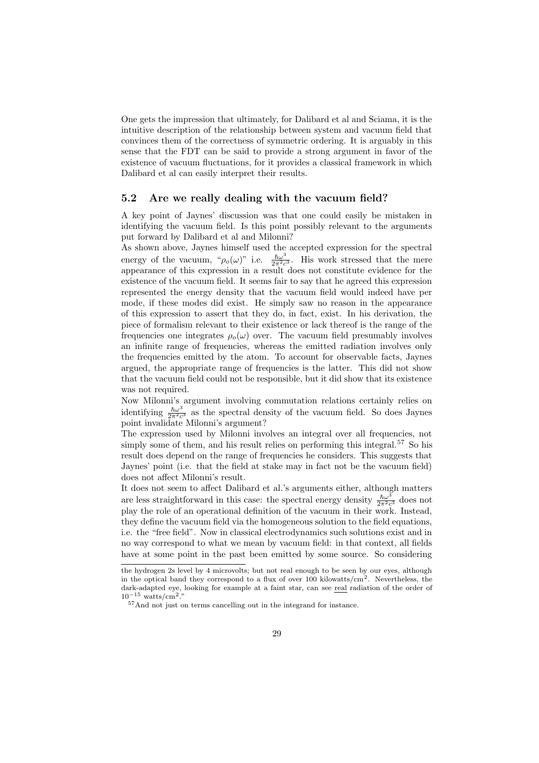One gets the impression that ultimately, for Dalibard et al and Sciama, it is the intuitive description of the relationship between system and vacuum field that convinces them of the correctness of symmetric ordering. It is arguably in this sense that the FDT can be said to provide a strong argument in favor of the existence of vacuum fluctuations, for it provides a classical framework in which Dalibard et al can easily interpret their results.

### 5.2 Are we really dealing with the vacuum field?

A key point of Jaynes' discussion was that one could easily be mistaken in identifying the vacuum field. Is this point possibly relevant to the arguments put forward by Dalibard et al and Milonni?

As shown above, Jaynes himself used the accepted expression for the spectral energy of the vacuum, "$\rho_o(\omega)$" i.e. $\frac{\hbar\omega^3}{2\pi^2c^3}$. His work stressed that the mere appearance of this expression in a result does not constitute evidence for the existence of the vacuum field. It seems fair to say that he agreed this expression represented the energy density that the vacuum field would indeed have per mode, if these modes did exist. He simply saw no reason in the appearance of this expression to assert that they do, in fact, exist. In his derivation, the piece of formalism relevant to their existence or lack thereof is the range of the frequencies one integrates $\rho_o(\omega)$ over. The vacuum field presumably involves an infinite range of frequencies, whereas the emitted radiation involves only the frequencies emitted by the atom. To account for observable facts, Jaynes argued, the appropriate range of frequencies is the latter. This did not show that the vacuum field could not be responsible, but it did show that its existence was not required.

Now Milonni's argument involving commutation relations certainly relies on identifying $\frac{\hbar\omega^3}{2\pi^2c^3}$ as the spectral density of the vacuum field. So does Jaynes point invalidate Milonni's argument?

The expression used by Milonni involves an integral over all frequencies, not simply some of them, and his result relies on performing this integral.[57] So his result does depend on the range of frequencies he considers. This suggests that Jaynes' point (i.e. that the field at stake may in fact not be the vacuum field) does not affect Milonni's result.

It does not seem to affect Dalibard et al.'s arguments either, although matters are less straightforward in this case: the spectral energy density $\frac{\hbar\omega^3}{2\pi^2c^3}$ does not play the role of an operational definition of the vacuum in their work. Instead, they define the vacuum field via the homogeneous solution to the field equations, i.e. the "free field". Now in classical electrodynamics such solutions exist and in no way correspond to what we mean by vacuum field: in that context, all fields have at some point in the past been emitted by some source. So considering

---

the hydrogen 2s level by 4 microvolts; but not real enough to be seen by our eyes, although in the optical band they correspond to a flux of over 100 kilowatts/cm$^2$. Nevertheless, the dark-adapted eye, looking for example at a faint star, can see real radiation of the order of $10^{-15}$ watts/cm$^2$."

[57] And not just on terms cancelling out in the integrand for instance.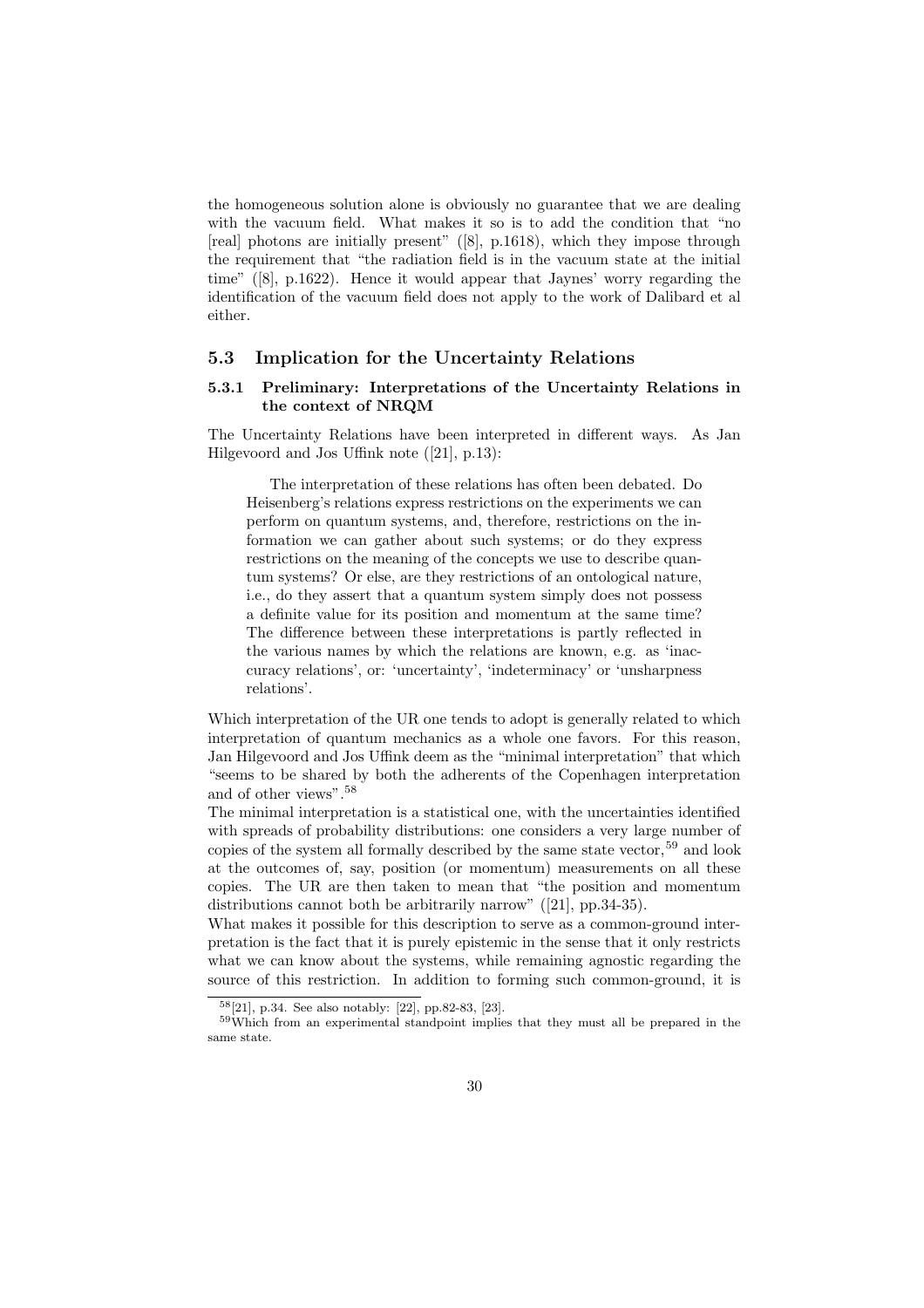the homogeneous solution alone is obviously no guarantee that we are dealing with the vacuum field. What makes it so is to add the condition that "no [real] photons are initially present" ([8], p.1618), which they impose through the requirement that "the radiation field is in the vacuum state at the initial time" ([8], p.1622). Hence it would appear that Jaynes' worry regarding the identification of the vacuum field does not apply to the work of Dalibard et al either.

## 5.3 Implication for the Uncertainty Relations

### 5.3.1 Preliminary: Interpretations of the Uncertainty Relations in the context of NRQM

The Uncertainty Relations have been interpreted in different ways. As Jan Hilgevoord and Jos Uffink note ([21], p.13):

> The interpretation of these relations has often been debated. Do Heisenberg's relations express restrictions on the experiments we can perform on quantum systems, and, therefore, restrictions on the information we can gather about such systems; or do they express restrictions on the meaning of the concepts we use to describe quantum systems? Or else, are they restrictions of an ontological nature, i.e., do they assert that a quantum system simply does not possess a definite value for its position and momentum at the same time? The difference between these interpretations is partly reflected in the various names by which the relations are known, e.g. as 'inaccuracy relations', or: 'uncertainty', 'indeterminacy' or 'unsharpness relations'.

Which interpretation of the UR one tends to adopt is generally related to which interpretation of quantum mechanics as a whole one favors. For this reason, Jan Hilgevoord and Jos Uffink deem as the "minimal interpretation" that which "seems to be shared by both the adherents of the Copenhagen interpretation and of other views".[58]

The minimal interpretation is a statistical one, with the uncertainties identified with spreads of probability distributions: one considers a very large number of copies of the system all formally described by the same state vector,[59] and look at the outcomes of, say, position (or momentum) measurements on all these copies. The UR are then taken to mean that "the position and momentum distributions cannot both be arbitrarily narrow" ([21], pp.34-35).

What makes it possible for this description to serve as a common-ground interpretation is the fact that it is purely epistemic in the sense that it only restricts what we can know about the systems, while remaining agnostic regarding the source of this restriction. In addition to forming such common-ground, it is

[58] [21], p.34. See also notably: [22], pp.82-83, [23].

[59] Which from an experimental standpoint implies that they must all be prepared in the same state.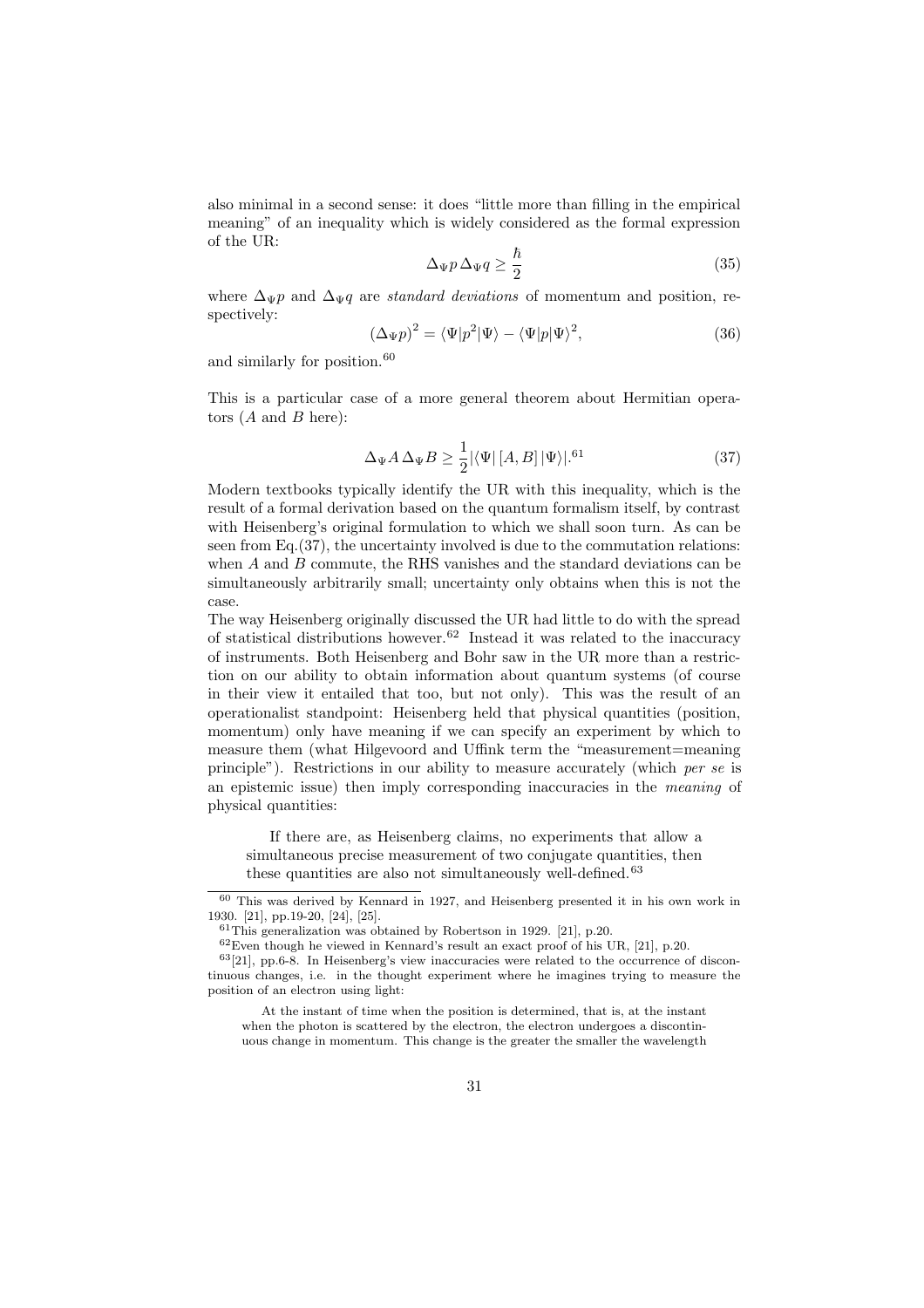also minimal in a second sense: it does "little more than filling in the empirical meaning" of an inequality which is widely considered as the formal expression of the UR:

$$\Delta_\Psi p \, \Delta_\Psi q \geq \frac{\hbar}{2} \tag{35}$$

where $\Delta_\Psi p$ and $\Delta_\Psi q$ are *standard deviations* of momentum and position, respectively:

$$(\Delta_\Psi p)^2 = \langle \Psi | p^2 | \Psi \rangle - \langle \Psi | p | \Psi \rangle^2, \tag{36}$$

and similarly for position.[60]

This is a particular case of a more general theorem about Hermitian operators ($A$ and $B$ here):

$$\Delta_\Psi A \, \Delta_\Psi B \geq \frac{1}{2} |\langle \Psi | \, [A, B] \, | \Psi \rangle|. \tag{37}$$

[61]

Modern textbooks typically identify the UR with this inequality, which is the result of a formal derivation based on the quantum formalism itself, by contrast with Heisenberg's original formulation to which we shall soon turn. As can be seen from Eq.(37), the uncertainty involved is due to the commutation relations: when $A$ and $B$ commute, the RHS vanishes and the standard deviations can be simultaneously arbitrarily small; uncertainty only obtains when this is not the case.

The way Heisenberg originally discussed the UR had little to do with the spread of statistical distributions however.[62] Instead it was related to the inaccuracy of instruments. Both Heisenberg and Bohr saw in the UR more than a restriction on our ability to obtain information about quantum systems (of course in their view it entailed that too, but not only). This was the result of an operationalist standpoint: Heisenberg held that physical quantities (position, momentum) only have meaning if we can specify an experiment by which to measure them (what Hilgevoord and Uffink term the "measurement=meaning principle"). Restrictions in our ability to measure accurately (which *per se* is an epistemic issue) then imply corresponding inaccuracies in the *meaning* of physical quantities:

> If there are, as Heisenberg claims, no experiments that allow a simultaneous precise measurement of two conjugate quantities, then these quantities are also not simultaneously well-defined.[63]

---

[60] This was derived by Kennard in 1927, and Heisenberg presented it in his own work in 1930. [21], pp.19-20, [24], [25].

[61] This generalization was obtained by Robertson in 1929. [21], p.20.

[62] Even though he viewed in Kennard's result an exact proof of his UR, [21], p.20.

[63] [21], pp.6-8. In Heisenberg's view inaccuracies were related to the occurrence of discontinuous changes, i.e. in the thought experiment where he imagines trying to measure the position of an electron using light:

> At the instant of time when the position is determined, that is, at the instant when the photon is scattered by the electron, the electron undergoes a discontinuous change in momentum. This change is the greater the smaller the wavelength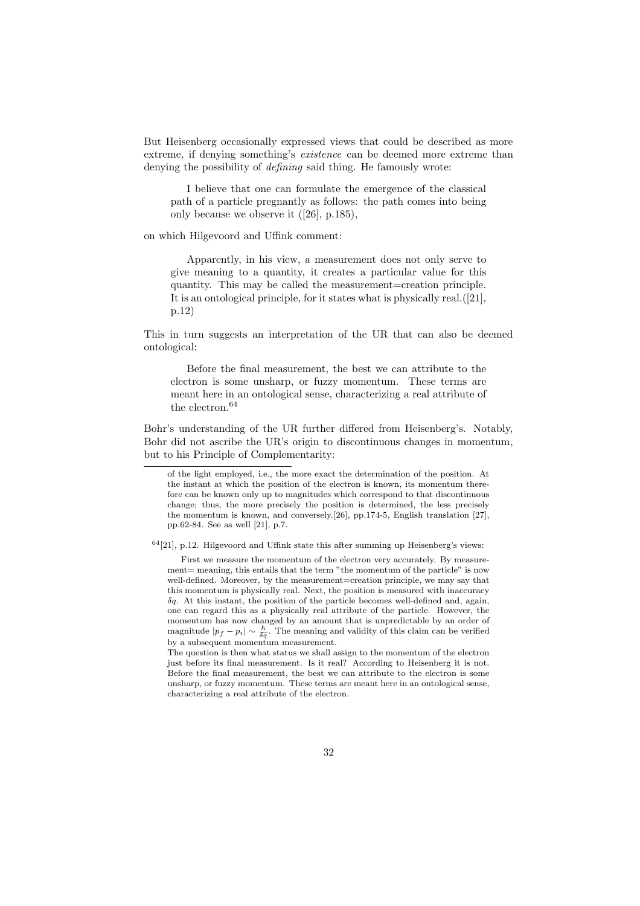But Heisenberg occasionally expressed views that could be described as more extreme, if denying something's *existence* can be deemed more extreme than denying the possibility of *defining* said thing. He famously wrote:

> I believe that one can formulate the emergence of the classical path of a particle pregnantly as follows: the path comes into being only because we observe it ([26], p.185),

on which Hilgevoord and Uffink comment:

> Apparently, in his view, a measurement does not only serve to give meaning to a quantity, it creates a particular value for this quantity. This may be called the measurement=creation principle. It is an ontological principle, for it states what is physically real.([21], p.12)

This in turn suggests an interpretation of the UR that can also be deemed ontological:

> Before the final measurement, the best we can attribute to the electron is some unsharp, or fuzzy momentum. These terms are meant here in an ontological sense, characterizing a real attribute of the electron.[64]

Bohr's understanding of the UR further differed from Heisenberg's. Notably, Bohr did not ascribe the UR's origin to discontinuous changes in momentum, but to his Principle of Complementarity:

---

of the light employed, i.e., the more exact the determination of the position. At the instant at which the position of the electron is known, its momentum therefore can be known only up to magnitudes which correspond to that discontinuous change; thus, the more precisely the position is determined, the less precisely the momentum is known, and conversely.[26], pp.174-5, English translation [27], pp.62-84. See as well [21], p.7.

[64][21], p.12. Hilgevoord and Uffink state this after summing up Heisenberg's views:

> First we measure the momentum of the electron very accurately. By measurement= meaning, this entails that the term "the momentum of the particle" is now well-defined. Moreover, by the measurement=creation principle, we may say that this momentum is physically real. Next, the position is measured with inaccuracy $\delta q$. At this instant, the position of the particle becomes well-defined and, again, one can regard this as a physically real attribute of the particle. However, the momentum has now changed by an amount that is unpredictable by an order of magnitude $|p_f - p_i| \sim \frac{\hbar}{\delta q}$. The meaning and validity of this claim can be verified by a subsequent momentum measurement.
>
> The question is then what status we shall assign to the momentum of the electron just before its final measurement. Is it real? According to Heisenberg it is not. Before the final measurement, the best we can attribute to the electron is some unsharp, or fuzzy momentum. These terms are meant here in an ontological sense, characterizing a real attribute of the electron.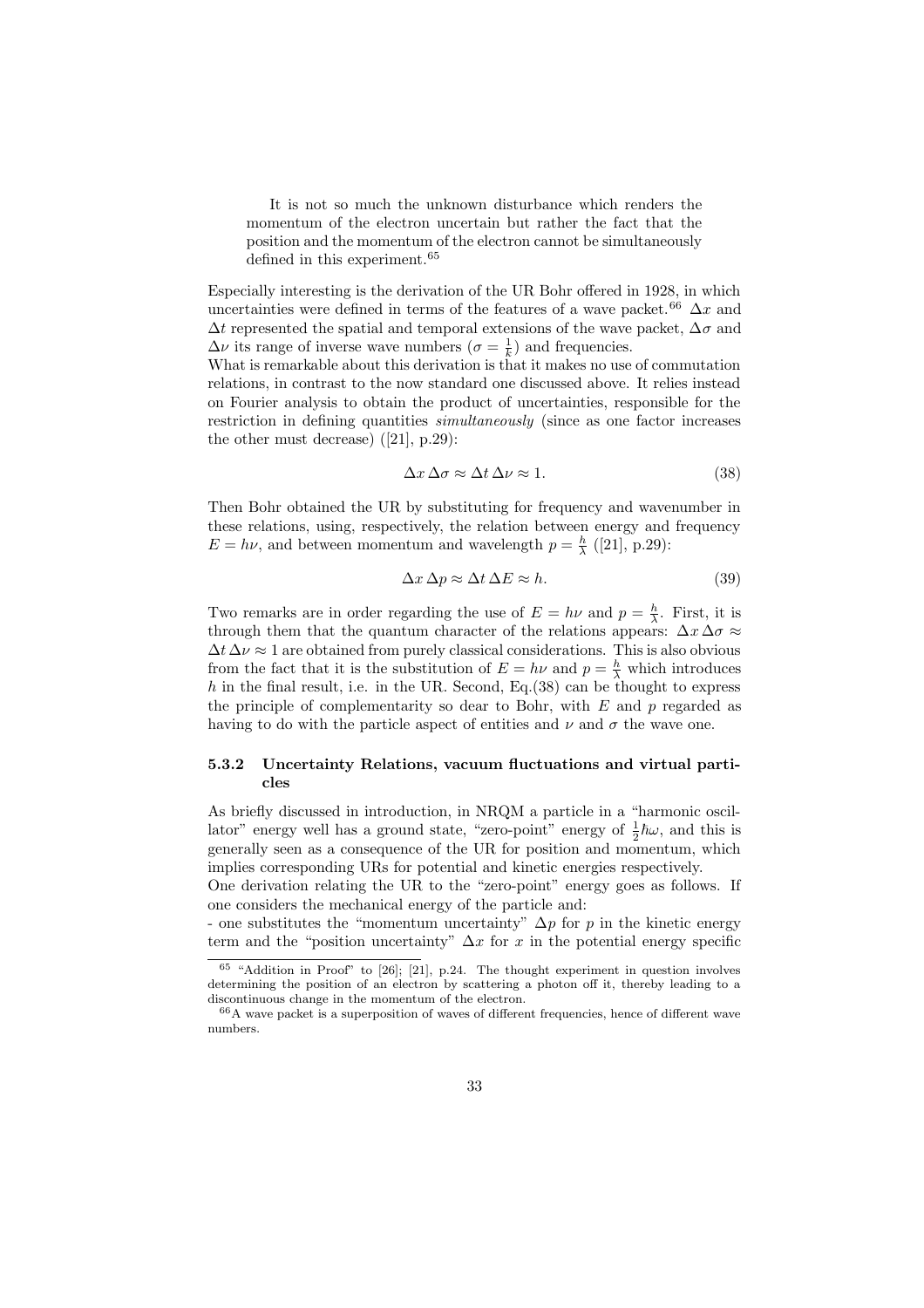> It is not so much the unknown disturbance which renders the momentum of the electron uncertain but rather the fact that the position and the momentum of the electron cannot be simultaneously defined in this experiment.[65]

Especially interesting is the derivation of the UR Bohr offered in 1928, in which uncertainties were defined in terms of the features of a wave packet.[66] $\Delta x$ and $\Delta t$ represented the spatial and temporal extensions of the wave packet, $\Delta\sigma$ and $\Delta\nu$ its range of inverse wave numbers ($\sigma = \frac{1}{k}$) and frequencies.
What is remarkable about this derivation is that it makes no use of commutation relations, in contrast to the now standard one discussed above. It relies instead on Fourier analysis to obtain the product of uncertainties, responsible for the restriction in defining quantities *simultaneously* (since as one factor increases the other must decrease) ([21], p.29):

$$\Delta x \, \Delta\sigma \approx \Delta t \, \Delta\nu \approx 1. \tag{38}$$

Then Bohr obtained the UR by substituting for frequency and wavenumber in these relations, using, respectively, the relation between energy and frequency $E = h\nu$, and between momentum and wavelength $p = \frac{h}{\lambda}$ ([21], p.29):

$$\Delta x \, \Delta p \approx \Delta t \, \Delta E \approx h. \tag{39}$$

Two remarks are in order regarding the use of $E = h\nu$ and $p = \frac{h}{\lambda}$. First, it is through them that the quantum character of the relations appears: $\Delta x \, \Delta\sigma \approx \Delta t \, \Delta\nu \approx 1$ are obtained from purely classical considerations. This is also obvious from the fact that it is the substitution of $E = h\nu$ and $p = \frac{h}{\lambda}$ which introduces $h$ in the final result, i.e. in the UR. Second, Eq.(38) can be thought to express the principle of complementarity so dear to Bohr, with $E$ and $p$ regarded as having to do with the particle aspect of entities and $\nu$ and $\sigma$ the wave one.

#### 5.3.2 Uncertainty Relations, vacuum fluctuations and virtual particles

As briefly discussed in introduction, in NRQM a particle in a "harmonic oscillator" energy well has a ground state, "zero-point" energy of $\frac{1}{2}\hbar\omega$, and this is generally seen as a consequence of the UR for position and momentum, which implies corresponding URs for potential and kinetic energies respectively.
One derivation relating the UR to the "zero-point" energy goes as follows. If one considers the mechanical energy of the particle and:
- one substitutes the "momentum uncertainty" $\Delta p$ for $p$ in the kinetic energy term and the "position uncertainty" $\Delta x$ for $x$ in the potential energy specific

---

[65] "Addition in Proof" to [26]; [21], p.24. The thought experiment in question involves determining the position of an electron by scattering a photon off it, thereby leading to a discontinuous change in the momentum of the electron.

[66] A wave packet is a superposition of waves of different frequencies, hence of different wave numbers.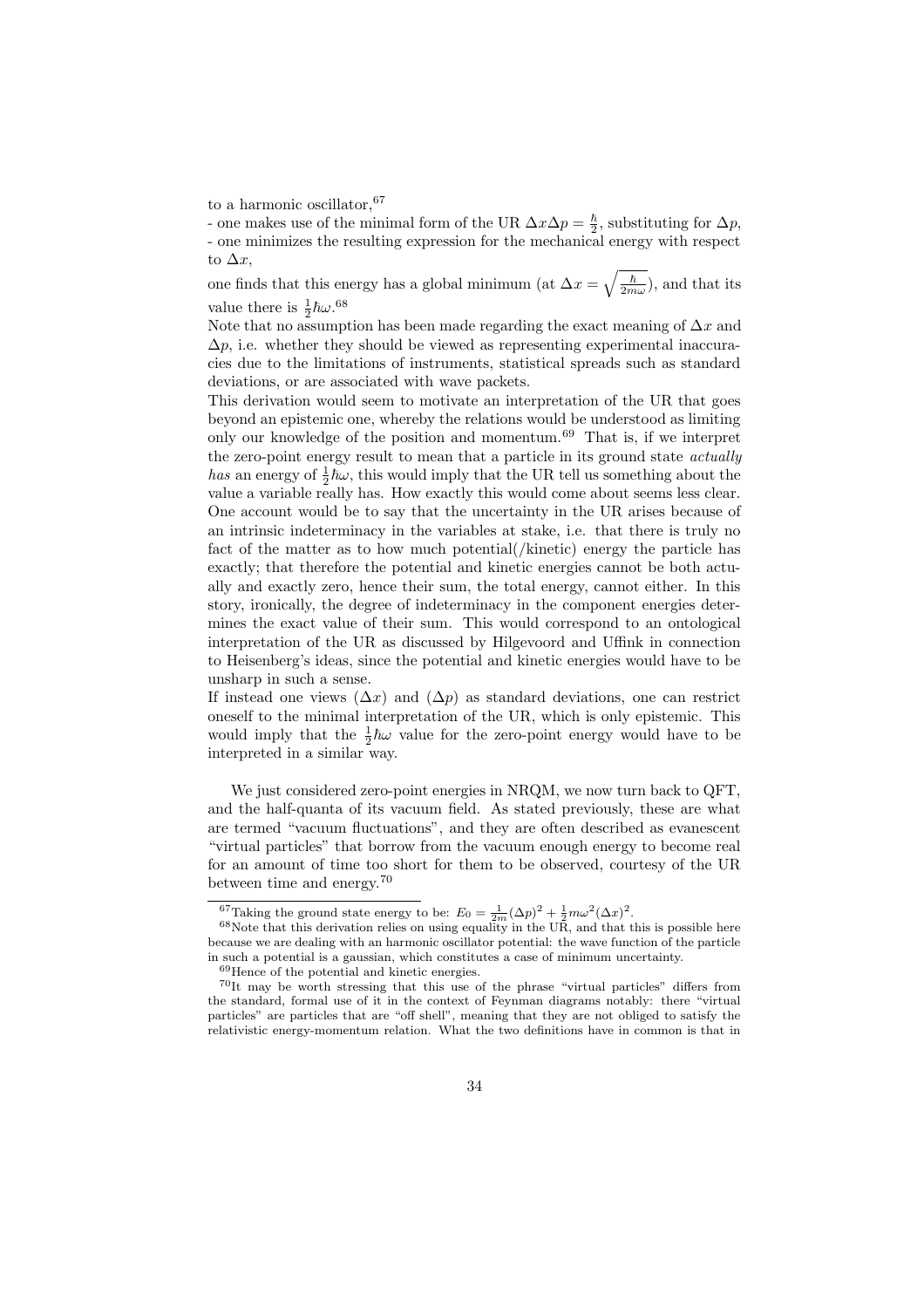to a harmonic oscillator,[67]

- one makes use of the minimal form of the UR $\Delta x \Delta p = \frac{\hbar}{2}$, substituting for $\Delta p$,
- one minimizes the resulting expression for the mechanical energy with respect to $\Delta x$,

one finds that this energy has a global minimum (at $\Delta x = \sqrt{\frac{\hbar}{2m\omega}}$), and that its value there is $\frac{1}{2}\hbar\omega$.[68]

Note that no assumption has been made regarding the exact meaning of $\Delta x$ and $\Delta p$, i.e. whether they should be viewed as representing experimental inaccuracies due to the limitations of instruments, statistical spreads such as standard deviations, or are associated with wave packets.

This derivation would seem to motivate an interpretation of the UR that goes beyond an epistemic one, whereby the relations would be understood as limiting only our knowledge of the position and momentum.[69] That is, if we interpret the zero-point energy result to mean that a particle in its ground state *actually has* an energy of $\frac{1}{2}\hbar\omega$, this would imply that the UR tell us something about the value a variable really has. How exactly this would come about seems less clear. One account would be to say that the uncertainty in the UR arises because of an intrinsic indeterminacy in the variables at stake, i.e. that there is truly no fact of the matter as to how much potential(/kinetic) energy the particle has exactly; that therefore the potential and kinetic energies cannot be both actually and exactly zero, hence their sum, the total energy, cannot either. In this story, ironically, the degree of indeterminacy in the component energies determines the exact value of their sum. This would correspond to an ontological interpretation of the UR as discussed by Hilgevoord and Uffink in connection to Heisenberg's ideas, since the potential and kinetic energies would have to be unsharp in such a sense.

If instead one views ($\Delta x$) and ($\Delta p$) as standard deviations, one can restrict oneself to the minimal interpretation of the UR, which is only epistemic. This would imply that the $\frac{1}{2}\hbar\omega$ value for the zero-point energy would have to be interpreted in a similar way.

We just considered zero-point energies in NRQM, we now turn back to QFT, and the half-quanta of its vacuum field. As stated previously, these are what are termed "vacuum fluctuations", and they are often described as evanescent "virtual particles" that borrow from the vacuum enough energy to become real for an amount of time too short for them to be observed, courtesy of the UR between time and energy.[70]

---

[67] Taking the ground state energy to be: $E_0 = \frac{1}{2m}(\Delta p)^2 + \frac{1}{2}m\omega^2(\Delta x)^2$.

[68] Note that this derivation relies on using equality in the UR, and that this is possible here because we are dealing with an harmonic oscillator potential: the wave function of the particle in such a potential is a gaussian, which constitutes a case of minimum uncertainty.

[69] Hence of the potential and kinetic energies.

[70] It may be worth stressing that this use of the phrase "virtual particles" differs from the standard, formal use of it in the context of Feynman diagrams notably: there "virtual particles" are particles that are "off shell", meaning that they are not obliged to satisfy the relativistic energy-momentum relation. What the two definitions have in common is that in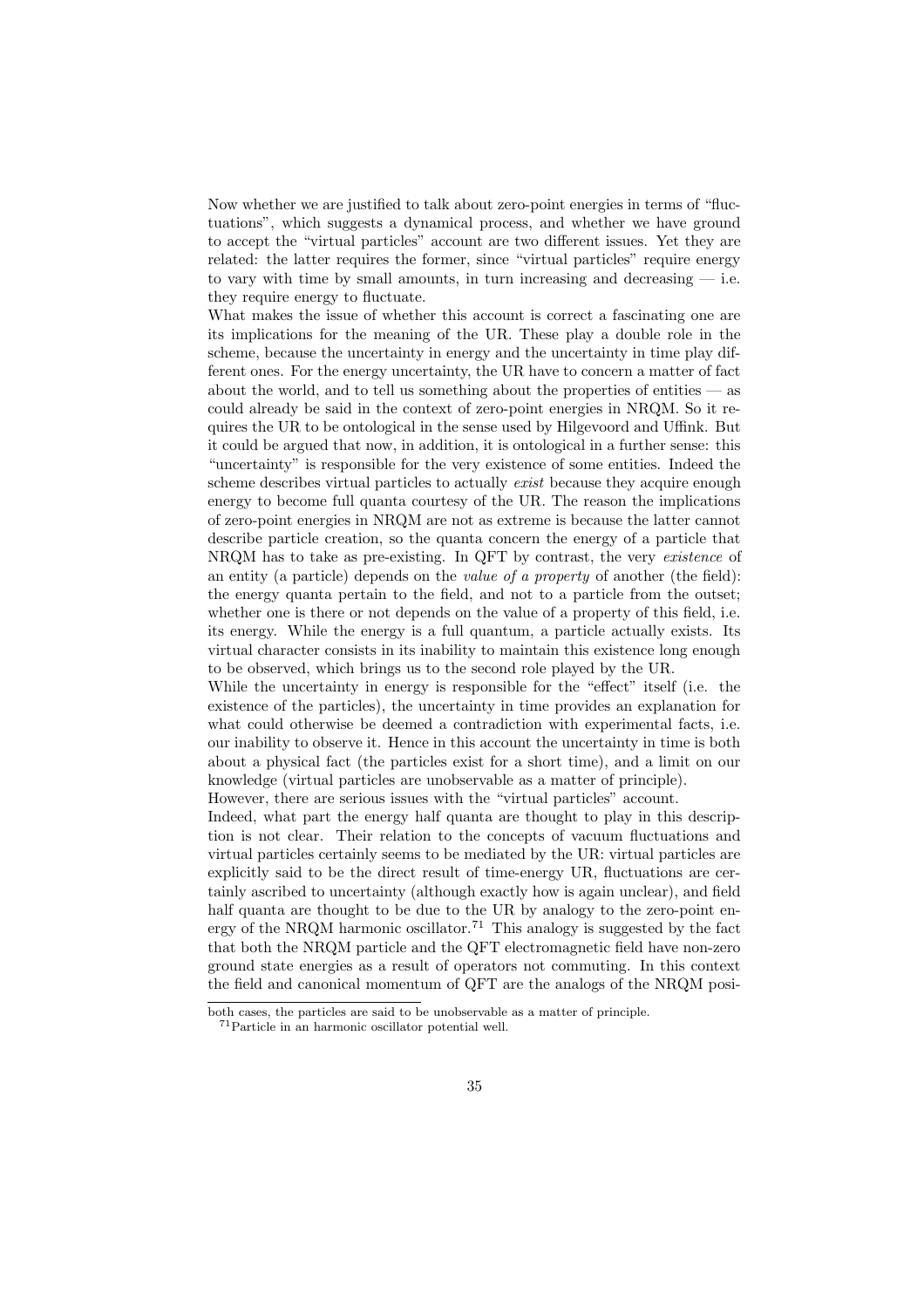Now whether we are justified to talk about zero-point energies in terms of "fluctuations", which suggests a dynamical process, and whether we have ground to accept the "virtual particles" account are two different issues. Yet they are related: the latter requires the former, since "virtual particles" require energy to vary with time by small amounts, in turn increasing and decreasing — i.e. they require energy to fluctuate.

What makes the issue of whether this account is correct a fascinating one are its implications for the meaning of the UR. These play a double role in the scheme, because the uncertainty in energy and the uncertainty in time play different ones. For the energy uncertainty, the UR have to concern a matter of fact about the world, and to tell us something about the properties of entities — as could already be said in the context of zero-point energies in NRQM. So it requires the UR to be ontological in the sense used by Hilgevoord and Uffink. But it could be argued that now, in addition, it is ontological in a further sense: this "uncertainty" is responsible for the very existence of some entities. Indeed the scheme describes virtual particles to actually *exist* because they acquire enough energy to become full quanta courtesy of the UR. The reason the implications of zero-point energies in NRQM are not as extreme is because the latter cannot describe particle creation, so the quanta concern the energy of a particle that NRQM has to take as pre-existing. In QFT by contrast, the very *existence* of an entity (a particle) depends on the *value of a property* of another (the field): the energy quanta pertain to the field, and not to a particle from the outset; whether one is there or not depends on the value of a property of this field, i.e. its energy. While the energy is a full quantum, a particle actually exists. Its virtual character consists in its inability to maintain this existence long enough to be observed, which brings us to the second role played by the UR.

While the uncertainty in energy is responsible for the "effect" itself (i.e. the existence of the particles), the uncertainty in time provides an explanation for what could otherwise be deemed a contradiction with experimental facts, i.e. our inability to observe it. Hence in this account the uncertainty in time is both about a physical fact (the particles exist for a short time), and a limit on our knowledge (virtual particles are unobservable as a matter of principle).

However, there are serious issues with the "virtual particles" account.

Indeed, what part the energy half quanta are thought to play in this description is not clear. Their relation to the concepts of vacuum fluctuations and virtual particles certainly seems to be mediated by the UR: virtual particles are explicitly said to be the direct result of time-energy UR, fluctuations are certainly ascribed to uncertainty (although exactly how is again unclear), and field half quanta are thought to be due to the UR by analogy to the zero-point energy of the NRQM harmonic oscillator.[71] This analogy is suggested by the fact that both the NRQM particle and the QFT electromagnetic field have non-zero ground state energies as a result of operators not commuting. In this context the field and canonical momentum of QFT are the analogs of the NRQM posi-

---

both cases, the particles are said to be unobservable as a matter of principle.

[71] Particle in an harmonic oscillator potential well.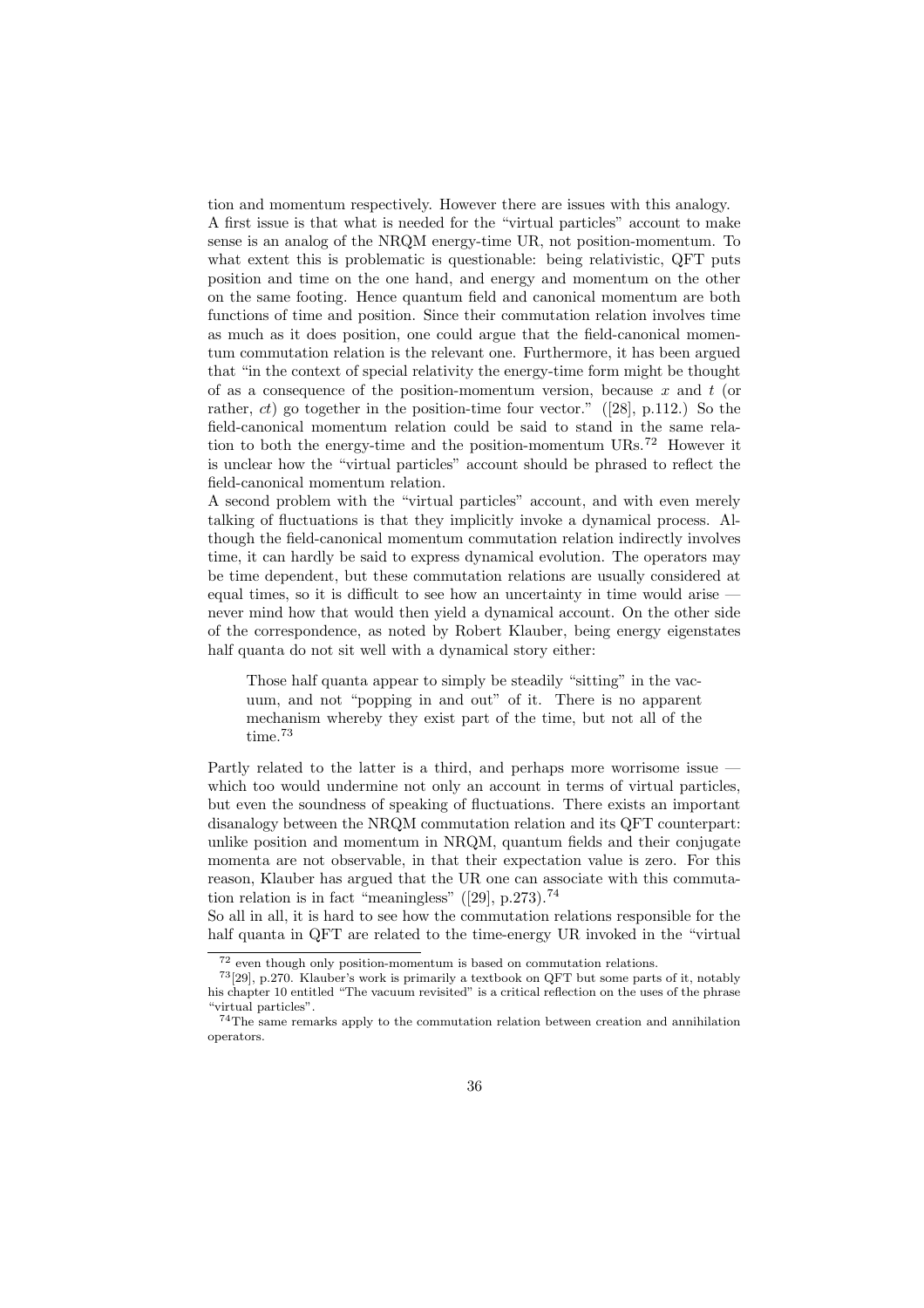tion and momentum respectively. However there are issues with this analogy.
A first issue is that what is needed for the "virtual particles" account to make sense is an analog of the NRQM energy-time UR, not position-momentum. To what extent this is problematic is questionable: being relativistic, QFT puts position and time on the one hand, and energy and momentum on the other on the same footing. Hence quantum field and canonical momentum are both functions of time and position. Since their commutation relation involves time as much as it does position, one could argue that the field-canonical momentum commutation relation is the relevant one. Furthermore, it has been argued that "in the context of special relativity the energy-time form might be thought of as a consequence of the position-momentum version, because $x$ and $t$ (or rather, $ct$) go together in the position-time four vector." ([28], p.112.) So the field-canonical momentum relation could be said to stand in the same relation to both the energy-time and the position-momentum URs.[72] However it is unclear how the "virtual particles" account should be phrased to reflect the field-canonical momentum relation.
A second problem with the "virtual particles" account, and with even merely talking of fluctuations is that they implicitly invoke a dynamical process. Although the field-canonical momentum commutation relation indirectly involves time, it can hardly be said to express dynamical evolution. The operators may be time dependent, but these commutation relations are usually considered at equal times, so it is difficult to see how an uncertainty in time would arise — never mind how that would then yield a dynamical account. On the other side of the correspondence, as noted by Robert Klauber, being energy eigenstates half quanta do not sit well with a dynamical story either:

> Those half quanta appear to simply be steadily "sitting" in the vacuum, and not "popping in and out" of it. There is no apparent mechanism whereby they exist part of the time, but not all of the time.[73]

Partly related to the latter is a third, and perhaps more worrisome issue — which too would undermine not only an account in terms of virtual particles, but even the soundness of speaking of fluctuations. There exists an important disanalogy between the NRQM commutation relation and its QFT counterpart: unlike position and momentum in NRQM, quantum fields and their conjugate momenta are not observable, in that their expectation value is zero. For this reason, Klauber has argued that the UR one can associate with this commutation relation is in fact "meaningless" ([29], p.273).[74]
So all in all, it is hard to see how the commutation relations responsible for the half quanta in QFT are related to the time-energy UR invoked in the "virtual

---

[72] even though only position-momentum is based on commutation relations.

[73] [29], p.270. Klauber's work is primarily a textbook on QFT but some parts of it, notably his chapter 10 entitled "The vacuum revisited" is a critical reflection on the uses of the phrase "virtual particles".

[74] The same remarks apply to the commutation relation between creation and annihilation operators.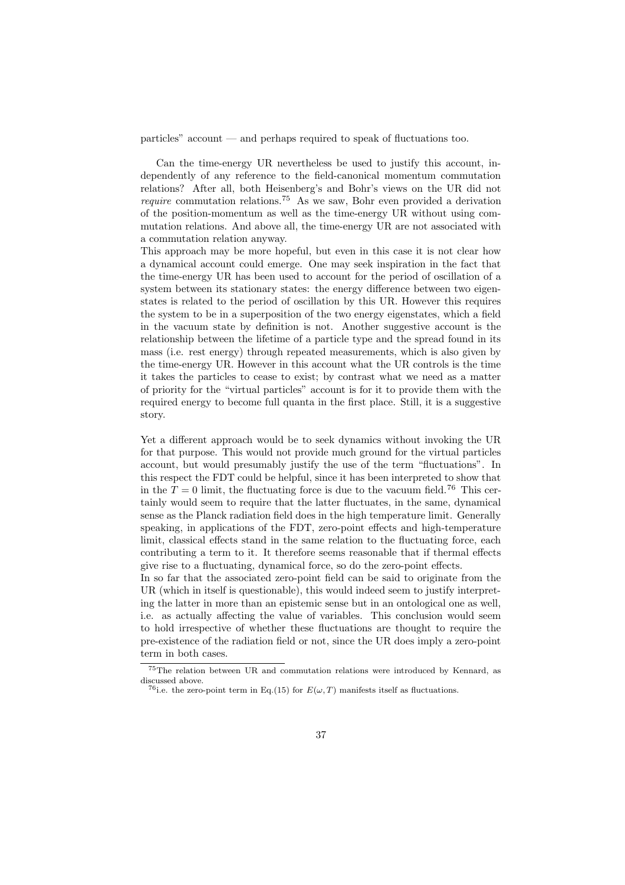particles" account — and perhaps required to speak of fluctuations too.

Can the time-energy UR nevertheless be used to justify this account, independently of any reference to the field-canonical momentum commutation relations? After all, both Heisenberg's and Bohr's views on the UR did not *require* commutation relations.[75] As we saw, Bohr even provided a derivation of the position-momentum as well as the time-energy UR without using commutation relations. And above all, the time-energy UR are not associated with a commutation relation anyway.

This approach may be more hopeful, but even in this case it is not clear how a dynamical account could emerge. One may seek inspiration in the fact that the time-energy UR has been used to account for the period of oscillation of a system between its stationary states: the energy difference between two eigenstates is related to the period of oscillation by this UR. However this requires the system to be in a superposition of the two energy eigenstates, which a field in the vacuum state by definition is not. Another suggestive account is the relationship between the lifetime of a particle type and the spread found in its mass (i.e. rest energy) through repeated measurements, which is also given by the time-energy UR. However in this account what the UR controls is the time it takes the particles to cease to exist; by contrast what we need as a matter of priority for the "virtual particles" account is for it to provide them with the required energy to become full quanta in the first place. Still, it is a suggestive story.

Yet a different approach would be to seek dynamics without invoking the UR for that purpose. This would not provide much ground for the virtual particles account, but would presumably justify the use of the term "fluctuations". In this respect the FDT could be helpful, since it has been interpreted to show that in the $T = 0$ limit, the fluctuating force is due to the vacuum field.[76] This certainly would seem to require that the latter fluctuates, in the same, dynamical sense as the Planck radiation field does in the high temperature limit. Generally speaking, in applications of the FDT, zero-point effects and high-temperature limit, classical effects stand in the same relation to the fluctuating force, each contributing a term to it. It therefore seems reasonable that if thermal effects give rise to a fluctuating, dynamical force, so do the zero-point effects.

In so far that the associated zero-point field can be said to originate from the UR (which in itself is questionable), this would indeed seem to justify interpreting the latter in more than an epistemic sense but in an ontological one as well, i.e. as actually affecting the value of variables. This conclusion would seem to hold irrespective of whether these fluctuations are thought to require the pre-existence of the radiation field or not, since the UR does imply a zero-point term in both cases.

---

[75] The relation between UR and commutation relations were introduced by Kennard, as discussed above.

[76] i.e. the zero-point term in Eq.(15) for $E(\omega, T)$ manifests itself as fluctuations.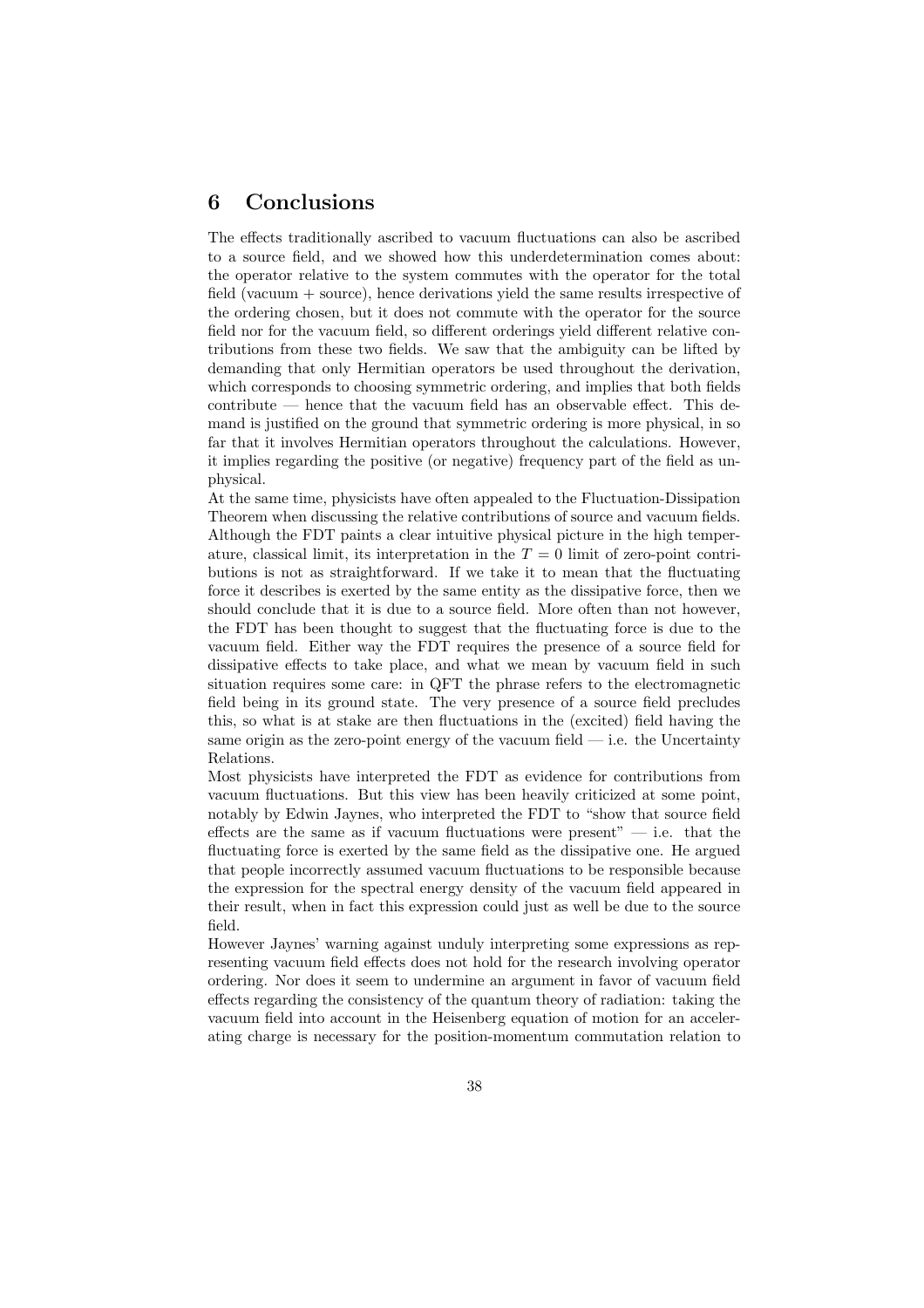## 6 Conclusions

The effects traditionally ascribed to vacuum fluctuations can also be ascribed to a source field, and we showed how this underdetermination comes about: the operator relative to the system commutes with the operator for the total field (vacuum + source), hence derivations yield the same results irrespective of the ordering chosen, but it does not commute with the operator for the source field nor for the vacuum field, so different orderings yield different relative contributions from these two fields. We saw that the ambiguity can be lifted by demanding that only Hermitian operators be used throughout the derivation, which corresponds to choosing symmetric ordering, and implies that both fields contribute — hence that the vacuum field has an observable effect. This demand is justified on the ground that symmetric ordering is more physical, in so far that it involves Hermitian operators throughout the calculations. However, it implies regarding the positive (or negative) frequency part of the field as unphysical.

At the same time, physicists have often appealed to the Fluctuation-Dissipation Theorem when discussing the relative contributions of source and vacuum fields. Although the FDT paints a clear intuitive physical picture in the high temperature, classical limit, its interpretation in the $T = 0$ limit of zero-point contributions is not as straightforward. If we take it to mean that the fluctuating force it describes is exerted by the same entity as the dissipative force, then we should conclude that it is due to a source field. More often than not however, the FDT has been thought to suggest that the fluctuating force is due to the vacuum field. Either way the FDT requires the presence of a source field for dissipative effects to take place, and what we mean by vacuum field in such situation requires some care: in QFT the phrase refers to the electromagnetic field being in its ground state. The very presence of a source field precludes this, so what is at stake are then fluctuations in the (excited) field having the same origin as the zero-point energy of the vacuum field — i.e. the Uncertainty Relations.

Most physicists have interpreted the FDT as evidence for contributions from vacuum fluctuations. But this view has been heavily criticized at some point, notably by Edwin Jaynes, who interpreted the FDT to "show that source field effects are the same as if vacuum fluctuations were present" — i.e. that the fluctuating force is exerted by the same field as the dissipative one. He argued that people incorrectly assumed vacuum fluctuations to be responsible because the expression for the spectral energy density of the vacuum field appeared in their result, when in fact this expression could just as well be due to the source field.

However Jaynes' warning against unduly interpreting some expressions as representing vacuum field effects does not hold for the research involving operator ordering. Nor does it seem to undermine an argument in favor of vacuum field effects regarding the consistency of the quantum theory of radiation: taking the vacuum field into account in the Heisenberg equation of motion for an accelerating charge is necessary for the position-momentum commutation relation to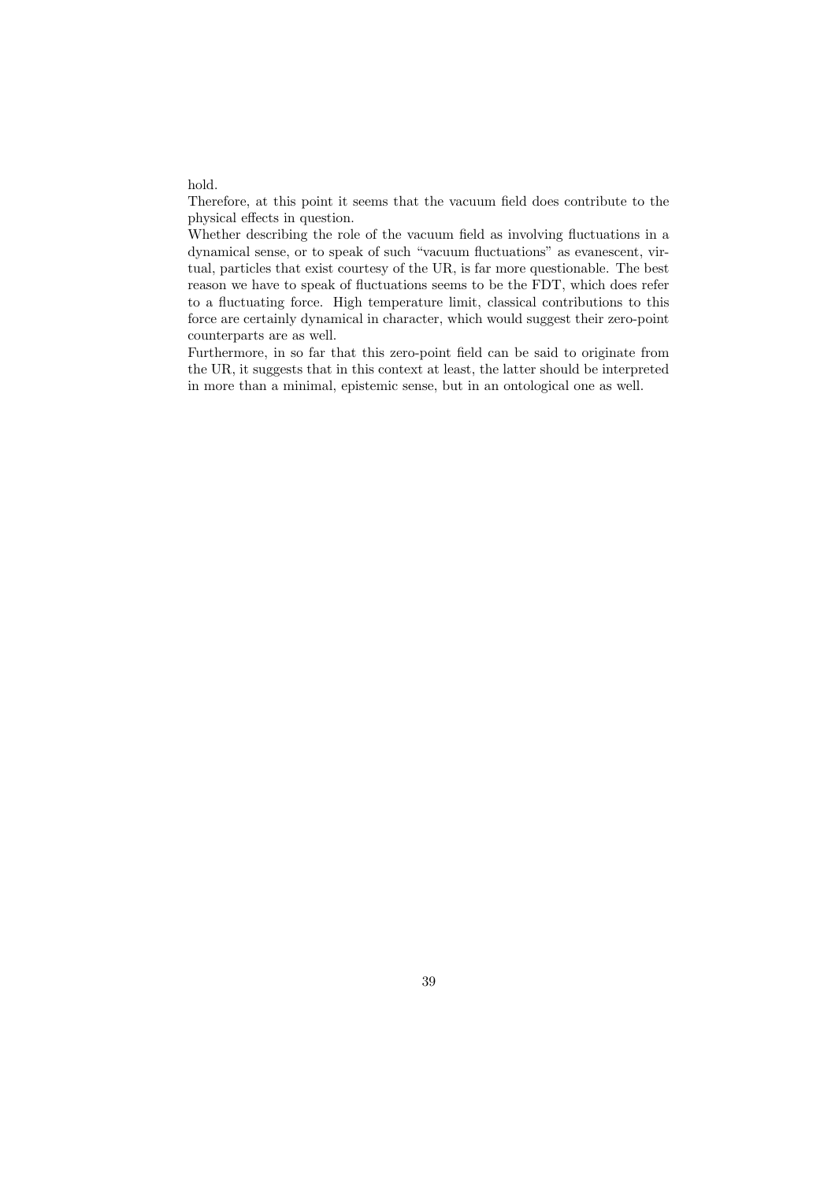hold.

Therefore, at this point it seems that the vacuum field does contribute to the physical effects in question.

Whether describing the role of the vacuum field as involving fluctuations in a dynamical sense, or to speak of such "vacuum fluctuations" as evanescent, virtual, particles that exist courtesy of the UR, is far more questionable. The best reason we have to speak of fluctuations seems to be the FDT, which does refer to a fluctuating force. High temperature limit, classical contributions to this force are certainly dynamical in character, which would suggest their zero-point counterparts are as well.

Furthermore, in so far that this zero-point field can be said to originate from the UR, it suggests that in this context at least, the latter should be interpreted in more than a minimal, epistemic sense, but in an ontological one as well.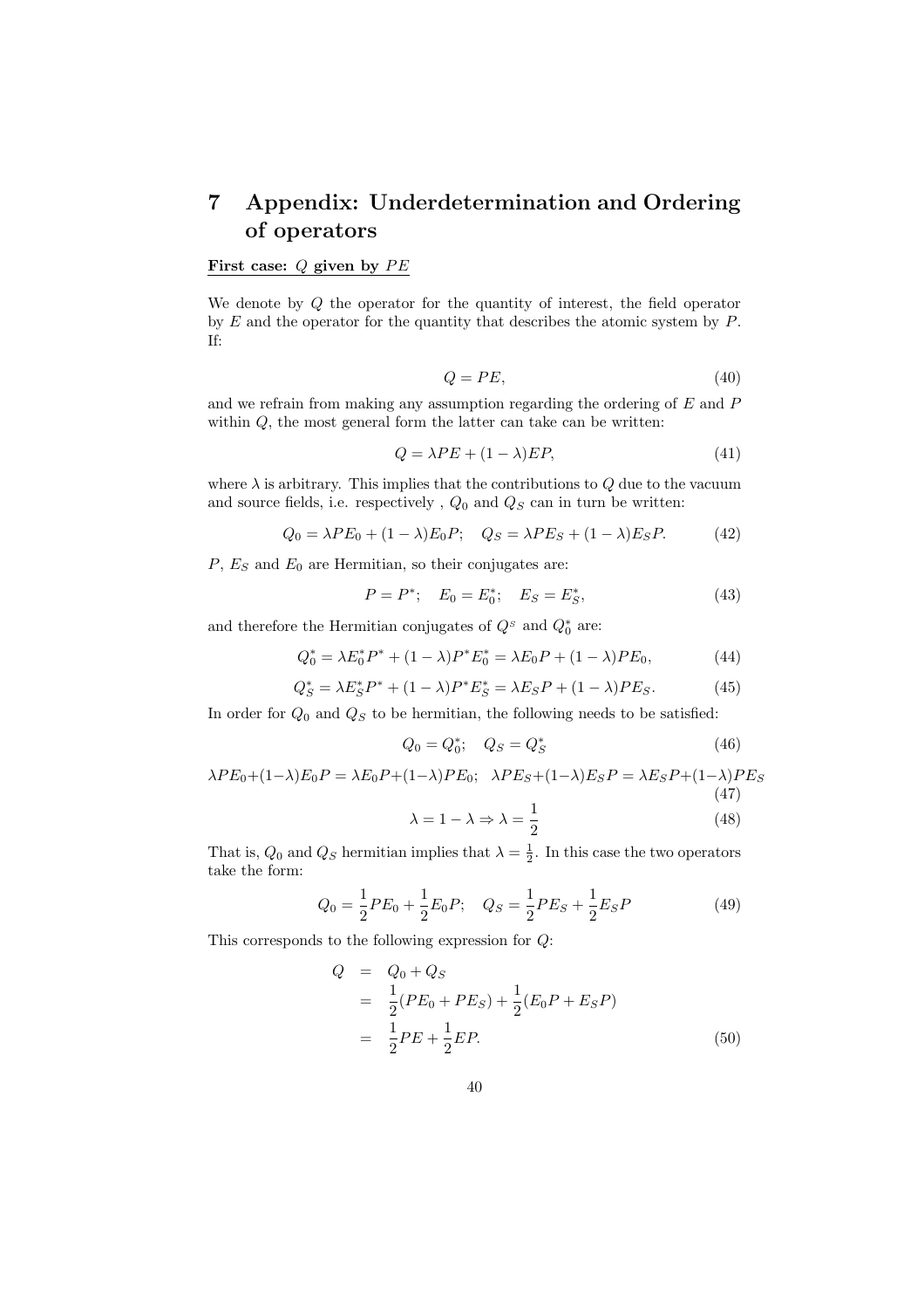# 7 Appendix: Underdetermination and Ordering of operators

**First case: $Q$ given by $PE$**

We denote by $Q$ the operator for the quantity of interest, the field operator by $E$ and the operator for the quantity that describes the atomic system by $P$. If:

$$Q = PE, \tag{40}$$

and we refrain from making any assumption regarding the ordering of $E$ and $P$ within $Q$, the most general form the latter can take can be written:

$$Q = \lambda PE + (1 - \lambda)EP, \tag{41}$$

where $\lambda$ is arbitrary. This implies that the contributions to $Q$ due to the vacuum and source fields, i.e. respectively , $Q_0$ and $Q_S$ can in turn be written:

$$Q_0 = \lambda PE_0 + (1 - \lambda)E_0 P; \quad Q_S = \lambda PE_S + (1 - \lambda)E_S P. \tag{42}$$

$P$, $E_S$ and $E_0$ are Hermitian, so their conjugates are:

$$P = P^*; \quad E_0 = E_0^*; \quad E_S = E_S^*, \tag{43}$$

and therefore the Hermitian conjugates of $Q^S$ and $Q_0^*$ are:

$$Q_0^* = \lambda E_0^* P^* + (1 - \lambda)P^* E_0^* = \lambda E_0 P + (1 - \lambda)PE_0, \tag{44}$$

$$Q_S^* = \lambda E_S^* P^* + (1 - \lambda)P^* E_S^* = \lambda E_S P + (1 - \lambda)PE_S. \tag{45}$$

In order for $Q_0$ and $Q_S$ to be hermitian, the following needs to be satisfied:

$$Q_0 = Q_0^*; \quad Q_S = Q_S^* \tag{46}$$

$$\lambda PE_0 + (1-\lambda)E_0 P = \lambda E_0 P + (1-\lambda)PE_0; \quad \lambda PE_S + (1-\lambda)E_S P = \lambda E_S P + (1-\lambda)PE_S \tag{47}$$

$$\lambda = 1 - \lambda \Rightarrow \lambda = \frac{1}{2} \tag{48}$$

That is, $Q_0$ and $Q_S$ hermitian implies that $\lambda = \frac{1}{2}$. In this case the two operators take the form:

$$Q_0 = \frac{1}{2}PE_0 + \frac{1}{2}E_0 P; \quad Q_S = \frac{1}{2}PE_S + \frac{1}{2}E_S P \tag{49}$$

This corresponds to the following expression for $Q$:

$$\begin{aligned} Q &= Q_0 + Q_S \\ &= \frac{1}{2}(PE_0 + PE_S) + \frac{1}{2}(E_0 P + E_S P) \\ &= \frac{1}{2}PE + \frac{1}{2}EP. \end{aligned} \tag{50}$$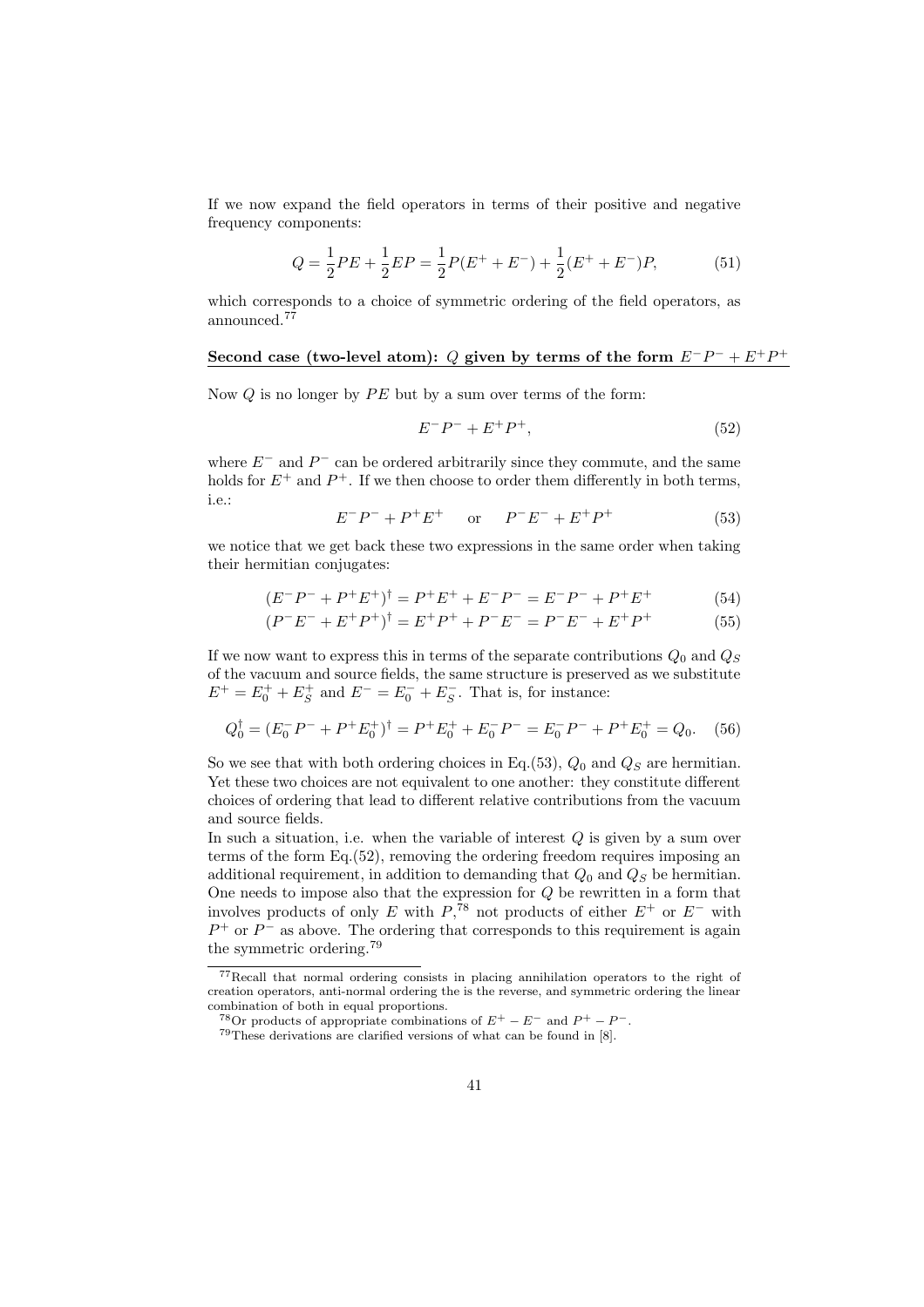If we now expand the field operators in terms of their positive and negative frequency components:

$$Q = \frac{1}{2}PE + \frac{1}{2}EP = \frac{1}{2}P(E^+ + E^-) + \frac{1}{2}(E^+ + E^-)P, \tag{51}$$

which corresponds to a choice of symmetric ordering of the field operators, as announced.[77]

**Second case (two-level atom): $Q$ given by terms of the form $E^-P^- + E^+P^+$**

Now $Q$ is no longer by $PE$ but by a sum over terms of the form:

$$E^-P^- + E^+P^+, \tag{52}$$

where $E^-$ and $P^-$ can be ordered arbitrarily since they commute, and the same holds for $E^+$ and $P^+$. If we then choose to order them differently in both terms, i.e.:

$$E^-P^- + P^+E^+ \quad \text{or} \quad P^-E^- + E^+P^+ \tag{53}$$

we notice that we get back these two expressions in the same order when taking their hermitian conjugates:

$$(E^-P^- + P^+E^+)^\dagger = P^+E^+ + E^-P^- = E^-P^- + P^+E^+ \tag{54}$$

$$(P^-E^- + E^+P^+)^\dagger = E^+P^+ + P^-E^- = P^-E^- + E^+P^+ \tag{55}$$

If we now want to express this in terms of the separate contributions $Q_0$ and $Q_S$ of the vacuum and source fields, the same structure is preserved as we substitute $E^+ = E_0^+ + E_S^+$ and $E^- = E_0^- + E_S^-$. That is, for instance:

$$Q_0^\dagger = (E_0^-P^- + P^+E_0^+)^\dagger = P^+E_0^+ + E_0^-P^- = E_0^-P^- + P^+E_0^+ = Q_0. \tag{56}$$

So we see that with both ordering choices in Eq.(53), $Q_0$ and $Q_S$ are hermitian. Yet these two choices are not equivalent to one another: they constitute different choices of ordering that lead to different relative contributions from the vacuum and source fields.

In such a situation, i.e. when the variable of interest $Q$ is given by a sum over terms of the form Eq.(52), removing the ordering freedom requires imposing an additional requirement, in addition to demanding that $Q_0$ and $Q_S$ be hermitian. One needs to impose also that the expression for $Q$ be rewritten in a form that involves products of only $E$ with $P$,[78] not products of either $E^+$ or $E^-$ with $P^+$ or $P^-$ as above. The ordering that corresponds to this requirement is again the symmetric ordering.[79]

[77] Recall that normal ordering consists in placing annihilation operators to the right of creation operators, anti-normal ordering the is the reverse, and symmetric ordering the linear combination of both in equal proportions.

[78] Or products of appropriate combinations of $E^+ - E^-$ and $P^+ - P^-$.

[79] These derivations are clarified versions of what can be found in [8].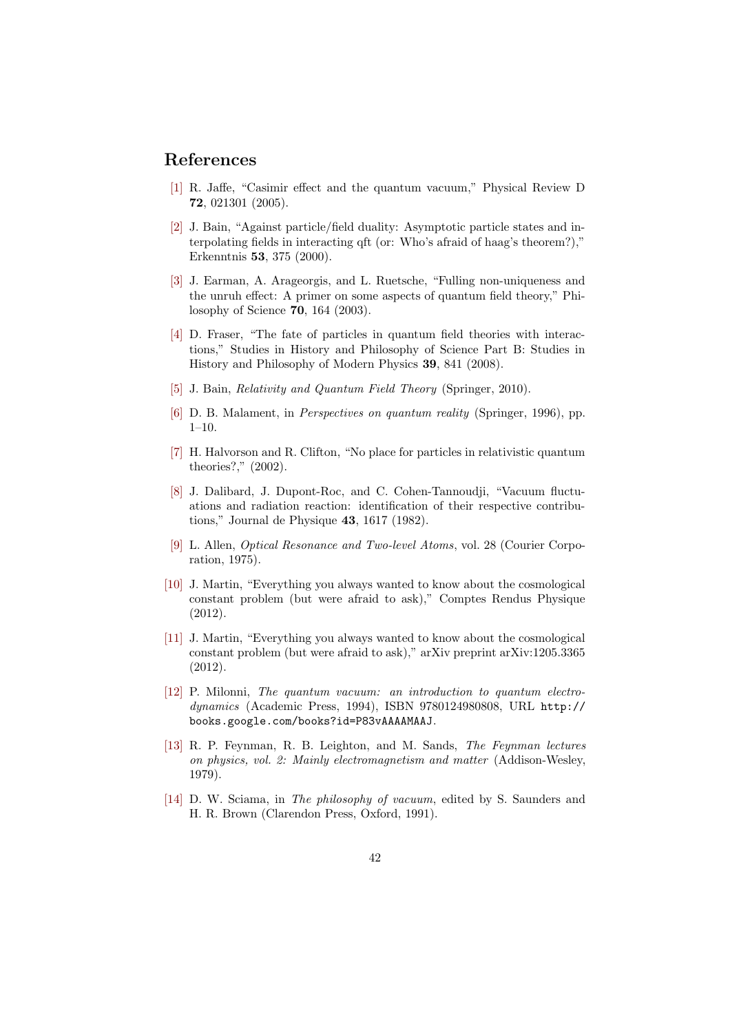## References

[1] R. Jaffe, “Casimir effect and the quantum vacuum,” Physical Review D **72**, 021301 (2005).

[2] J. Bain, “Against particle/field duality: Asymptotic particle states and interpolating fields in interacting qft (or: Who’s afraid of haag’s theorem?),” Erkenntnis **53**, 375 (2000).

[3] J. Earman, A. Arageorgis, and L. Ruetsche, “Fulling non-uniqueness and the unruh effect: A primer on some aspects of quantum field theory,” Philosophy of Science **70**, 164 (2003).

[4] D. Fraser, “The fate of particles in quantum field theories with interactions,” Studies in History and Philosophy of Science Part B: Studies in History and Philosophy of Modern Physics **39**, 841 (2008).

[5] J. Bain, *Relativity and Quantum Field Theory* (Springer, 2010).

[6] D. B. Malament, in *Perspectives on quantum reality* (Springer, 1996), pp. 1–10.

[7] H. Halvorson and R. Clifton, “No place for particles in relativistic quantum theories?,” (2002).

[8] J. Dalibard, J. Dupont-Roc, and C. Cohen-Tannoudji, “Vacuum fluctuations and radiation reaction: identification of their respective contributions,” Journal de Physique **43**, 1617 (1982).

[9] L. Allen, *Optical Resonance and Two-level Atoms*, vol. 28 (Courier Corporation, 1975).

[10] J. Martin, “Everything you always wanted to know about the cosmological constant problem (but were afraid to ask),” Comptes Rendus Physique (2012).

[11] J. Martin, “Everything you always wanted to know about the cosmological constant problem (but were afraid to ask),” arXiv preprint arXiv:1205.3365 (2012).

[12] P. Milonni, *The quantum vacuum: an introduction to quantum electrodynamics* (Academic Press, 1994), ISBN 9780124980808, URL `http://books.google.com/books?id=P83vAAAAMAAJ`.

[13] R. P. Feynman, R. B. Leighton, and M. Sands, *The Feynman lectures on physics, vol. 2: Mainly electromagnetism and matter* (Addison-Wesley, 1979).

[14] D. W. Sciama, in *The philosophy of vacuum*, edited by S. Saunders and H. R. Brown (Clarendon Press, Oxford, 1991).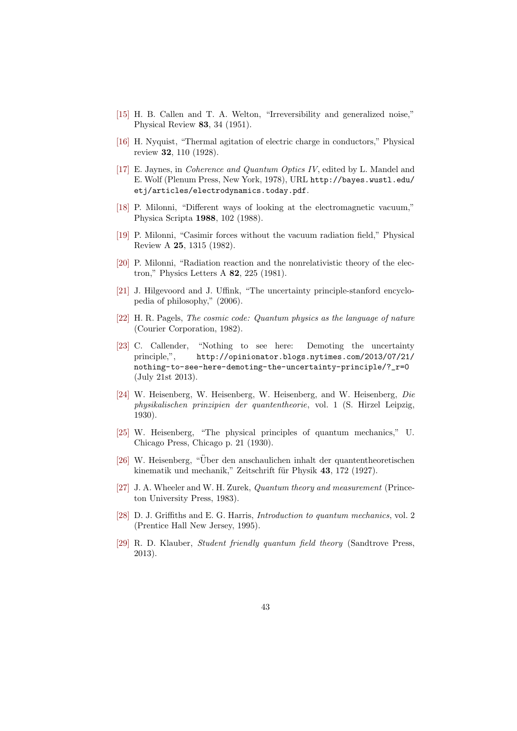[15] H. B. Callen and T. A. Welton, "Irreversibility and generalized noise," Physical Review **83**, 34 (1951).

[16] H. Nyquist, "Thermal agitation of electric charge in conductors," Physical review **32**, 110 (1928).

[17] E. Jaynes, in *Coherence and Quantum Optics IV*, edited by L. Mandel and E. Wolf (Plenum Press, New York, 1978), URL `http://bayes.wustl.edu/etj/articles/electrodynamics.today.pdf`.

[18] P. Milonni, "Different ways of looking at the electromagnetic vacuum," Physica Scripta **1988**, 102 (1988).

[19] P. Milonni, "Casimir forces without the vacuum radiation field," Physical Review A **25**, 1315 (1982).

[20] P. Milonni, "Radiation reaction and the nonrelativistic theory of the electron," Physics Letters A **82**, 225 (1981).

[21] J. Hilgevoord and J. Uffink, "The uncertainty principle-stanford encyclopedia of philosophy," (2006).

[22] H. R. Pagels, *The cosmic code: Quantum physics as the language of nature* (Courier Corporation, 1982).

[23] C. Callender, "Nothing to see here: Demoting the uncertainty principle,", `http://opinionator.blogs.nytimes.com/2013/07/21/nothing-to-see-here-demoting-the-uncertainty-principle/?_r=0` (July 21st 2013).

[24] W. Heisenberg, W. Heisenberg, W. Heisenberg, and W. Heisenberg, *Die physikalischen prinzipien der quantentheorie*, vol. 1 (S. Hirzel Leipzig, 1930).

[25] W. Heisenberg, "The physical principles of quantum mechanics," U. Chicago Press, Chicago p. 21 (1930).

[26] W. Heisenberg, "Über den anschaulichen inhalt der quantentheoretischen kinematik und mechanik," Zeitschrift für Physik **43**, 172 (1927).

[27] J. A. Wheeler and W. H. Zurek, *Quantum theory and measurement* (Princeton University Press, 1983).

[28] D. J. Griffiths and E. G. Harris, *Introduction to quantum mechanics*, vol. 2 (Prentice Hall New Jersey, 1995).

[29] R. D. Klauber, *Student friendly quantum field theory* (Sandtrove Press, 2013).